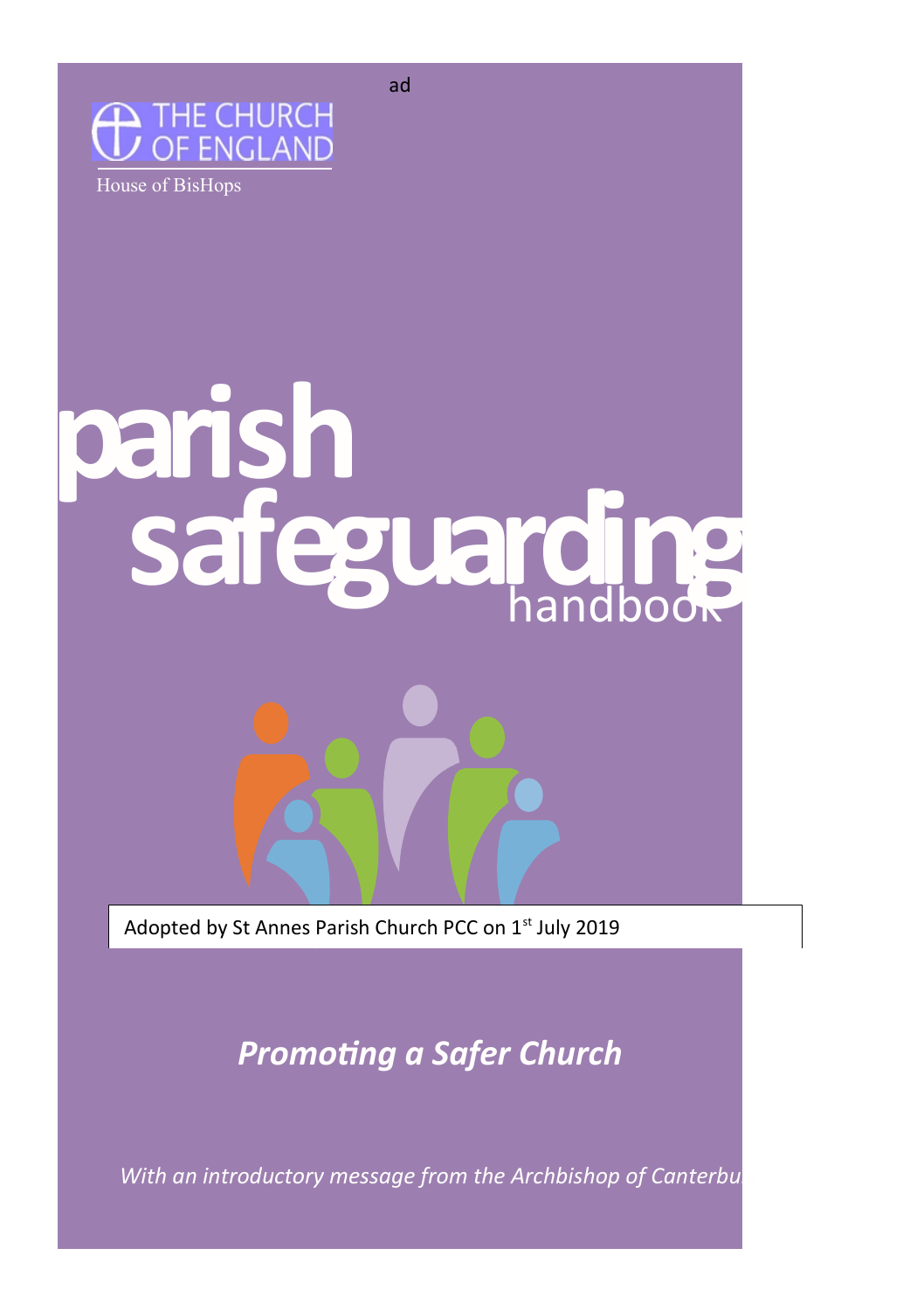ad

THE CHURCH OF ENGLAND

House of BisHops

# parish safeguarding handbook

Adopted by St Annes Parish Church PCC on 1st July 2019

***Promoting a Safer Church***

*With an introductory message from the Archbishop of Canterbu*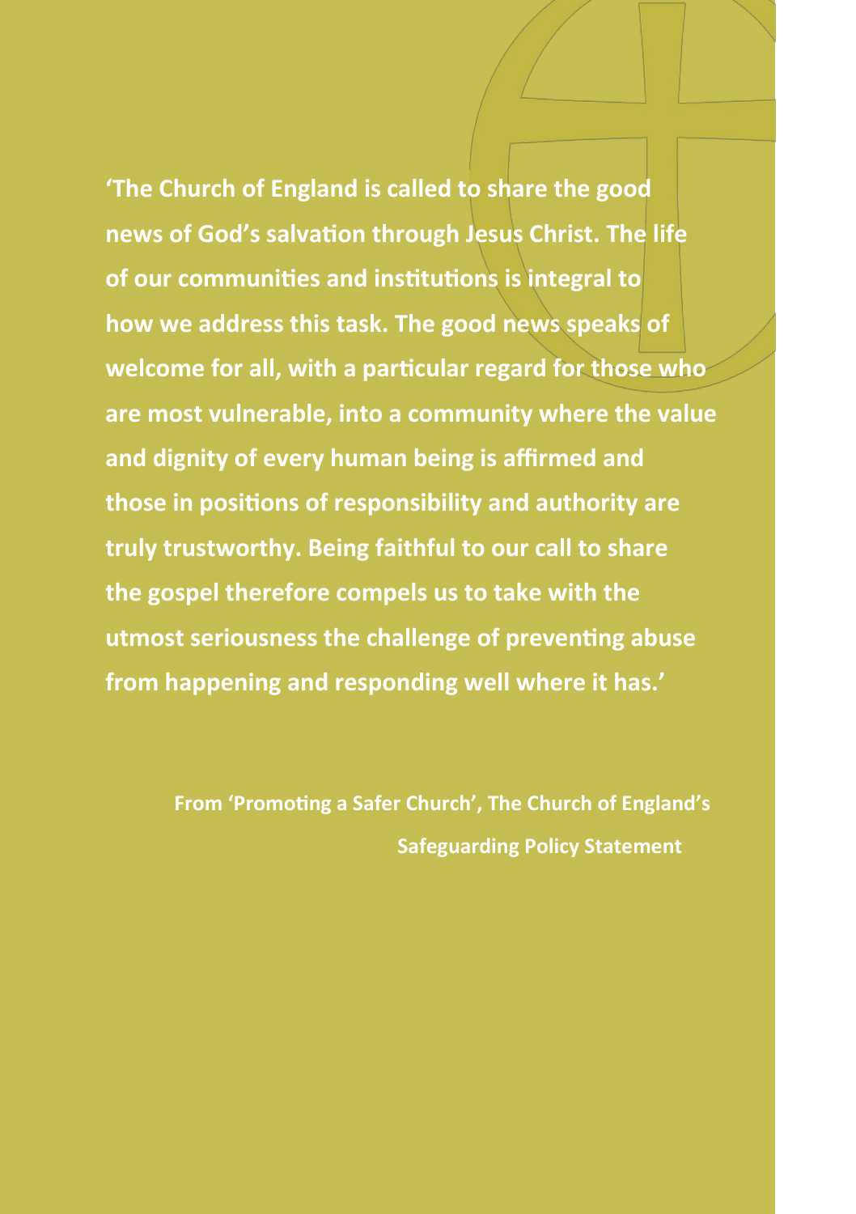**'The Church of England is called to share the good news of God's salvation through Jesus Christ. The life of our communities and institutions is integral to how we address this task. The good news speaks of welcome for all, with a particular regard for those who are most vulnerable, into a community where the value and dignity of every human being is affirmed and those in positions of responsibility and authority are truly trustworthy. Being faithful to our call to share the gospel therefore compels us to take with the utmost seriousness the challenge of preventing abuse from happening and responding well where it has.'**

**From 'Promoting a Safer Church', The Church of England's Safeguarding Policy Statement**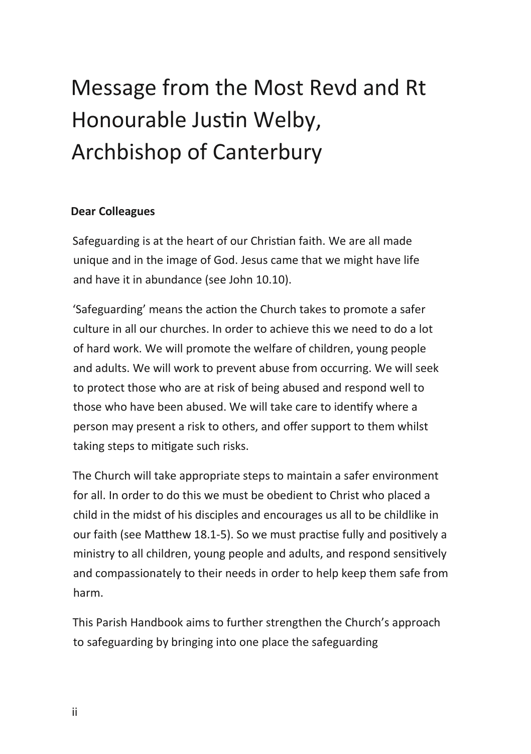# Message from the Most Revd and Rt Honourable Justin Welby, Archbishop of Canterbury

**Dear Colleagues**

Safeguarding is at the heart of our Christian faith. We are all made unique and in the image of God. Jesus came that we might have life and have it in abundance (see John 10.10).

'Safeguarding' means the action the Church takes to promote a safer culture in all our churches. In order to achieve this we need to do a lot of hard work. We will promote the welfare of children, young people and adults. We will work to prevent abuse from occurring. We will seek to protect those who are at risk of being abused and respond well to those who have been abused. We will take care to identify where a person may present a risk to others, and offer support to them whilst taking steps to mitigate such risks.

The Church will take appropriate steps to maintain a safer environment for all. In order to do this we must be obedient to Christ who placed a child in the midst of his disciples and encourages us all to be childlike in our faith (see Matthew 18.1-5). So we must practise fully and positively a ministry to all children, young people and adults, and respond sensitively and compassionately to their needs in order to help keep them safe from harm.

This Parish Handbook aims to further strengthen the Church's approach to safeguarding by bringing into one place the safeguarding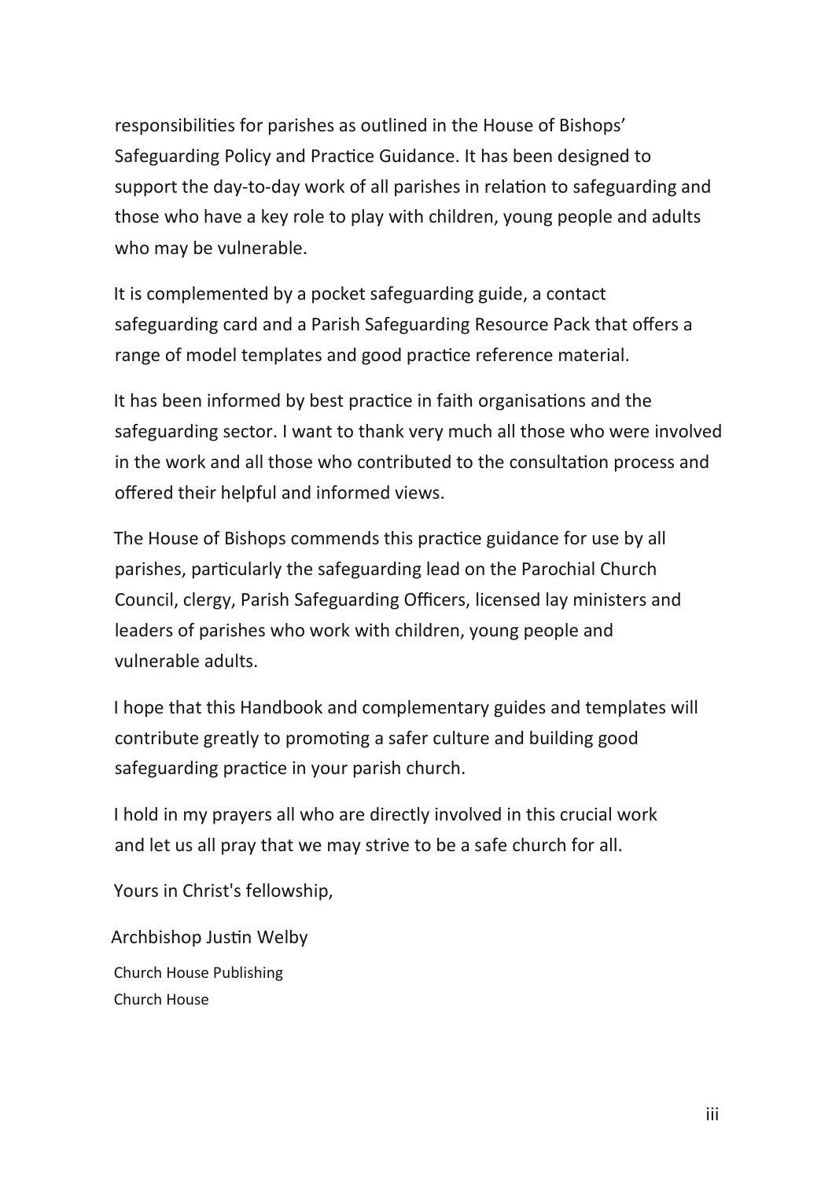responsibilities for parishes as outlined in the House of Bishops' Safeguarding Policy and Practice Guidance. It has been designed to support the day-to-day work of all parishes in relation to safeguarding and those who have a key role to play with children, young people and adults who may be vulnerable.

It is complemented by a pocket safeguarding guide, a contact safeguarding card and a Parish Safeguarding Resource Pack that offers a range of model templates and good practice reference material.

It has been informed by best practice in faith organisations and the safeguarding sector. I want to thank very much all those who were involved in the work and all those who contributed to the consultation process and offered their helpful and informed views.

The House of Bishops commends this practice guidance for use by all parishes, particularly the safeguarding lead on the Parochial Church Council, clergy, Parish Safeguarding Officers, licensed lay ministers and leaders of parishes who work with children, young people and vulnerable adults.

I hope that this Handbook and complementary guides and templates will contribute greatly to promoting a safer culture and building good safeguarding practice in your parish church.

I hold in my prayers all who are directly involved in this crucial work and let us all pray that we may strive to be a safe church for all.

Yours in Christ's fellowship,

Archbishop Justin Welby

Church House Publishing
Church House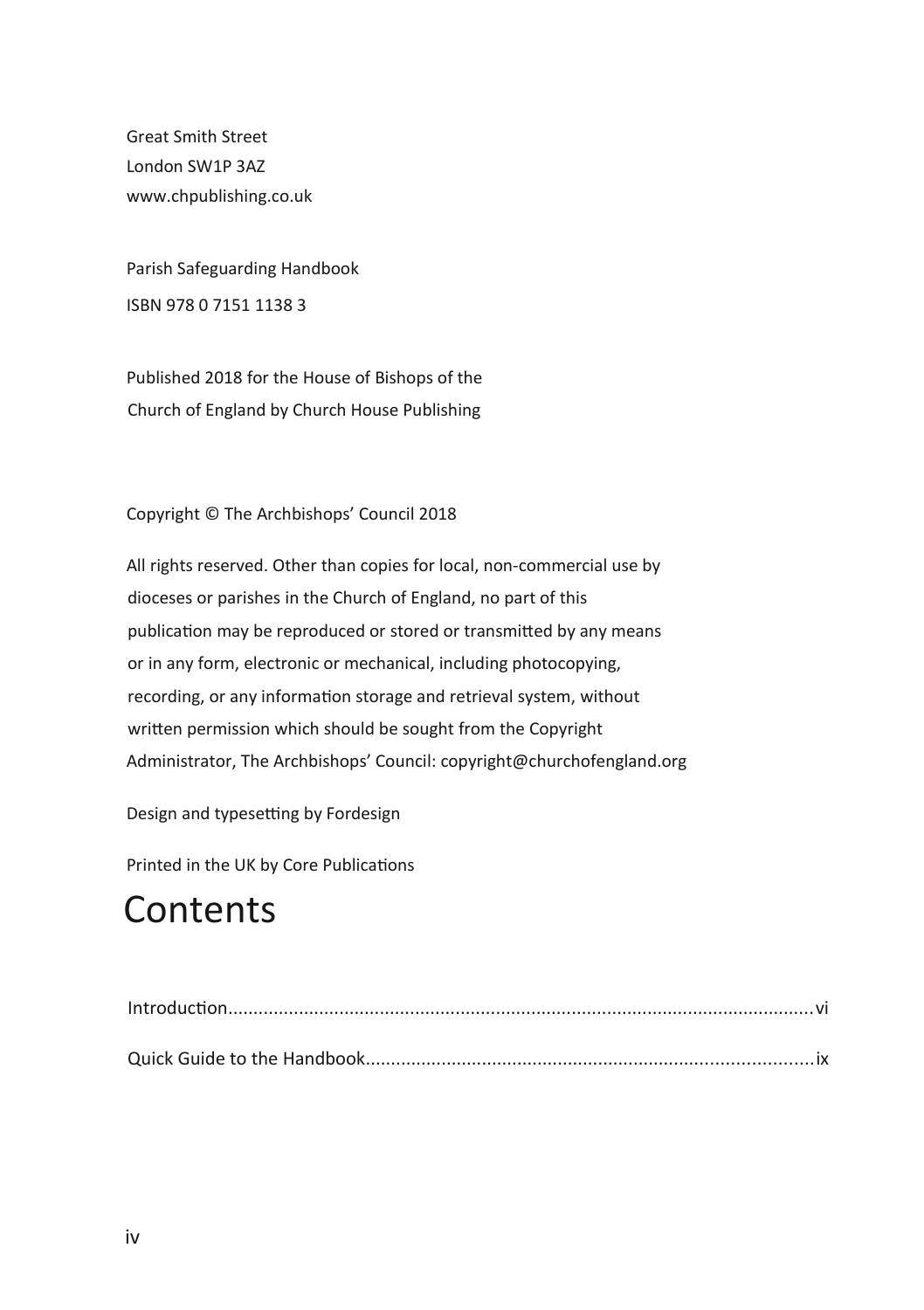Great Smith Street
London SW1P 3AZ
www.chpublishing.co.uk

Parish Safeguarding Handbook
ISBN 978 0 7151 1138 3

Published 2018 for the House of Bishops of the Church of England by Church House Publishing

Copyright © The Archbishops' Council 2018

All rights reserved. Other than copies for local, non-commercial use by dioceses or parishes in the Church of England, no part of this publication may be reproduced or stored or transmitted by any means or in any form, electronic or mechanical, including photocopying, recording, or any information storage and retrieval system, without written permission which should be sought from the Copyright Administrator, The Archbishops' Council: copyright@churchofengland.org

Design and typesetting by Fordesign

Printed in the UK by Core Publications

# Contents

Introduction.....vi

Quick Guide to the Handbook.....ix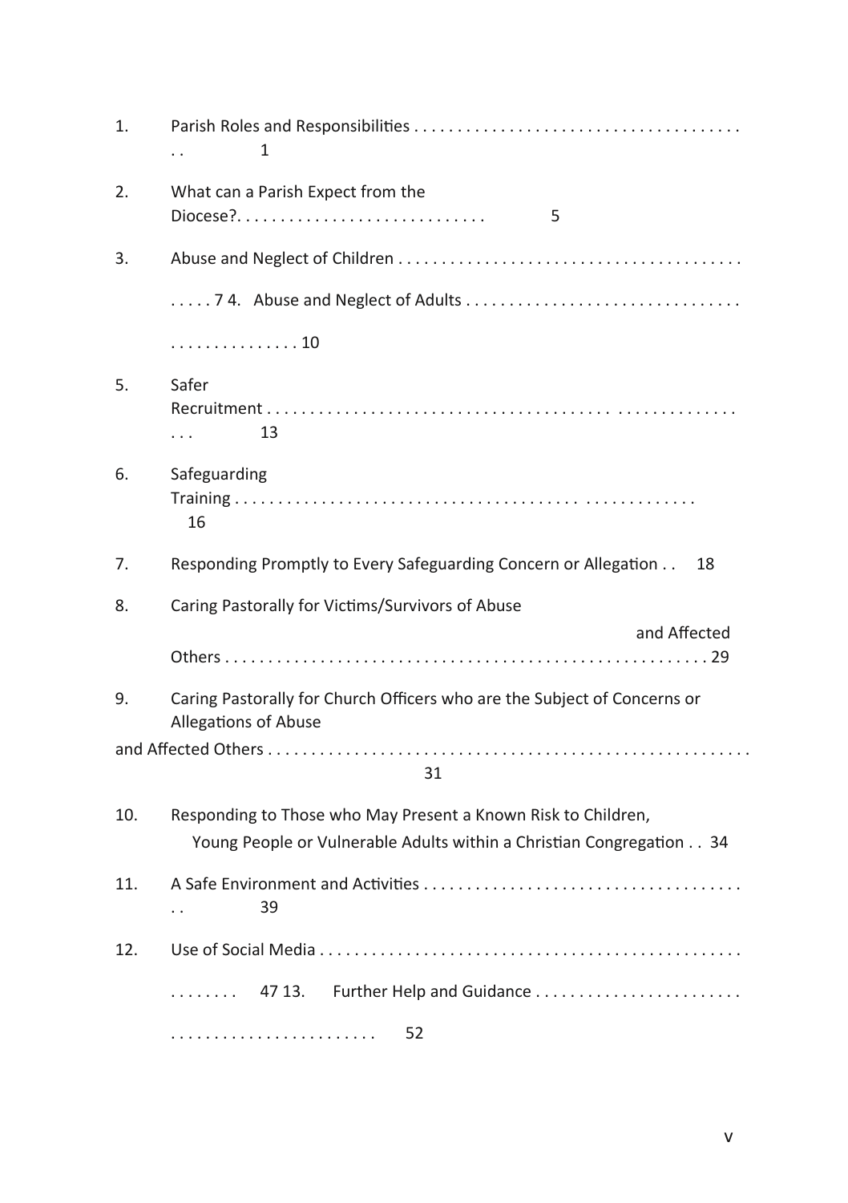1. Parish Roles and Responsibilities . . . . . . . . . . . . . . . . . . . . . . . . . . . . . . . . . . . . . . . . 1
2. What can a Parish Expect from the Diocese? . . . . . . . . . . . . . . . . . . . . . . . . . . . . 5
3. Abuse and Neglect of Children . . . . . . . . . . . . . . . . . . . . . . . . . . . . . . . . . . . . . . . . . . . 7
4. Abuse and Neglect of Adults . . . . . . . . . . . . . . . . . . . . . . . . . . . . . . . . . . . . . . . . . . 10
5. Safer Recruitment . . . . . . . . . . . . . . . . . . . . . . . . . . . . . . . . . . . . . . . . . . . . . . . . . . . . . . 13
6. Safeguarding Training . . . . . . . . . . . . . . . . . . . . . . . . . . . . . . . . . . . . . . . . . . . . . . . . . . . 16
7. Responding Promptly to Every Safeguarding Concern or Allegation . . 18
8. Caring Pastorally for Victims/Survivors of Abuse and Affected Others . . . . . . . . . . . . . . . . . . . . . . . . . . . . . . . . . . . . . . . . . . . . . . . . . . . . . . 29
9. Caring Pastorally for Church Officers who are the Subject of Concerns or Allegations of Abuse and Affected Others . . . . . . . . . . . . . . . . . . . . . . . . . . . . . . . . . . . . . . . . . . . . . . . . . . . . . . . 31
10. Responding to Those who May Present a Known Risk to Children, Young People or Vulnerable Adults within a Christian Congregation . . 34
11. A Safe Environment and Activities . . . . . . . . . . . . . . . . . . . . . . . . . . . . . . . . . . . . . . . 39
12. Use of Social Media . . . . . . . . . . . . . . . . . . . . . . . . . . . . . . . . . . . . . . . . . . . . . . . . . . . . . 47
13. Further Help and Guidance . . . . . . . . . . . . . . . . . . . . . . . . . . . . . . . . . . . . . . . . . . . . . . 52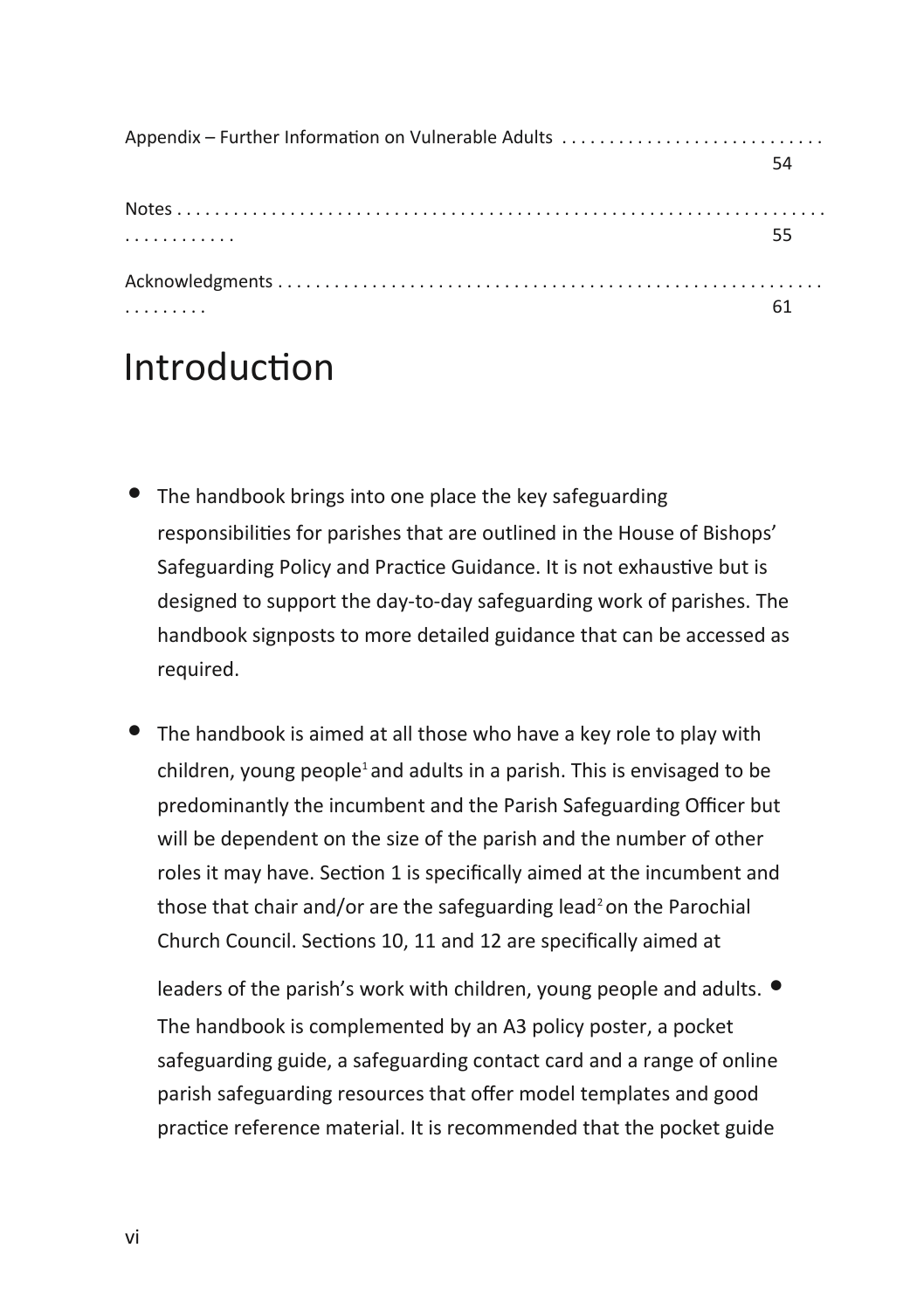Appendix – Further Information on Vulnerable Adults . . . . . . . . . . . . . . . . . . . . . . . . . . . . 54

Notes . . . . . . . . . . . . . . . . . . . . . . . . . . . . . . . . . . . . . . . . . . . . . . . . . . . . . . . . . . . . . . . . . . . . . . . . . . . . 55

Acknowledgments . . . . . . . . . . . . . . . . . . . . . . . . . . . . . . . . . . . . . . . . . . . . . . . . . . . . . . . . . . . . . . . . 61

# Introduction

- The handbook brings into one place the key safeguarding responsibilities for parishes that are outlined in the House of Bishops' Safeguarding Policy and Practice Guidance. It is not exhaustive but is designed to support the day-to-day safeguarding work of parishes. The handbook signposts to more detailed guidance that can be accessed as required.

- The handbook is aimed at all those who have a key role to play with children, young people[1] and adults in a parish. This is envisaged to be predominantly the incumbent and the Parish Safeguarding Officer but will be dependent on the size of the parish and the number of other roles it may have. Section 1 is specifically aimed at the incumbent and those that chair and/or are the safeguarding lead[2] on the Parochial Church Council. Sections 10, 11 and 12 are specifically aimed at leaders of the parish's work with children, young people and adults.

- The handbook is complemented by an A3 policy poster, a pocket safeguarding guide, a safeguarding contact card and a range of online parish safeguarding resources that offer model templates and good practice reference material. It is recommended that the pocket guide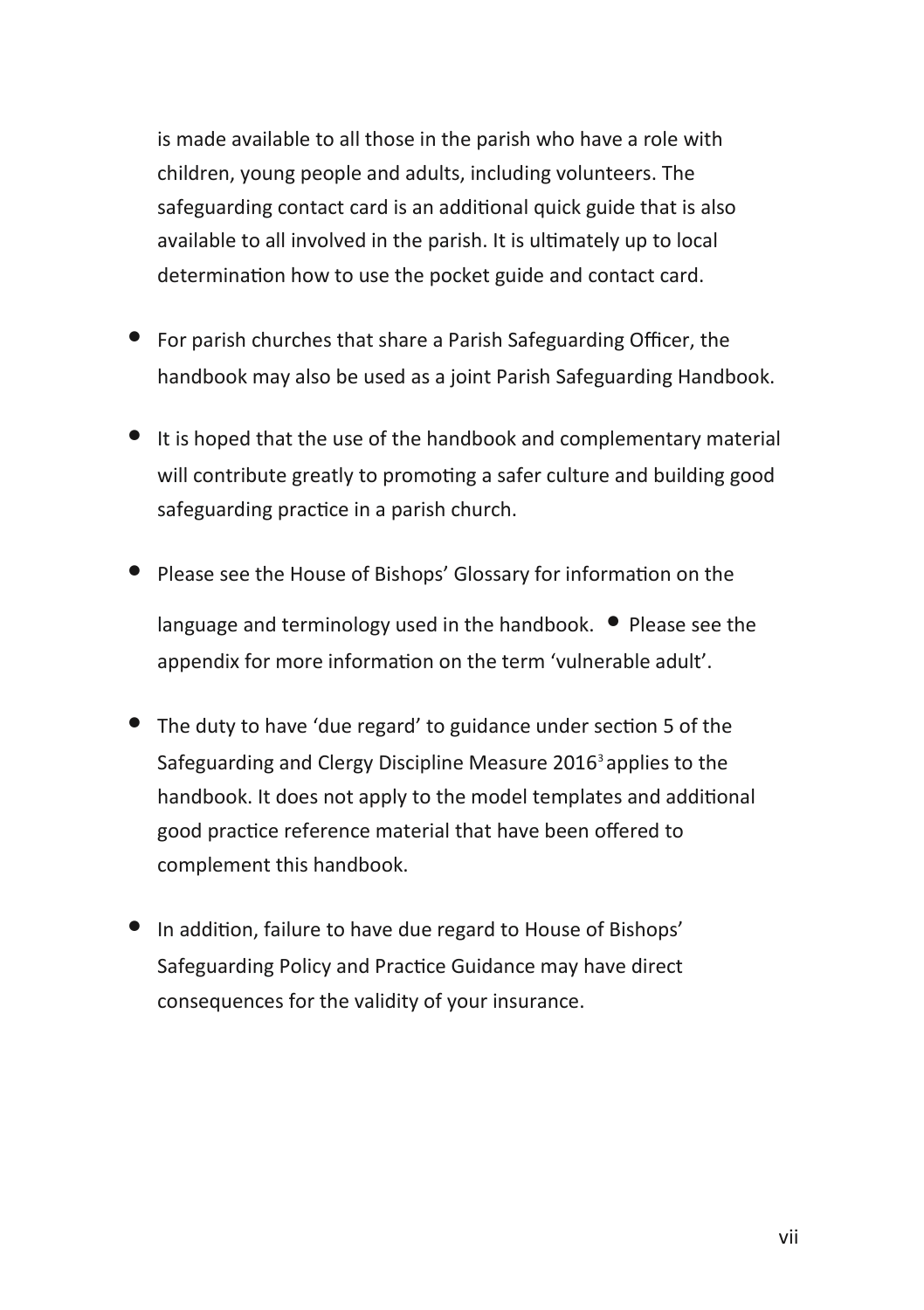is made available to all those in the parish who have a role with children, young people and adults, including volunteers. The safeguarding contact card is an additional quick guide that is also available to all involved in the parish. It is ultimately up to local determination how to use the pocket guide and contact card.

- For parish churches that share a Parish Safeguarding Officer, the handbook may also be used as a joint Parish Safeguarding Handbook.
- It is hoped that the use of the handbook and complementary material will contribute greatly to promoting a safer culture and building good safeguarding practice in a parish church.
- Please see the House of Bishops' Glossary for information on the language and terminology used in the handbook.
- Please see the appendix for more information on the term 'vulnerable adult'.
- The duty to have 'due regard' to guidance under section 5 of the Safeguarding and Clergy Discipline Measure 2016[3] applies to the handbook. It does not apply to the model templates and additional good practice reference material that have been offered to complement this handbook.
- In addition, failure to have due regard to House of Bishops' Safeguarding Policy and Practice Guidance may have direct consequences for the validity of your insurance.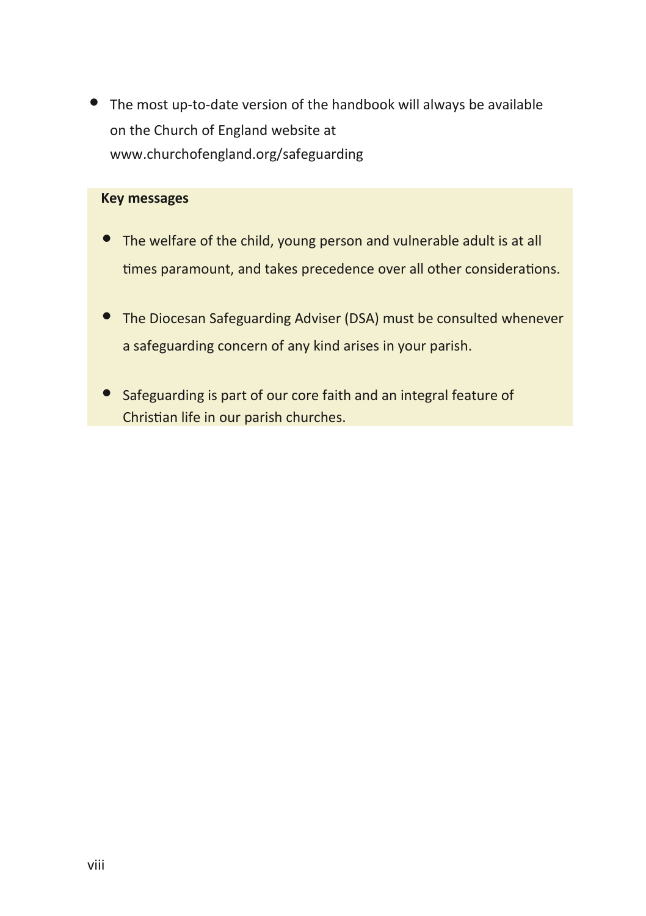- The most up-to-date version of the handbook will always be available on the Church of England website at www.churchofengland.org/safeguarding

**Key messages**

- The welfare of the child, young person and vulnerable adult is at all times paramount, and takes precedence over all other considerations.
- The Diocesan Safeguarding Adviser (DSA) must be consulted whenever a safeguarding concern of any kind arises in your parish.
- Safeguarding is part of our core faith and an integral feature of Christian life in our parish churches.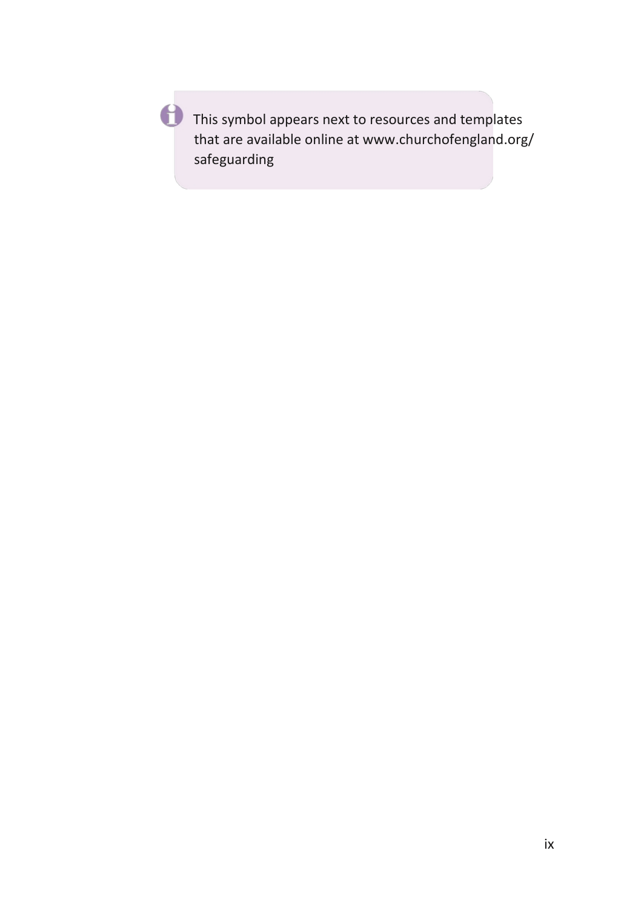This symbol appears next to resources and templates that are available online at www.churchofengland.org/safeguarding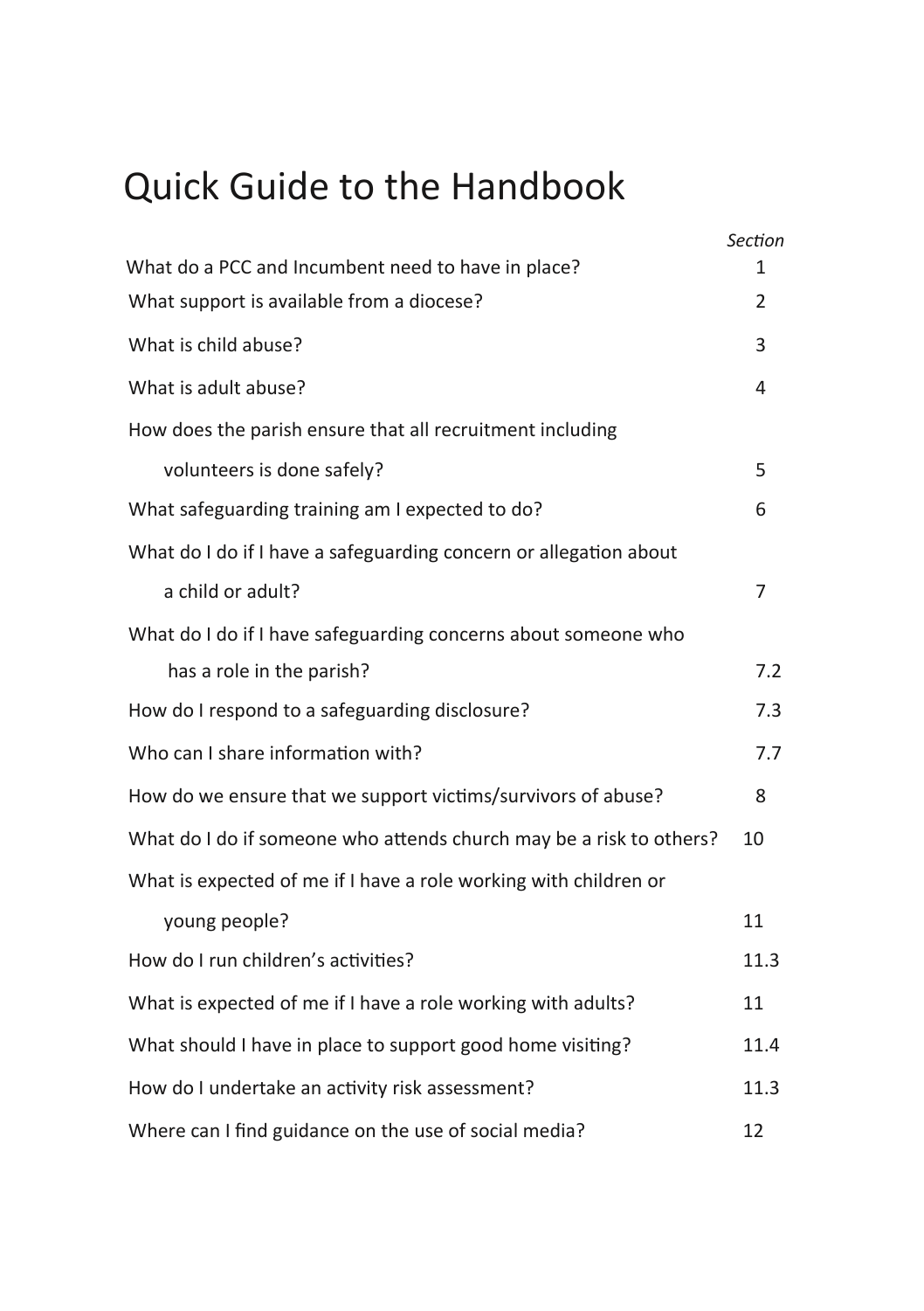# Quick Guide to the Handbook

| | *Section* |
|---|---|
| What do a PCC and Incumbent need to have in place? | 1 |
| What support is available from a diocese? | 2 |
| What is child abuse? | 3 |
| What is adult abuse? | 4 |
| How does the parish ensure that all recruitment including volunteers is done safely? | 5 |
| What safeguarding training am I expected to do? | 6 |
| What do I do if I have a safeguarding concern or allegation about a child or adult? | 7 |
| What do I do if I have safeguarding concerns about someone who has a role in the parish? | 7.2 |
| How do I respond to a safeguarding disclosure? | 7.3 |
| Who can I share information with? | 7.7 |
| How do we ensure that we support victims/survivors of abuse? | 8 |
| What do I do if someone who attends church may be a risk to others? | 10 |
| What is expected of me if I have a role working with children or young people? | 11 |
| How do I run children's activities? | 11.3 |
| What is expected of me if I have a role working with adults? | 11 |
| What should I have in place to support good home visiting? | 11.4 |
| How do I undertake an activity risk assessment? | 11.3 |
| Where can I find guidance on the use of social media? | 12 |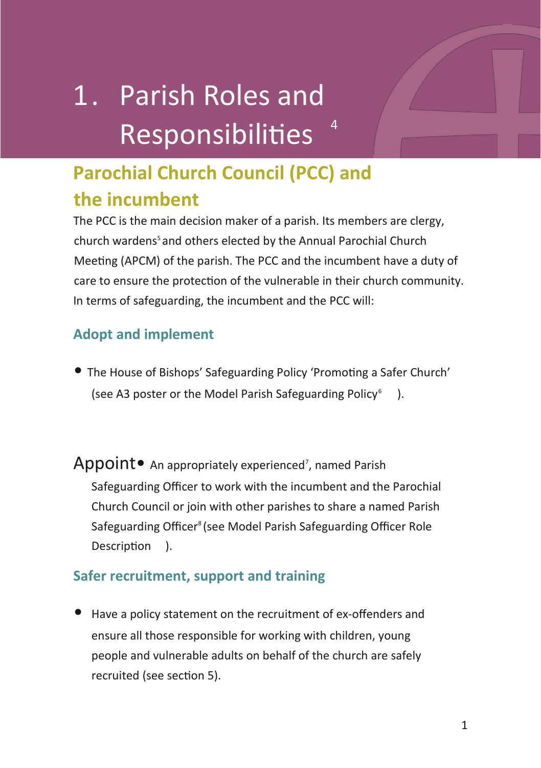# 1. Parish Roles and Responsibilities [4]

## Parochial Church Council (PCC) and the incumbent

The PCC is the main decision maker of a parish. Its members are clergy, church wardens[5] and others elected by the Annual Parochial Church Meeting (APCM) of the parish. The PCC and the incumbent have a duty of care to ensure the protection of the vulnerable in their church community. In terms of safeguarding, the incumbent and the PCC will:

### Adopt and implement

- The House of Bishops' Safeguarding Policy 'Promoting a Safer Church' (see A3 poster or the Model Parish Safeguarding Policy[6] ).

### Appoint

- An appropriately experienced[7], named Parish Safeguarding Officer to work with the incumbent and the Parochial Church Council or join with other parishes to share a named Parish Safeguarding Officer[8] (see Model Parish Safeguarding Officer Role Description ).

### Safer recruitment, support and training

- Have a policy statement on the recruitment of ex-offenders and ensure all those responsible for working with children, young people and vulnerable adults on behalf of the church are safely recruited (see section 5).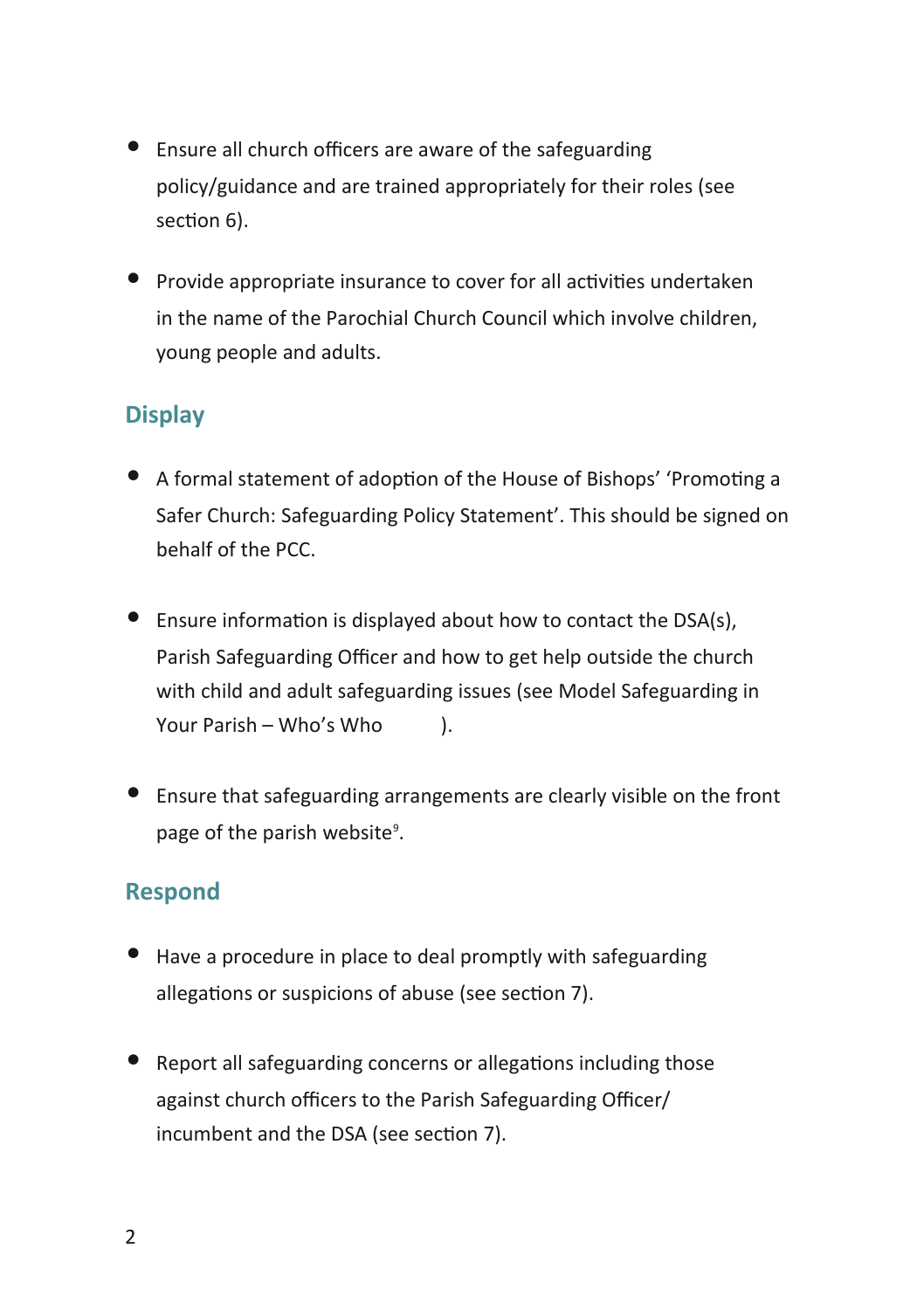- Ensure all church officers are aware of the safeguarding policy/guidance and are trained appropriately for their roles (see section 6).

- Provide appropriate insurance to cover for all activities undertaken in the name of the Parochial Church Council which involve children, young people and adults.

## Display

- A formal statement of adoption of the House of Bishops' 'Promoting a Safer Church: Safeguarding Policy Statement'. This should be signed on behalf of the PCC.

- Ensure information is displayed about how to contact the DSA(s), Parish Safeguarding Officer and how to get help outside the church with child and adult safeguarding issues (see Model Safeguarding in Your Parish – Who's Who ).

- Ensure that safeguarding arrangements are clearly visible on the front page of the parish website[9].

## Respond

- Have a procedure in place to deal promptly with safeguarding allegations or suspicions of abuse (see section 7).

- Report all safeguarding concerns or allegations including those against church officers to the Parish Safeguarding Officer/ incumbent and the DSA (see section 7).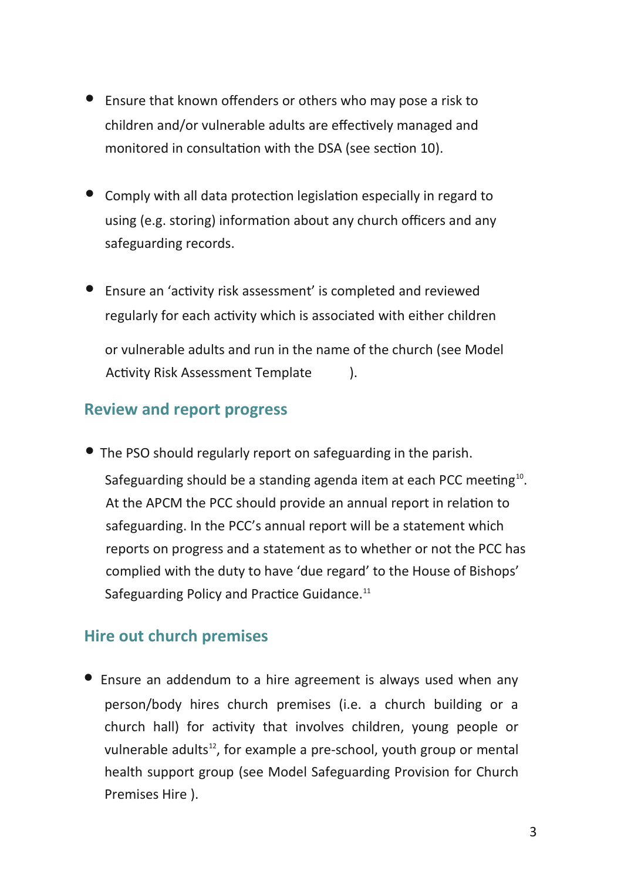- Ensure that known offenders or others who may pose a risk to children and/or vulnerable adults are effectively managed and monitored in consultation with the DSA (see section 10).

- Comply with all data protection legislation especially in regard to using (e.g. storing) information about any church officers and any safeguarding records.

- Ensure an 'activity risk assessment' is completed and reviewed regularly for each activity which is associated with either children or vulnerable adults and run in the name of the church (see Model Activity Risk Assessment Template ).

## Review and report progress

- The PSO should regularly report on safeguarding in the parish. Safeguarding should be a standing agenda item at each PCC meeting[10]. At the APCM the PCC should provide an annual report in relation to safeguarding. In the PCC's annual report will be a statement which reports on progress and a statement as to whether or not the PCC has complied with the duty to have 'due regard' to the House of Bishops' Safeguarding Policy and Practice Guidance.[11]

## Hire out church premises

- Ensure an addendum to a hire agreement is always used when any person/body hires church premises (i.e. a church building or a church hall) for activity that involves children, young people or vulnerable adults[12], for example a pre-school, youth group or mental health support group (see Model Safeguarding Provision for Church Premises Hire ).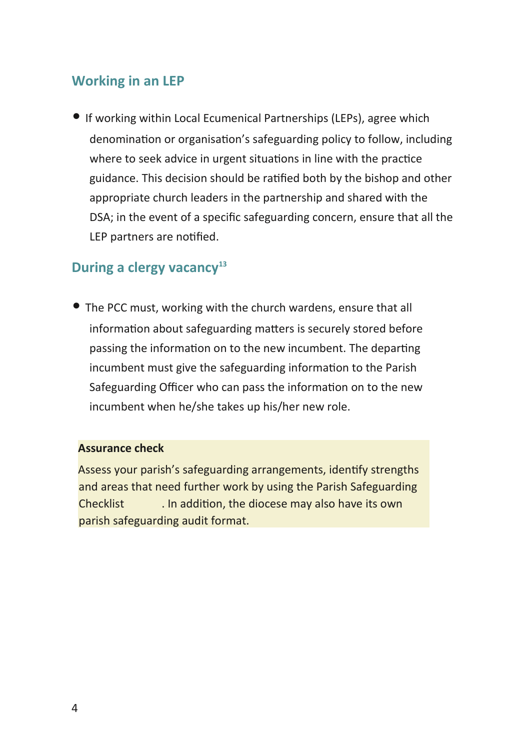## Working in an LEP

- If working within Local Ecumenical Partnerships (LEPs), agree which denomination or organisation's safeguarding policy to follow, including where to seek advice in urgent situations in line with the practice guidance. This decision should be ratified both by the bishop and other appropriate church leaders in the partnership and shared with the DSA; in the event of a specific safeguarding concern, ensure that all the LEP partners are notified.

## During a clergy vacancy[13]

- The PCC must, working with the church wardens, ensure that all information about safeguarding matters is securely stored before passing the information on to the new incumbent. The departing incumbent must give the safeguarding information to the Parish Safeguarding Officer who can pass the information on to the new incumbent when he/she takes up his/her new role.

**Assurance check**

Assess your parish's safeguarding arrangements, identify strengths and areas that need further work by using the Parish Safeguarding Checklist . In addition, the diocese may also have its own parish safeguarding audit format.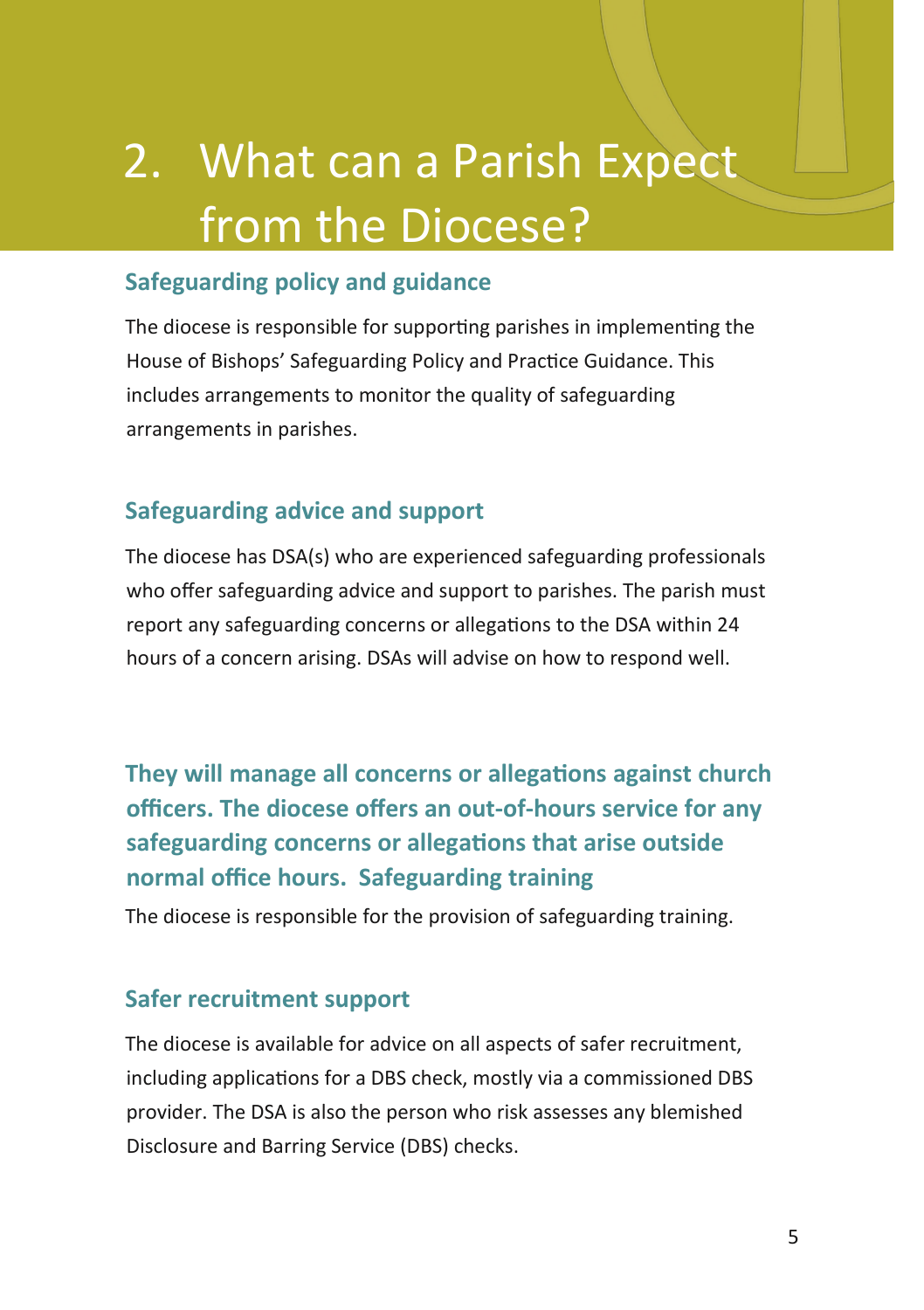# 2. What can a Parish Expect from the Diocese?

### Safeguarding policy and guidance

The diocese is responsible for supporting parishes in implementing the House of Bishops' Safeguarding Policy and Practice Guidance. This includes arrangements to monitor the quality of safeguarding arrangements in parishes.

### Safeguarding advice and support

The diocese has DSA(s) who are experienced safeguarding professionals who offer safeguarding advice and support to parishes. The parish must report any safeguarding concerns or allegations to the DSA within 24 hours of a concern arising. DSAs will advise on how to respond well.

**They will manage all concerns or allegations against church officers. The diocese offers an out-of-hours service for any safeguarding concerns or allegations that arise outside normal office hours.  Safeguarding training**

The diocese is responsible for the provision of safeguarding training.

### Safer recruitment support

The diocese is available for advice on all aspects of safer recruitment, including applications for a DBS check, mostly via a commissioned DBS provider. The DSA is also the person who risk assesses any blemished Disclosure and Barring Service (DBS) checks.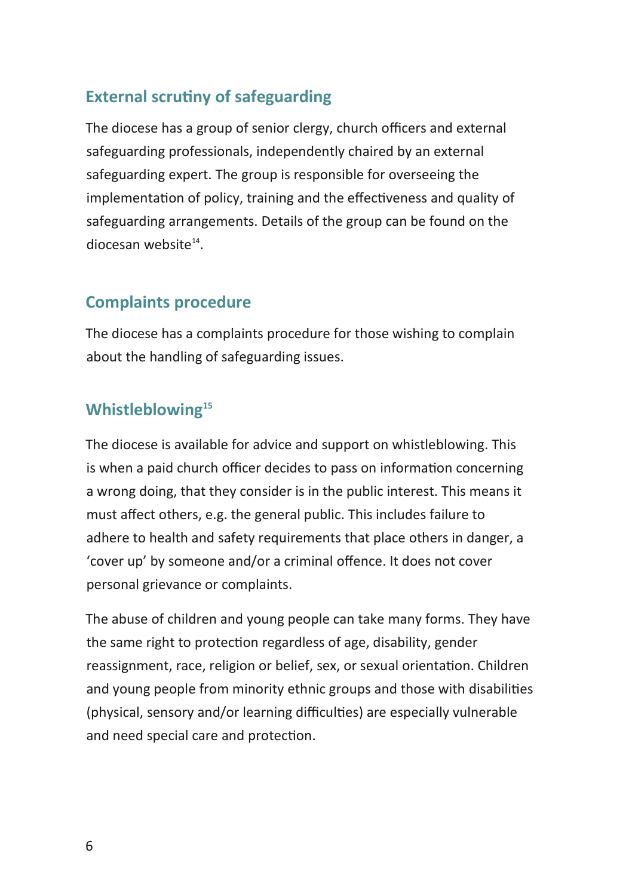## External scrutiny of safeguarding

The diocese has a group of senior clergy, church officers and external safeguarding professionals, independently chaired by an external safeguarding expert. The group is responsible for overseeing the implementation of policy, training and the effectiveness and quality of safeguarding arrangements. Details of the group can be found on the diocesan website[14].

## Complaints procedure

The diocese has a complaints procedure for those wishing to complain about the handling of safeguarding issues.

## Whistleblowing[15]

The diocese is available for advice and support on whistleblowing. This is when a paid church officer decides to pass on information concerning a wrong doing, that they consider is in the public interest. This means it must affect others, e.g. the general public. This includes failure to adhere to health and safety requirements that place others in danger, a 'cover up' by someone and/or a criminal offence. It does not cover personal grievance or complaints.

The abuse of children and young people can take many forms. They have the same right to protection regardless of age, disability, gender reassignment, race, religion or belief, sex, or sexual orientation. Children and young people from minority ethnic groups and those with disabilities (physical, sensory and/or learning difficulties) are especially vulnerable and need special care and protection.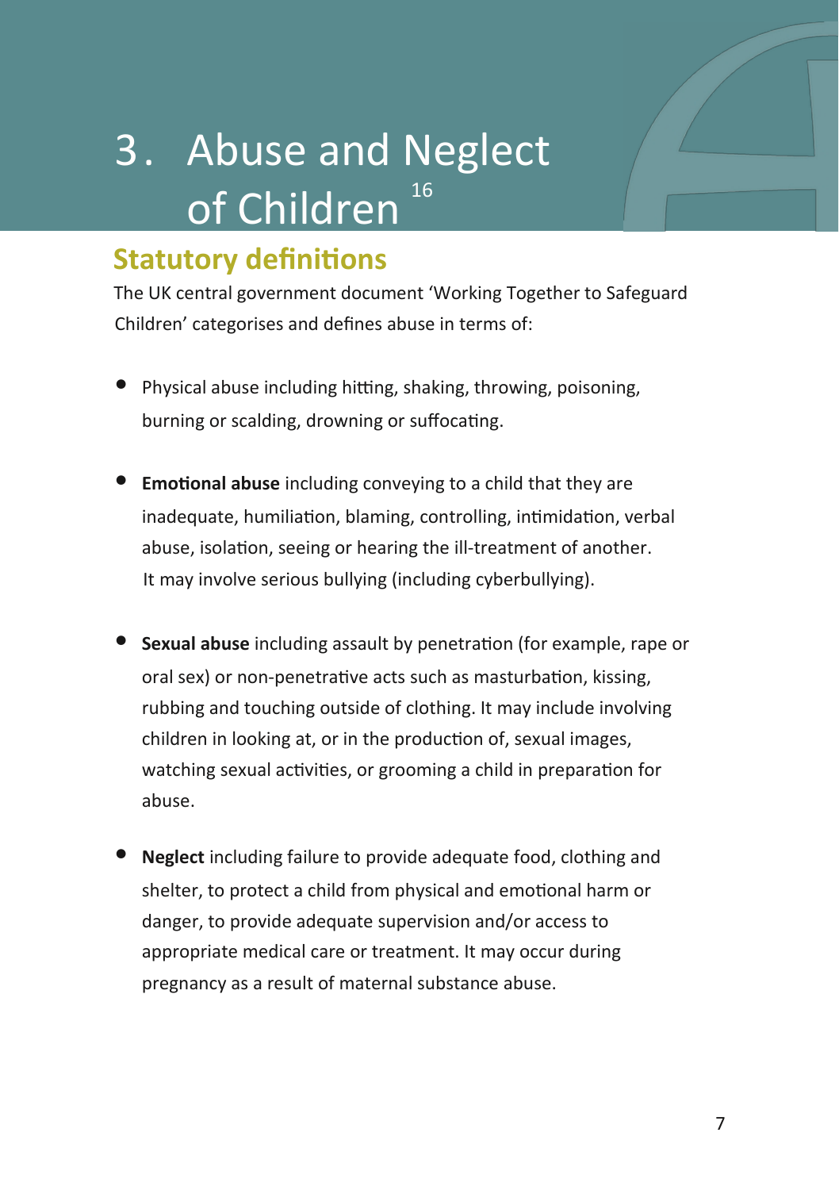# 3. Abuse and Neglect of Children [16]

## Statutory definitions

The UK central government document 'Working Together to Safeguard Children' categorises and defines abuse in terms of:

- Physical abuse including hitting, shaking, throwing, poisoning, burning or scalding, drowning or suffocating.
- **Emotional abuse** including conveying to a child that they are inadequate, humiliation, blaming, controlling, intimidation, verbal abuse, isolation, seeing or hearing the ill-treatment of another. It may involve serious bullying (including cyberbullying).
- **Sexual abuse** including assault by penetration (for example, rape or oral sex) or non-penetrative acts such as masturbation, kissing, rubbing and touching outside of clothing. It may include involving children in looking at, or in the production of, sexual images, watching sexual activities, or grooming a child in preparation for abuse.
- **Neglect** including failure to provide adequate food, clothing and shelter, to protect a child from physical and emotional harm or danger, to provide adequate supervision and/or access to appropriate medical care or treatment. It may occur during pregnancy as a result of maternal substance abuse.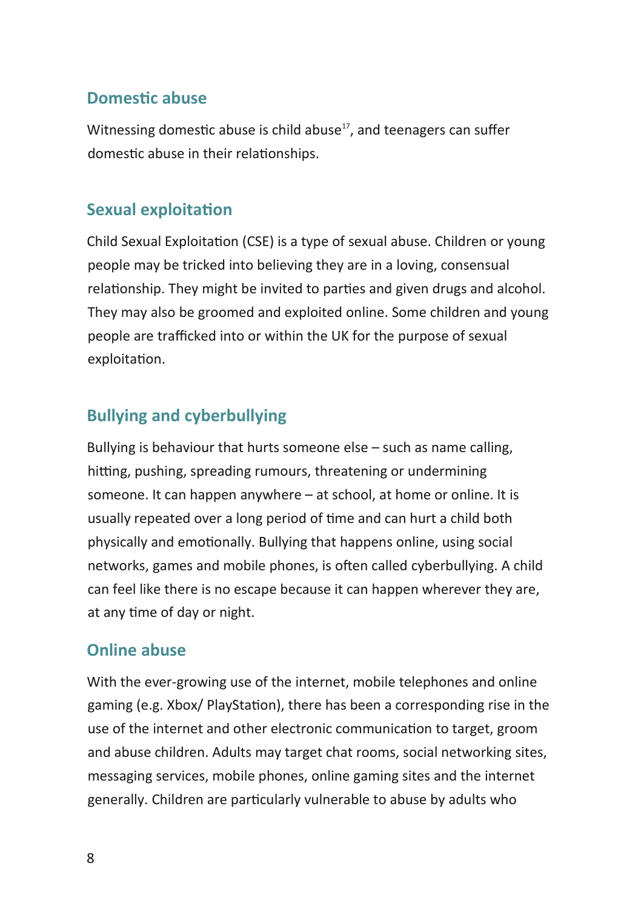## Domestic abuse

Witnessing domestic abuse is child abuse[17], and teenagers can suffer domestic abuse in their relationships.

## Sexual exploitation

Child Sexual Exploitation (CSE) is a type of sexual abuse. Children or young people may be tricked into believing they are in a loving, consensual relationship. They might be invited to parties and given drugs and alcohol. They may also be groomed and exploited online. Some children and young people are trafficked into or within the UK for the purpose of sexual exploitation.

## Bullying and cyberbullying

Bullying is behaviour that hurts someone else – such as name calling, hitting, pushing, spreading rumours, threatening or undermining someone. It can happen anywhere – at school, at home or online. It is usually repeated over a long period of time and can hurt a child both physically and emotionally. Bullying that happens online, using social networks, games and mobile phones, is often called cyberbullying. A child can feel like there is no escape because it can happen wherever they are, at any time of day or night.

## Online abuse

With the ever-growing use of the internet, mobile telephones and online gaming (e.g. Xbox/ PlayStation), there has been a corresponding rise in the use of the internet and other electronic communication to target, groom and abuse children. Adults may target chat rooms, social networking sites, messaging services, mobile phones, online gaming sites and the internet generally. Children are particularly vulnerable to abuse by adults who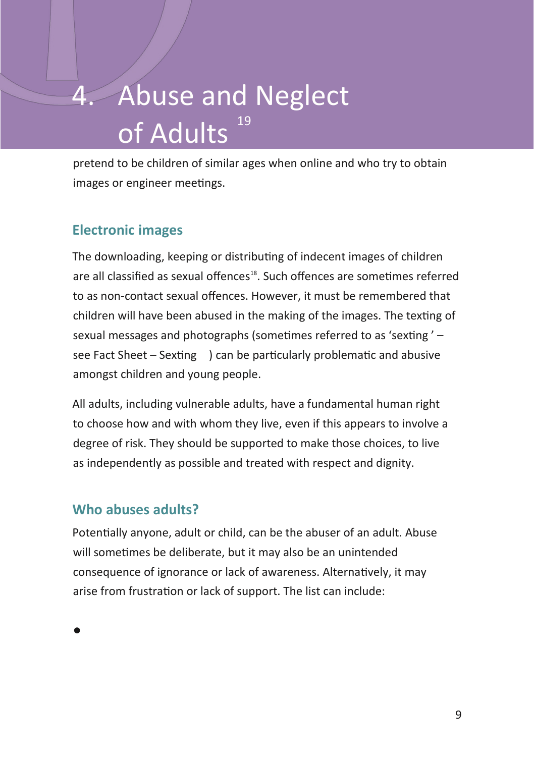# 4. Abuse and Neglect of Adults [19]

pretend to be children of similar ages when online and who try to obtain images or engineer meetings.

## Electronic images

The downloading, keeping or distributing of indecent images of children are all classified as sexual offences[18]. Such offences are sometimes referred to as non-contact sexual offences. However, it must be remembered that children will have been abused in the making of the images. The texting of sexual messages and photographs (sometimes referred to as 'sexting' – see Fact Sheet – Sexting ) can be particularly problematic and abusive amongst children and young people.

All adults, including vulnerable adults, have a fundamental human right to choose how and with whom they live, even if this appears to involve a degree of risk. They should be supported to make those choices, to live as independently as possible and treated with respect and dignity.

## Who abuses adults?

Potentially anyone, adult or child, can be the abuser of an adult. Abuse will sometimes be deliberate, but it may also be an unintended consequence of ignorance or lack of awareness. Alternatively, it may arise from frustration or lack of support. The list can include:

-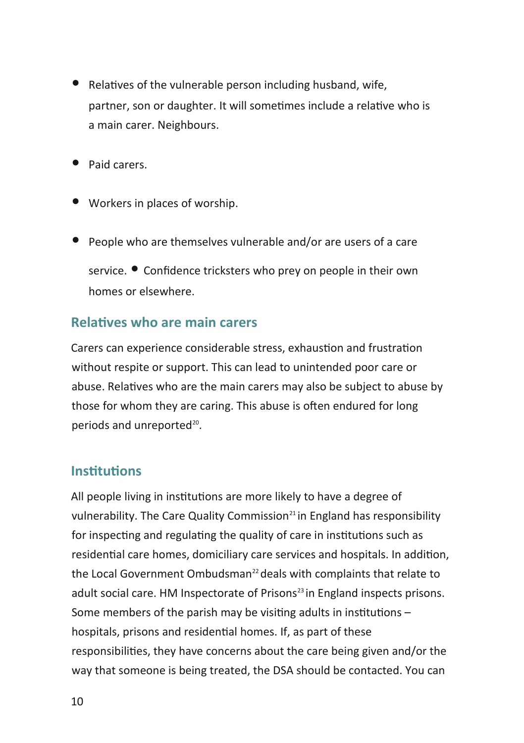- Relatives of the vulnerable person including husband, wife, partner, son or daughter. It will sometimes include a relative who is a main carer. Neighbours.
- Paid carers.
- Workers in places of worship.
- People who are themselves vulnerable and/or are users of a care service.
- Confidence tricksters who prey on people in their own homes or elsewhere.

## Relatives who are main carers

Carers can experience considerable stress, exhaustion and frustration without respite or support. This can lead to unintended poor care or abuse. Relatives who are the main carers may also be subject to abuse by those for whom they are caring. This abuse is often endured for long periods and unreported[20].

## Institutions

All people living in institutions are more likely to have a degree of vulnerability. The Care Quality Commission[21] in England has responsibility for inspecting and regulating the quality of care in institutions such as residential care homes, domiciliary care services and hospitals. In addition, the Local Government Ombudsman[22] deals with complaints that relate to adult social care. HM Inspectorate of Prisons[23] in England inspects prisons. Some members of the parish may be visiting adults in institutions – hospitals, prisons and residential homes. If, as part of these responsibilities, they have concerns about the care being given and/or the way that someone is being treated, the DSA should be contacted. You can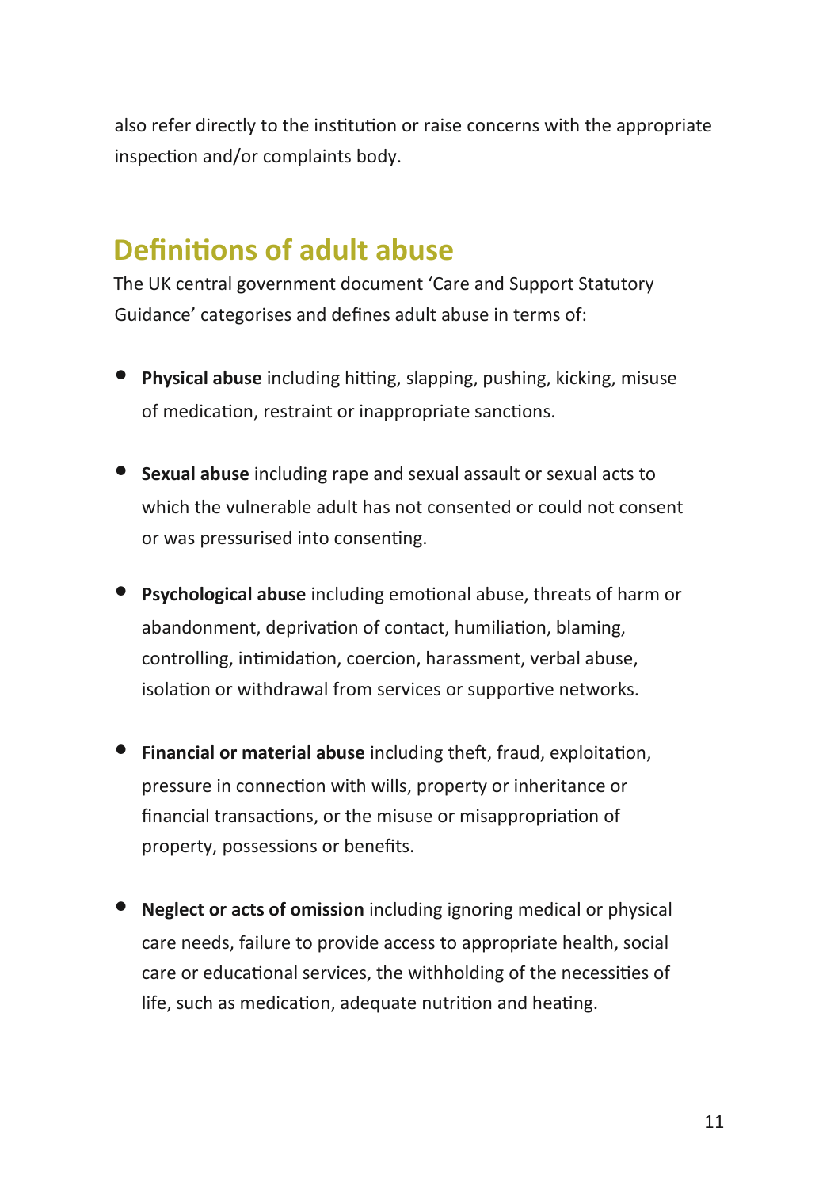also refer directly to the institution or raise concerns with the appropriate inspection and/or complaints body.

## Definitions of adult abuse

The UK central government document 'Care and Support Statutory Guidance' categorises and defines adult abuse in terms of:

- **Physical abuse** including hitting, slapping, pushing, kicking, misuse of medication, restraint or inappropriate sanctions.
- **Sexual abuse** including rape and sexual assault or sexual acts to which the vulnerable adult has not consented or could not consent or was pressurised into consenting.
- **Psychological abuse** including emotional abuse, threats of harm or abandonment, deprivation of contact, humiliation, blaming, controlling, intimidation, coercion, harassment, verbal abuse, isolation or withdrawal from services or supportive networks.
- **Financial or material abuse** including theft, fraud, exploitation, pressure in connection with wills, property or inheritance or financial transactions, or the misuse or misappropriation of property, possessions or benefits.
- **Neglect or acts of omission** including ignoring medical or physical care needs, failure to provide access to appropriate health, social care or educational services, the withholding of the necessities of life, such as medication, adequate nutrition and heating.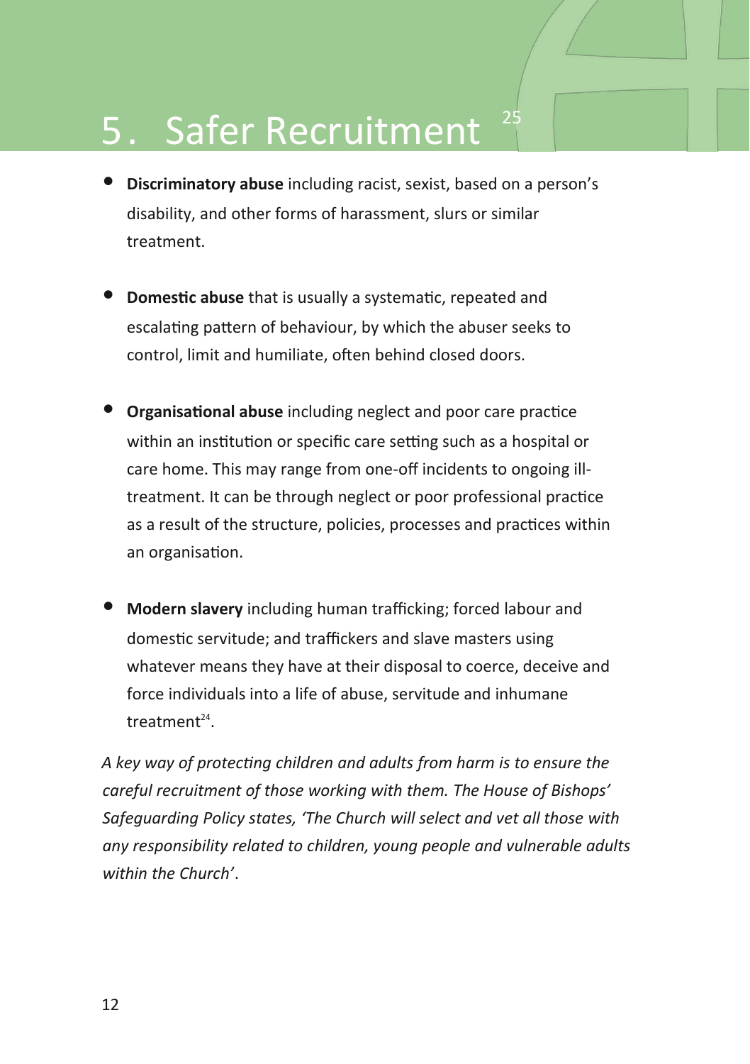# 5. Safer Recruitment [25]

- **Discriminatory abuse** including racist, sexist, based on a person's disability, and other forms of harassment, slurs or similar treatment.

- **Domestic abuse** that is usually a systematic, repeated and escalating pattern of behaviour, by which the abuser seeks to control, limit and humiliate, often behind closed doors.

- **Organisational abuse** including neglect and poor care practice within an institution or specific care setting such as a hospital or care home. This may range from one-off incidents to ongoing ill-treatment. It can be through neglect or poor professional practice as a result of the structure, policies, processes and practices within an organisation.

- **Modern slavery** including human trafficking; forced labour and domestic servitude; and traffickers and slave masters using whatever means they have at their disposal to coerce, deceive and force individuals into a life of abuse, servitude and inhumane treatment[24].

*A key way of protecting children and adults from harm is to ensure the careful recruitment of those working with them. The House of Bishops' Safeguarding Policy states, 'The Church will select and vet all those with any responsibility related to children, young people and vulnerable adults within the Church'.*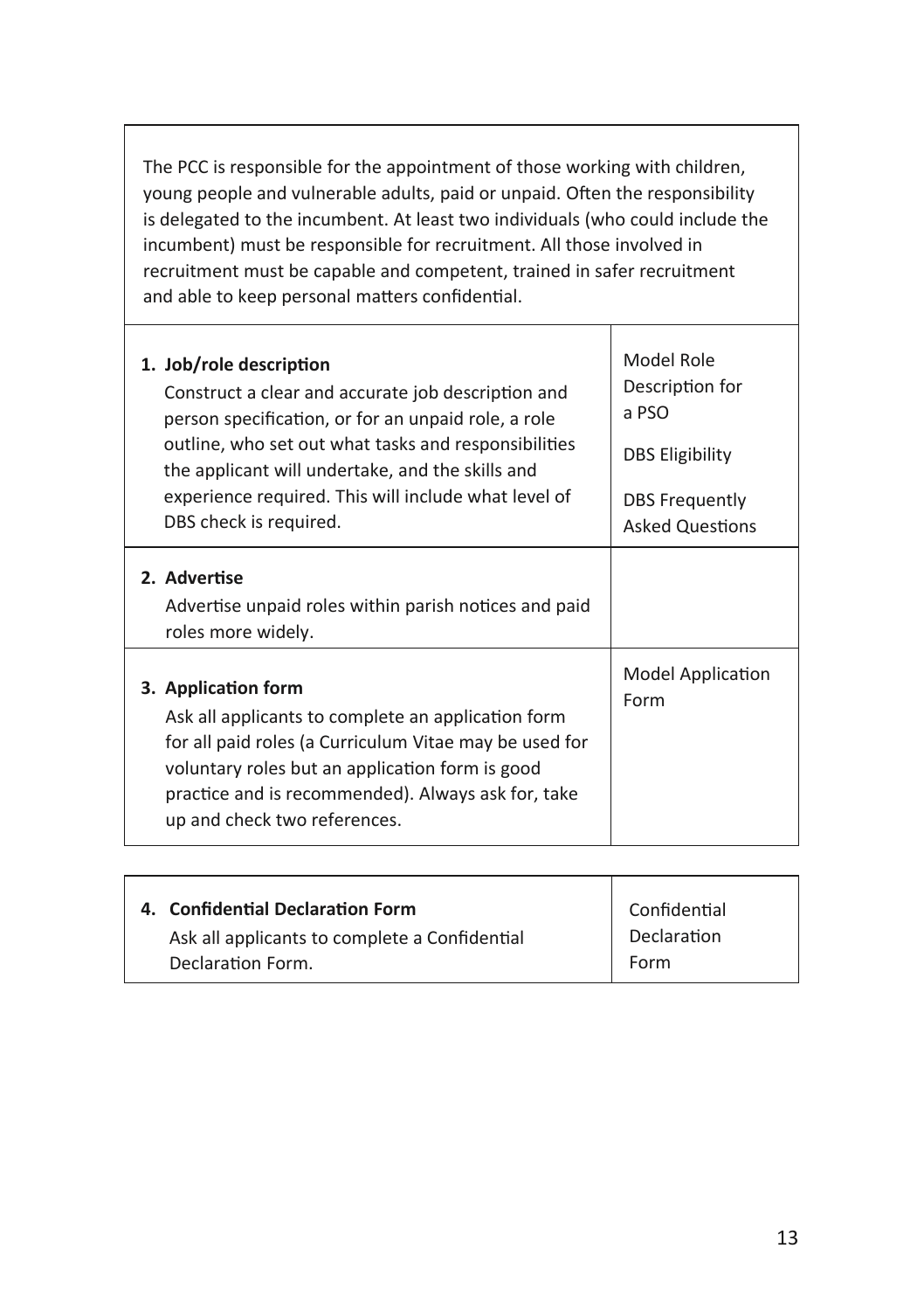The PCC is responsible for the appointment of those working with children, young people and vulnerable adults, paid or unpaid. Often the responsibility is delegated to the incumbent. At least two individuals (who could include the incumbent) must be responsible for recruitment. All those involved in recruitment must be capable and competent, trained in safer recruitment and able to keep personal matters confidential.

| | |
|---|---|
| **1. Job/role description**<br>Construct a clear and accurate job description and person specification, or for an unpaid role, a role outline, who set out what tasks and responsibilities the applicant will undertake, and the skills and experience required. This will include what level of DBS check is required. | Model Role Description for a PSO<br><br>DBS Eligibility<br><br>DBS Frequently Asked Questions |
| **2. Advertise**<br>Advertise unpaid roles within parish notices and paid roles more widely. | |
| **3. Application form**<br>Ask all applicants to complete an application form for all paid roles (a Curriculum Vitae may be used for voluntary roles but an application form is good practice and is recommended). Always ask for, take up and check two references. | Model Application Form |
| **4. Confidential Declaration Form**<br>Ask all applicants to complete a Confidential Declaration Form. | Confidential Declaration Form |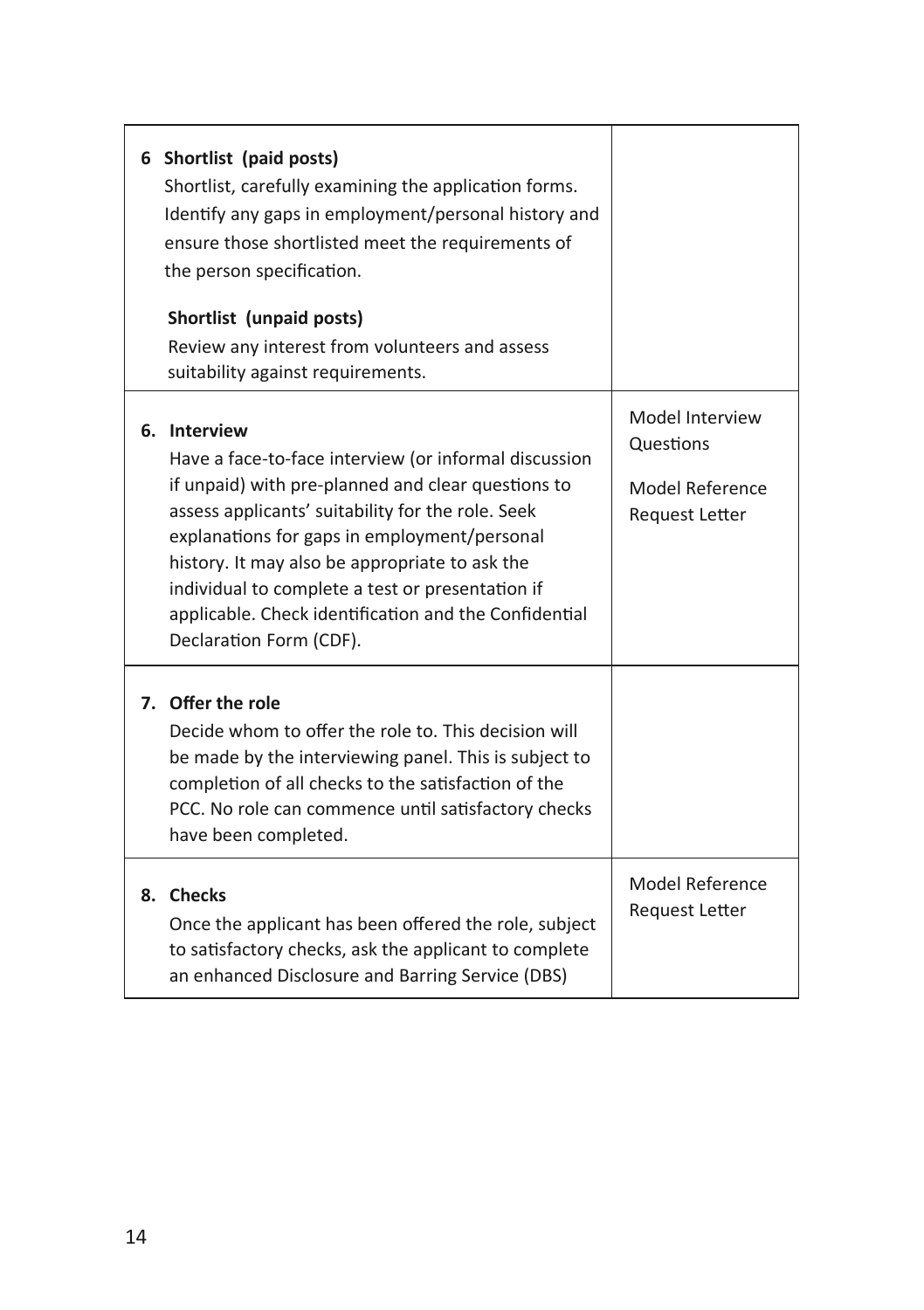| | |
|---|---|
| **6 Shortlist (paid posts)**<br>Shortlist, carefully examining the application forms. Identify any gaps in employment/personal history and ensure those shortlisted meet the requirements of the person specification.<br><br>**Shortlist (unpaid posts)**<br>Review any interest from volunteers and assess suitability against requirements. | |
| **6. Interview**<br>Have a face-to-face interview (or informal discussion if unpaid) with pre-planned and clear questions to assess applicants' suitability for the role. Seek explanations for gaps in employment/personal history. It may also be appropriate to ask the individual to complete a test or presentation if applicable. Check identification and the Confidential Declaration Form (CDF). | Model Interview Questions<br><br>Model Reference Request Letter |
| **7. Offer the role**<br>Decide whom to offer the role to. This decision will be made by the interviewing panel. This is subject to completion of all checks to the satisfaction of the PCC. No role can commence until satisfactory checks have been completed. | |
| **8. Checks**<br>Once the applicant has been offered the role, subject to satisfactory checks, ask the applicant to complete an enhanced Disclosure and Barring Service (DBS) | Model Reference Request Letter |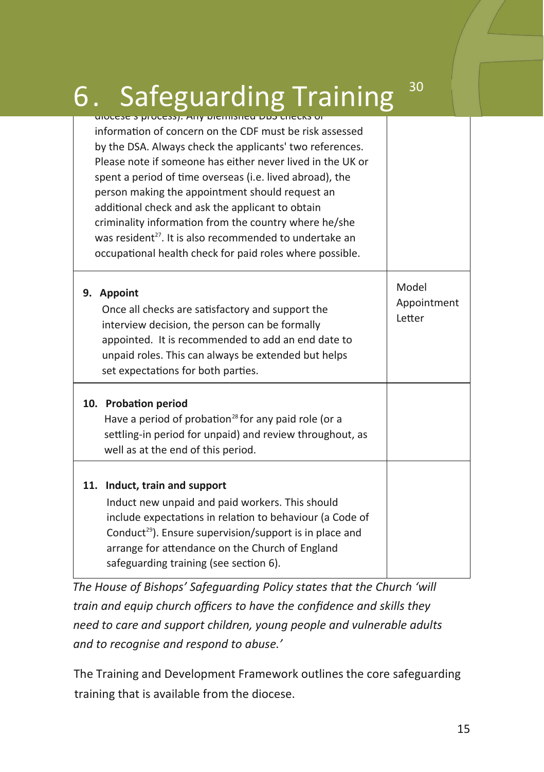| | |
|---|---|
| diocese's process). Any blemished DBS checks or information of concern on the CDF must be risk assessed by the DSA. Always check the applicants' two references. Please note if someone has either never lived in the UK or spent a period of time overseas (i.e. lived abroad), the person making the appointment should request an additional check and ask the applicant to obtain criminality information from the country where he/she was resident[27]. It is also recommended to undertake an occupational health check for paid roles where possible. | |
| **9. Appoint** Once all checks are satisfactory and support the interview decision, the person can be formally appointed. It is recommended to add an end date to unpaid roles. This can always be extended but helps set expectations for both parties. | Model Appointment Letter |
| **10. Probation period** Have a period of probation[28] for any paid role (or a settling-in period for unpaid) and review throughout, as well as at the end of this period. | |
| **11. Induct, train and support** Induct new unpaid and paid workers. This should include expectations in relation to behaviour (a Code of Conduct[29]). Ensure supervision/support is in place and arrange for attendance on the Church of England safeguarding training (see section 6). | |

# 6. Safeguarding Training

*The House of Bishops' Safeguarding Policy states that the Church 'will train and equip church officers to have the confidence and skills they need to care and support children, young people and vulnerable adults and to recognise and respond to abuse.'*

The Training and Development Framework outlines the core safeguarding training that is available from the diocese.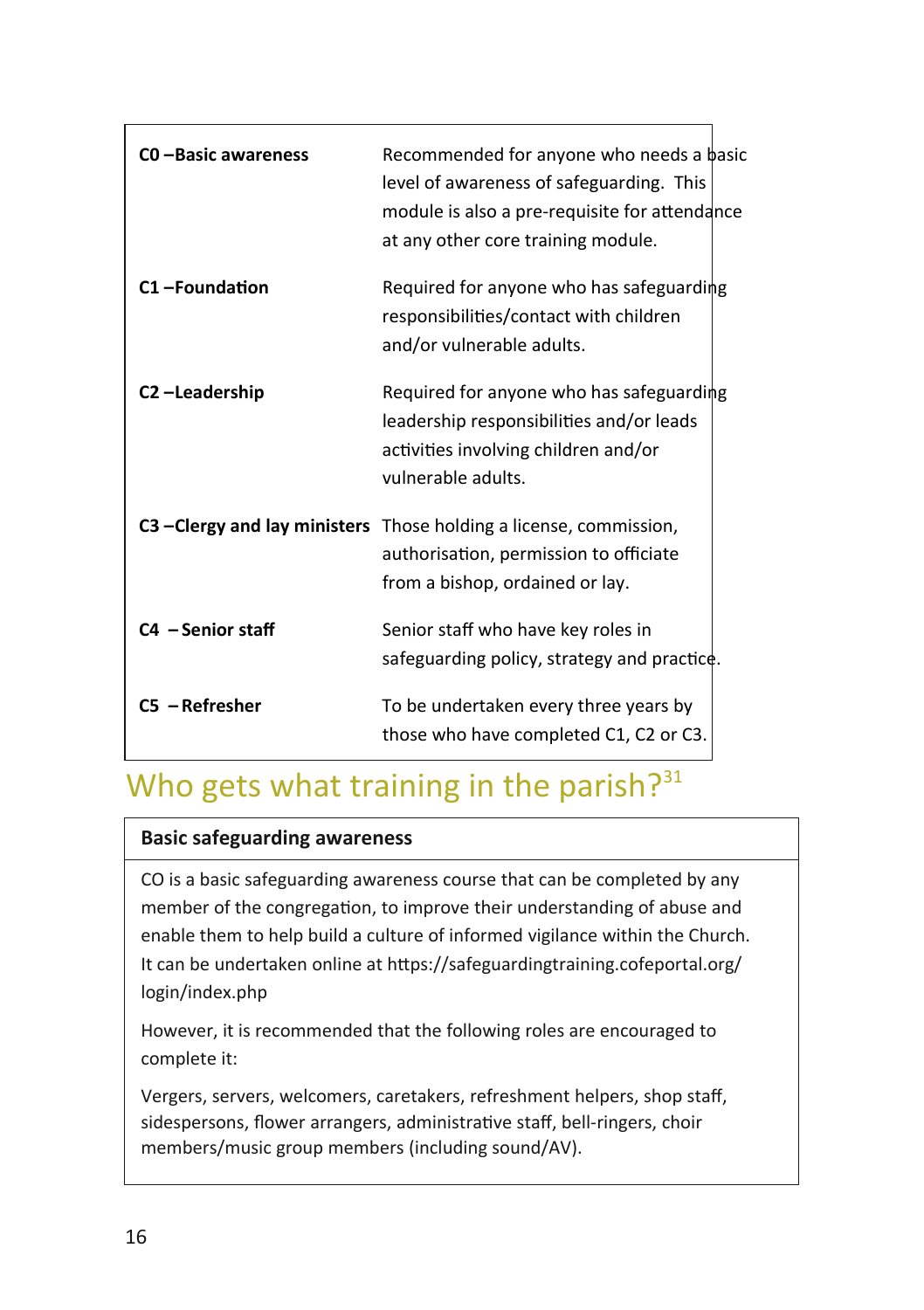| | |
|---|---|
| **C0 – Basic awareness** | Recommended for anyone who needs a basic level of awareness of safeguarding. This module is also a pre-requisite for attendance at any other core training module. |
| **C1 – Foundation** | Required for anyone who has safeguarding responsibilities/contact with children and/or vulnerable adults. |
| **C2 – Leadership** | Required for anyone who has safeguarding leadership responsibilities and/or leads activities involving children and/or vulnerable adults. |
| **C3 – Clergy and lay ministers** | Those holding a license, commission, authorisation, permission to officiate from a bishop, ordained or lay. |
| **C4 – Senior staff** | Senior staff who have key roles in safeguarding policy, strategy and practice. |
| **C5 – Refresher** | To be undertaken every three years by those who have completed C1, C2 or C3. |

## Who gets what training in the parish?[31]

**Basic safeguarding awareness**

CO is a basic safeguarding awareness course that can be completed by any member of the congregation, to improve their understanding of abuse and enable them to help build a culture of informed vigilance within the Church. It can be undertaken online at https://safeguardingtraining.cofeportal.org/login/index.php

However, it is recommended that the following roles are encouraged to complete it:

Vergers, servers, welcomers, caretakers, refreshment helpers, shop staff, sidespersons, flower arrangers, administrative staff, bell-ringers, choir members/music group members (including sound/AV).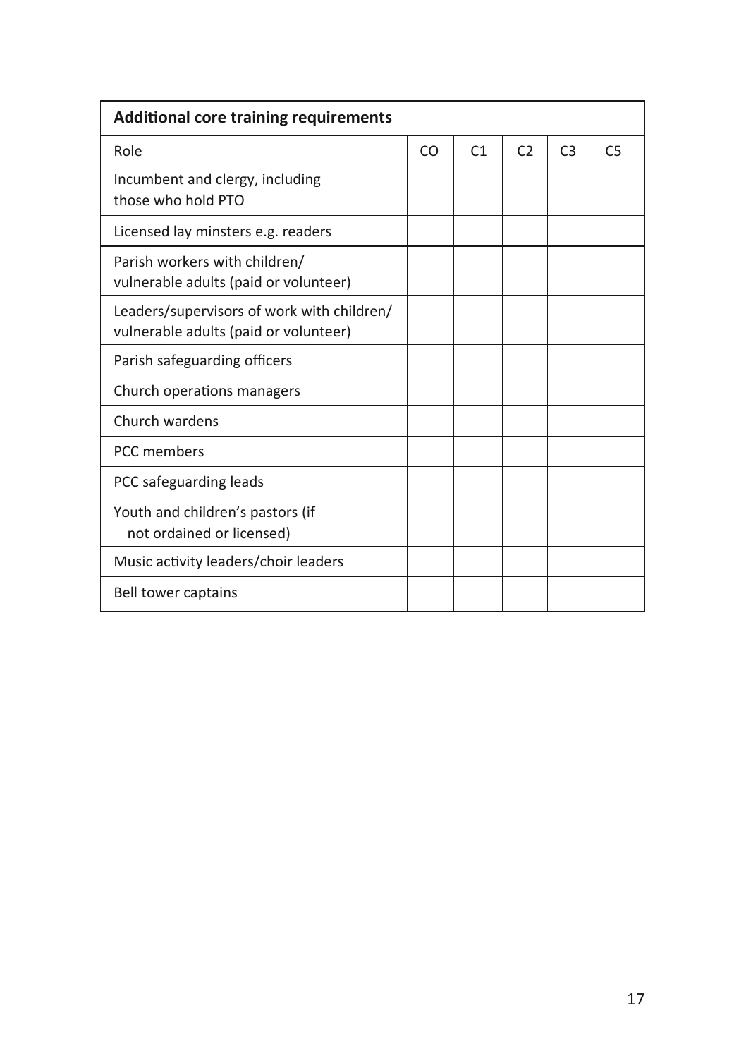| Additional core training requirements | | | | | |
|---|---|---|---|---|---|
| Role | CO | C1 | C2 | C3 | C5 |
| Incumbent and clergy, including those who hold PTO | | | | | |
| Licensed lay minsters e.g. readers | | | | | |
| Parish workers with children/ vulnerable adults (paid or volunteer) | | | | | |
| Leaders/supervisors of work with children/ vulnerable adults (paid or volunteer) | | | | | |
| Parish safeguarding officers | | | | | |
| Church operations managers | | | | | |
| Church wardens | | | | | |
| PCC members | | | | | |
| PCC safeguarding leads | | | | | |
| Youth and children's pastors (if not ordained or licensed) | | | | | |
| Music activity leaders/choir leaders | | | | | |
| Bell tower captains | | | | | |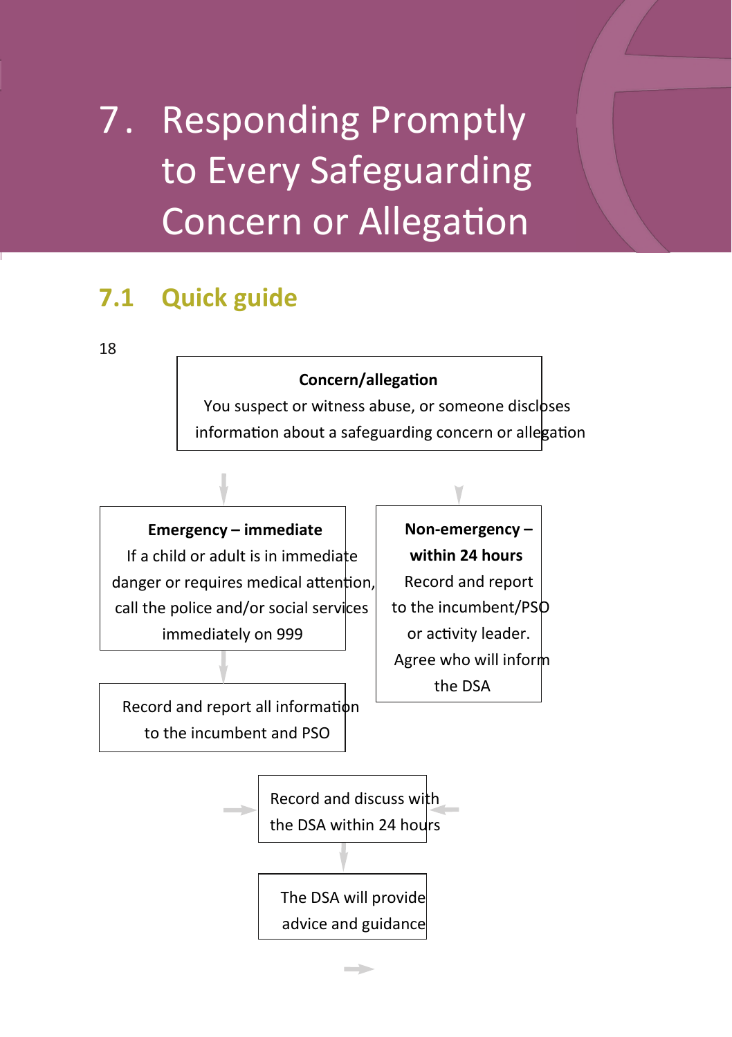# 7. Responding Promptly to Every Safeguarding Concern or Allegation

## 7.1 Quick guide

18

**Concern/allegation**
You suspect or witness abuse, or someone discloses information about a safeguarding concern or allegation

**Emergency – immediate**
If a child or adult is in immediate danger or requires medical attention, call the police and/or social services immediately on 999

Record and report all information to the incumbent and PSO

**Non-emergency – within 24 hours**
Record and report to the incumbent/PSO or activity leader. Agree who will inform the DSA

Record and discuss with the DSA within 24 hours

The DSA will provide advice and guidance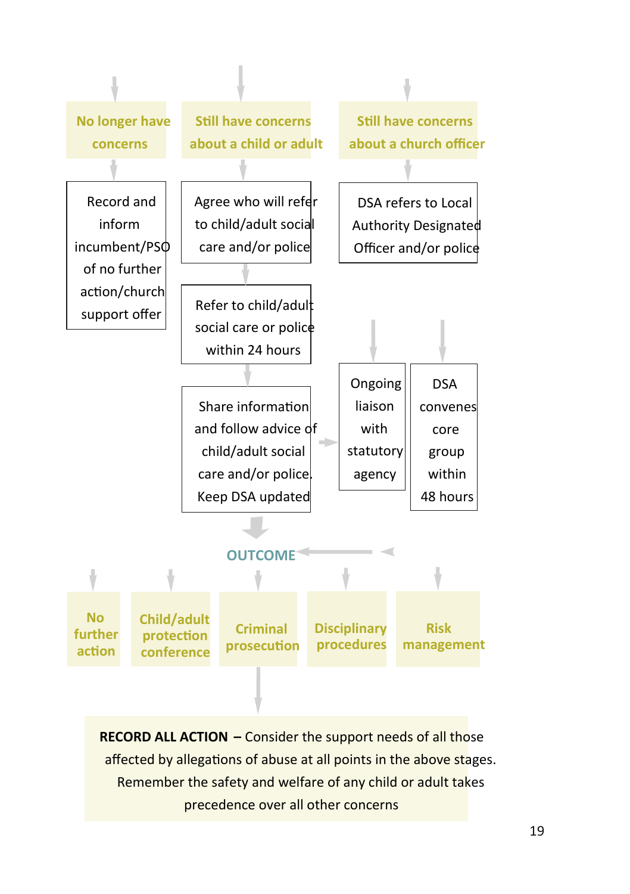**No longer have concerns**

Record and inform incumbent/PSO of no further action/church support offer

**Still have concerns about a child or adult**

Agree who will refer to child/adult social care and/or police

Refer to child/adult social care or police within 24 hours

Share information and follow advice of child/adult social care and/or police. Keep DSA updated

**Still have concerns about a church officer**

DSA refers to Local Authority Designated Officer and/or police

Ongoing liaison with statutory agency

DSA convenes core group within 48 hours

**OUTCOME**

- **No further action**
- **Child/adult protection conference**
- **Criminal prosecution**
- **Disciplinary procedures**
- **Risk management**

**RECORD ALL ACTION** – Consider the support needs of all those affected by allegations of abuse at all points in the above stages. Remember the safety and welfare of any child or adult takes precedence over all other concerns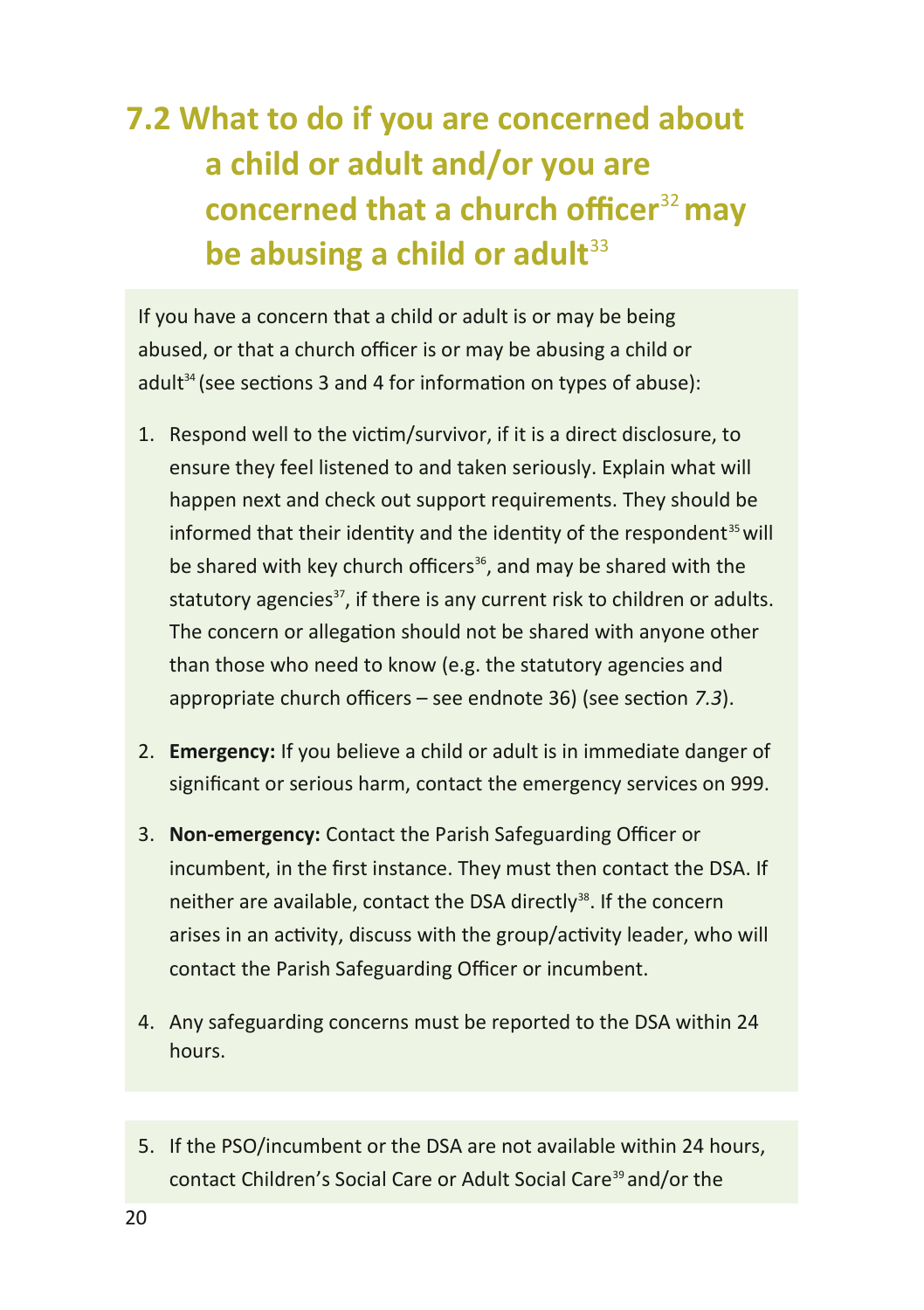## 7.2 What to do if you are concerned about a child or adult and/or you are concerned that a church officer[32] may be abusing a child or adult[33]

If you have a concern that a child or adult is or may be being abused, or that a church officer is or may be abusing a child or adult[34] (see sections 3 and 4 for information on types of abuse):

1. Respond well to the victim/survivor, if it is a direct disclosure, to ensure they feel listened to and taken seriously. Explain what will happen next and check out support requirements. They should be informed that their identity and the identity of the respondent[35] will be shared with key church officers[36], and may be shared with the statutory agencies[37], if there is any current risk to children or adults. The concern or allegation should not be shared with anyone other than those who need to know (e.g. the statutory agencies and appropriate church officers – see endnote 36) (see section *7.3*).

2. **Emergency:** If you believe a child or adult is in immediate danger of significant or serious harm, contact the emergency services on 999.

3. **Non-emergency:** Contact the Parish Safeguarding Officer or incumbent, in the first instance. They must then contact the DSA. If neither are available, contact the DSA directly[38]. If the concern arises in an activity, discuss with the group/activity leader, who will contact the Parish Safeguarding Officer or incumbent.

4. Any safeguarding concerns must be reported to the DSA within 24 hours.

5. If the PSO/incumbent or the DSA are not available within 24 hours, contact Children's Social Care or Adult Social Care[39] and/or the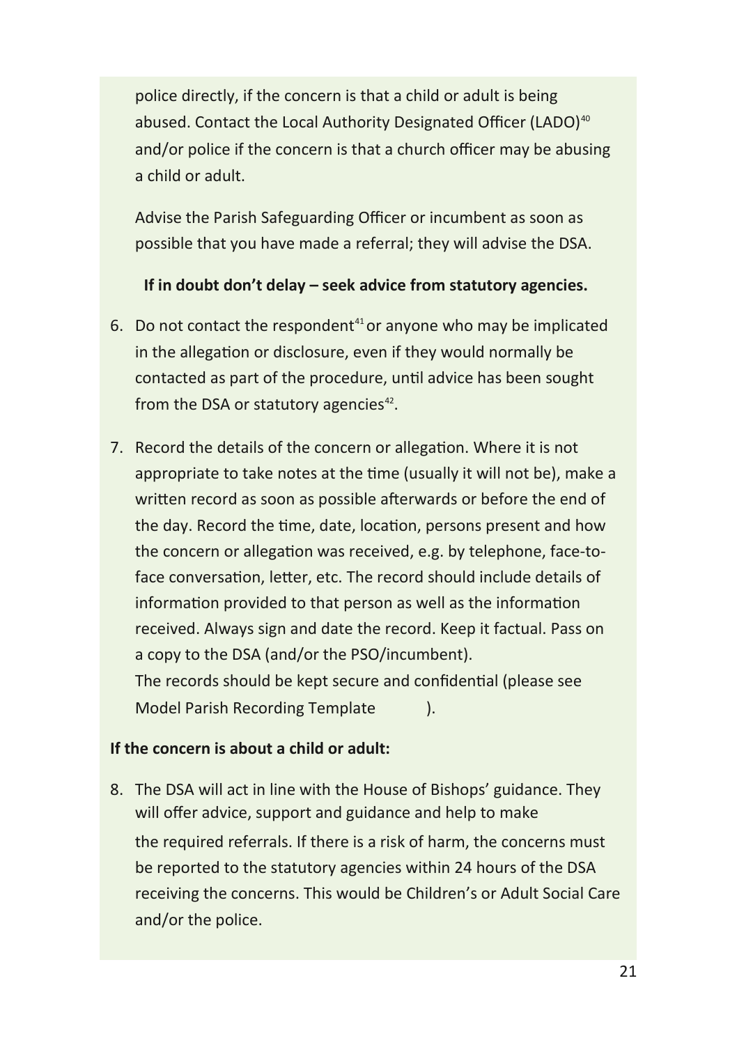police directly, if the concern is that a child or adult is being abused. Contact the Local Authority Designated Officer (LADO)[40] and/or police if the concern is that a church officer may be abusing a child or adult.

Advise the Parish Safeguarding Officer or incumbent as soon as possible that you have made a referral; they will advise the DSA.

**If in doubt don't delay – seek advice from statutory agencies.**

6. Do not contact the respondent[41] or anyone who may be implicated in the allegation or disclosure, even if they would normally be contacted as part of the procedure, until advice has been sought from the DSA or statutory agencies[42].

7. Record the details of the concern or allegation. Where it is not appropriate to take notes at the time (usually it will not be), make a written record as soon as possible afterwards or before the end of the day. Record the time, date, location, persons present and how the concern or allegation was received, e.g. by telephone, face-to-face conversation, letter, etc. The record should include details of information provided to that person as well as the information received. Always sign and date the record. Keep it factual. Pass on a copy to the DSA (and/or the PSO/incumbent).
   The records should be kept secure and confidential (please see Model Parish Recording Template ).

**If the concern is about a child or adult:**

8. The DSA will act in line with the House of Bishops' guidance. They will offer advice, support and guidance and help to make the required referrals. If there is a risk of harm, the concerns must be reported to the statutory agencies within 24 hours of the DSA receiving the concerns. This would be Children's or Adult Social Care and/or the police.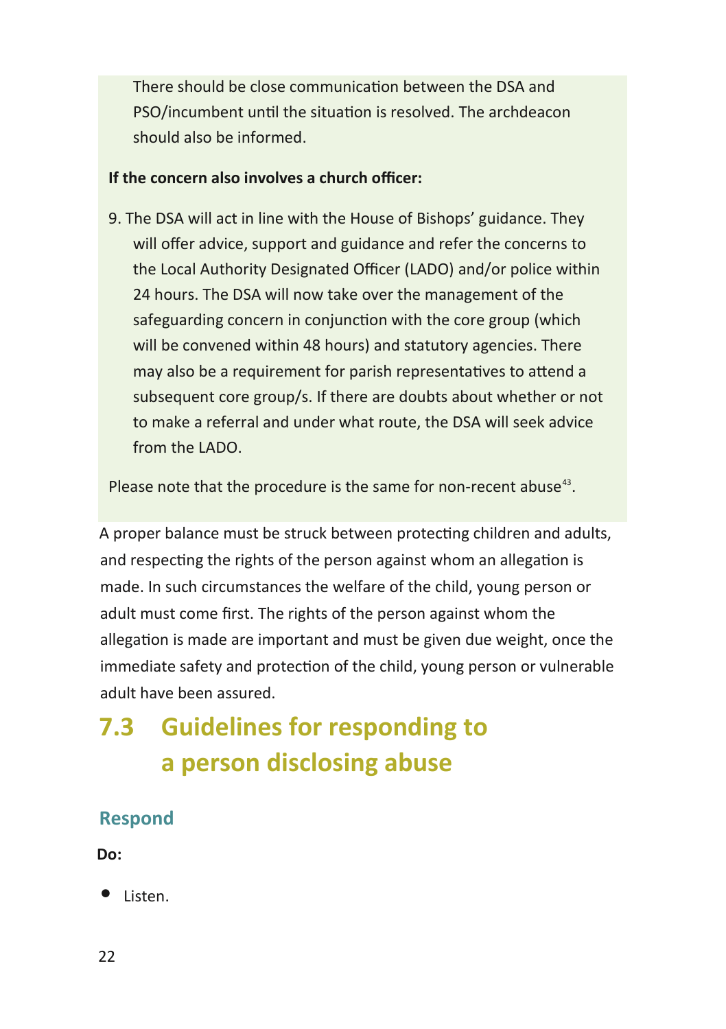There should be close communication between the DSA and PSO/incumbent until the situation is resolved. The archdeacon should also be informed.

**If the concern also involves a church officer:**

9. The DSA will act in line with the House of Bishops' guidance. They will offer advice, support and guidance and refer the concerns to the Local Authority Designated Officer (LADO) and/or police within 24 hours. The DSA will now take over the management of the safeguarding concern in conjunction with the core group (which will be convened within 48 hours) and statutory agencies. There may also be a requirement for parish representatives to attend a subsequent core group/s. If there are doubts about whether or not to make a referral and under what route, the DSA will seek advice from the LADO.

Please note that the procedure is the same for non-recent abuse[43].

A proper balance must be struck between protecting children and adults, and respecting the rights of the person against whom an allegation is made. In such circumstances the welfare of the child, young person or adult must come first. The rights of the person against whom the allegation is made are important and must be given due weight, once the immediate safety and protection of the child, young person or vulnerable adult have been assured.

## 7.3 Guidelines for responding to a person disclosing abuse

### Respond

**Do:**

- Listen.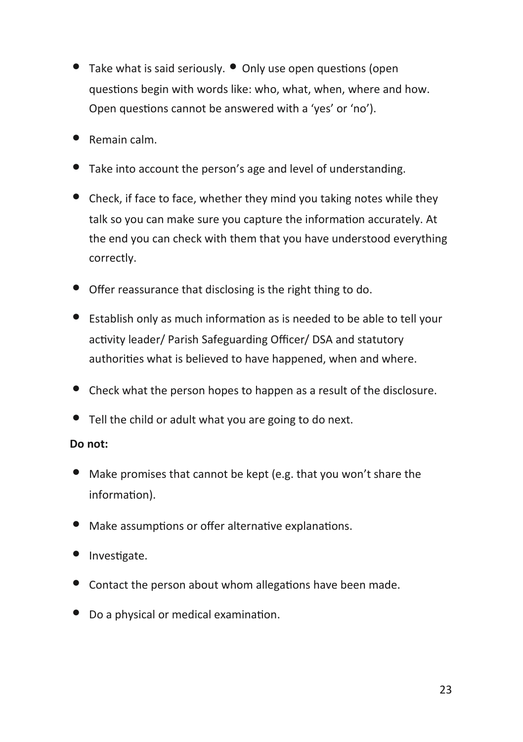- Take what is said seriously. • Only use open questions (open questions begin with words like: who, what, when, where and how. Open questions cannot be answered with a 'yes' or 'no').
- Remain calm.
- Take into account the person's age and level of understanding.
- Check, if face to face, whether they mind you taking notes while they talk so you can make sure you capture the information accurately. At the end you can check with them that you have understood everything correctly.
- Offer reassurance that disclosing is the right thing to do.
- Establish only as much information as is needed to be able to tell your activity leader/ Parish Safeguarding Officer/ DSA and statutory authorities what is believed to have happened, when and where.
- Check what the person hopes to happen as a result of the disclosure.
- Tell the child or adult what you are going to do next.

**Do not:**

- Make promises that cannot be kept (e.g. that you won't share the information).
- Make assumptions or offer alternative explanations.
- Investigate.
- Contact the person about whom allegations have been made.
- Do a physical or medical examination.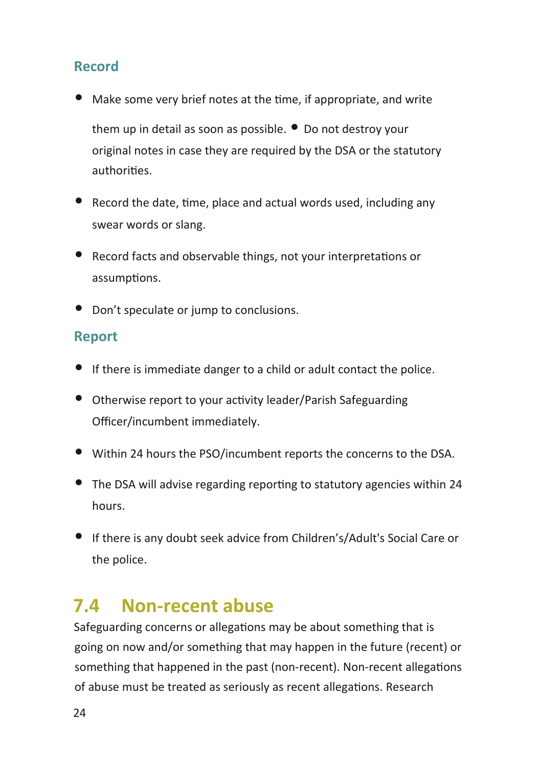### Record

- Make some very brief notes at the time, if appropriate, and write them up in detail as soon as possible.
- Do not destroy your original notes in case they are required by the DSA or the statutory authorities.
- Record the date, time, place and actual words used, including any swear words or slang.
- Record facts and observable things, not your interpretations or assumptions.
- Don't speculate or jump to conclusions.

### Report

- If there is immediate danger to a child or adult contact the police.
- Otherwise report to your activity leader/Parish Safeguarding Officer/incumbent immediately.
- Within 24 hours the PSO/incumbent reports the concerns to the DSA.
- The DSA will advise regarding reporting to statutory agencies within 24 hours.
- If there is any doubt seek advice from Children's/Adult's Social Care or the police.

## 7.4 Non-recent abuse

Safeguarding concerns or allegations may be about something that is going on now and/or something that may happen in the future (recent) or something that happened in the past (non-recent). Non-recent allegations of abuse must be treated as seriously as recent allegations. Research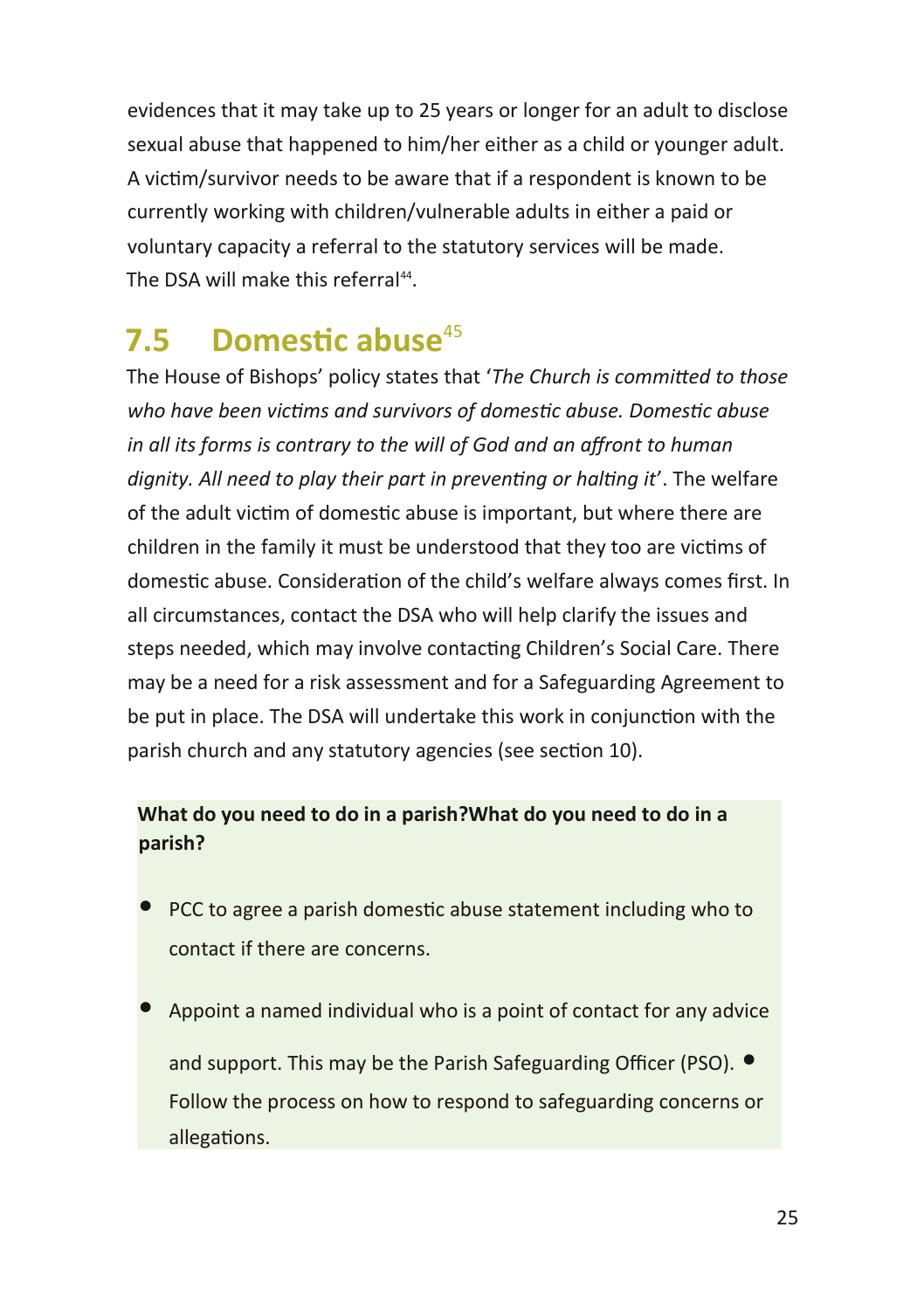evidences that it may take up to 25 years or longer for an adult to disclose sexual abuse that happened to him/her either as a child or younger adult. A victim/survivor needs to be aware that if a respondent is known to be currently working with children/vulnerable adults in either a paid or voluntary capacity a referral to the statutory services will be made. The DSA will make this referral[44].

## 7.5 Domestic abuse[45]

The House of Bishops' policy states that '*The Church is committed to those who have been victims and survivors of domestic abuse. Domestic abuse in all its forms is contrary to the will of God and an affront to human dignity. All need to play their part in preventing or halting it*'. The welfare of the adult victim of domestic abuse is important, but where there are children in the family it must be understood that they too are victims of domestic abuse. Consideration of the child's welfare always comes first. In all circumstances, contact the DSA who will help clarify the issues and steps needed, which may involve contacting Children's Social Care. There may be a need for a risk assessment and for a Safeguarding Agreement to be put in place. The DSA will undertake this work in conjunction with the parish church and any statutory agencies (see section 10).

**What do you need to do in a parish?What do you need to do in a parish?**

- PCC to agree a parish domestic abuse statement including who to contact if there are concerns.
- Appoint a named individual who is a point of contact for any advice and support. This may be the Parish Safeguarding Officer (PSO).
- Follow the process on how to respond to safeguarding concerns or allegations.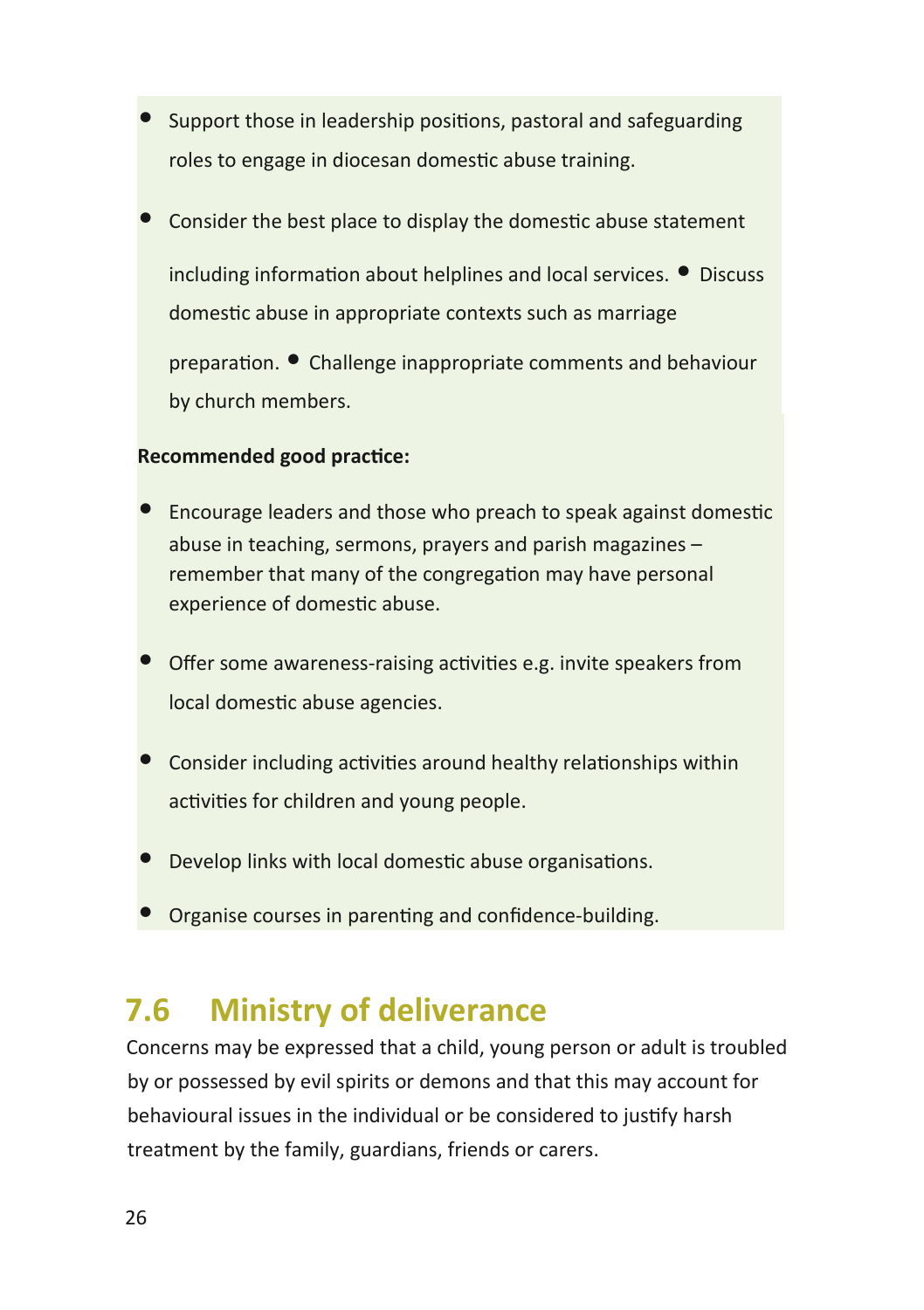- Support those in leadership positions, pastoral and safeguarding roles to engage in diocesan domestic abuse training.
- Consider the best place to display the domestic abuse statement including information about helplines and local services.
- Discuss domestic abuse in appropriate contexts such as marriage preparation.
- Challenge inappropriate comments and behaviour by church members.

**Recommended good practice:**

- Encourage leaders and those who preach to speak against domestic abuse in teaching, sermons, prayers and parish magazines – remember that many of the congregation may have personal experience of domestic abuse.
- Offer some awareness-raising activities e.g. invite speakers from local domestic abuse agencies.
- Consider including activities around healthy relationships within activities for children and young people.
- Develop links with local domestic abuse organisations.
- Organise courses in parenting and confidence-building.

## 7.6 Ministry of deliverance

Concerns may be expressed that a child, young person or adult is troubled by or possessed by evil spirits or demons and that this may account for behavioural issues in the individual or be considered to justify harsh treatment by the family, guardians, friends or carers.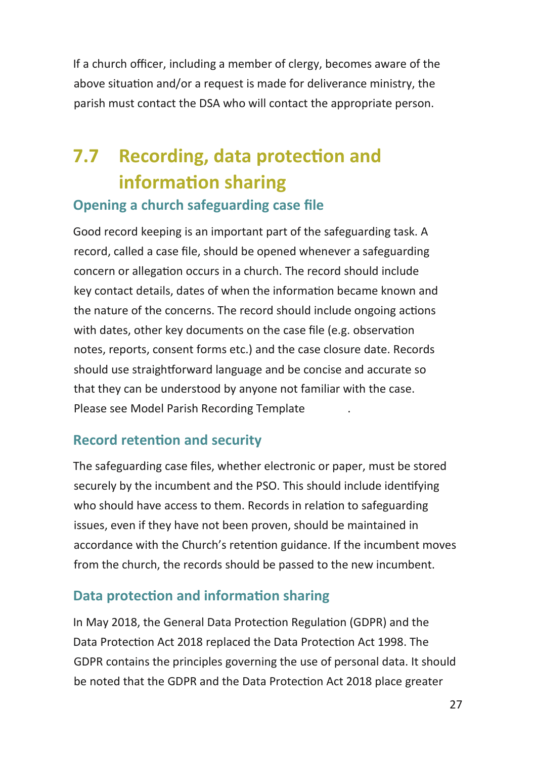If a church officer, including a member of clergy, becomes aware of the above situation and/or a request is made for deliverance ministry, the parish must contact the DSA who will contact the appropriate person.

## 7.7 Recording, data protection and information sharing

### Opening a church safeguarding case file

Good record keeping is an important part of the safeguarding task. A record, called a case file, should be opened whenever a safeguarding concern or allegation occurs in a church. The record should include key contact details, dates of when the information became known and the nature of the concerns. The record should include ongoing actions with dates, other key documents on the case file (e.g. observation notes, reports, consent forms etc.) and the case closure date. Records should use straightforward language and be concise and accurate so that they can be understood by anyone not familiar with the case. Please see Model Parish Recording Template .

### Record retention and security

The safeguarding case files, whether electronic or paper, must be stored securely by the incumbent and the PSO. This should include identifying who should have access to them. Records in relation to safeguarding issues, even if they have not been proven, should be maintained in accordance with the Church's retention guidance. If the incumbent moves from the church, the records should be passed to the new incumbent.

### Data protection and information sharing

In May 2018, the General Data Protection Regulation (GDPR) and the Data Protection Act 2018 replaced the Data Protection Act 1998. The GDPR contains the principles governing the use of personal data. It should be noted that the GDPR and the Data Protection Act 2018 place greater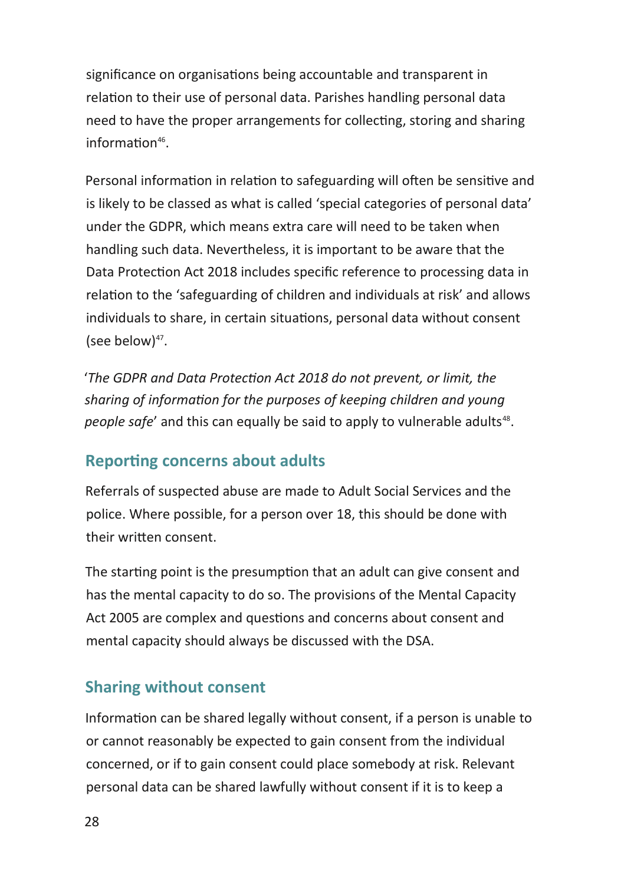significance on organisations being accountable and transparent in relation to their use of personal data. Parishes handling personal data need to have the proper arrangements for collecting, storing and sharing information[46].

Personal information in relation to safeguarding will often be sensitive and is likely to be classed as what is called 'special categories of personal data' under the GDPR, which means extra care will need to be taken when handling such data. Nevertheless, it is important to be aware that the Data Protection Act 2018 includes specific reference to processing data in relation to the 'safeguarding of children and individuals at risk' and allows individuals to share, in certain situations, personal data without consent (see below)[47].

'*The GDPR and Data Protection Act 2018 do not prevent, or limit, the sharing of information for the purposes of keeping children and young people safe*' and this can equally be said to apply to vulnerable adults[48].

## Reporting concerns about adults

Referrals of suspected abuse are made to Adult Social Services and the police. Where possible, for a person over 18, this should be done with their written consent.

The starting point is the presumption that an adult can give consent and has the mental capacity to do so. The provisions of the Mental Capacity Act 2005 are complex and questions and concerns about consent and mental capacity should always be discussed with the DSA.

## Sharing without consent

Information can be shared legally without consent, if a person is unable to or cannot reasonably be expected to gain consent from the individual concerned, or if to gain consent could place somebody at risk. Relevant personal data can be shared lawfully without consent if it is to keep a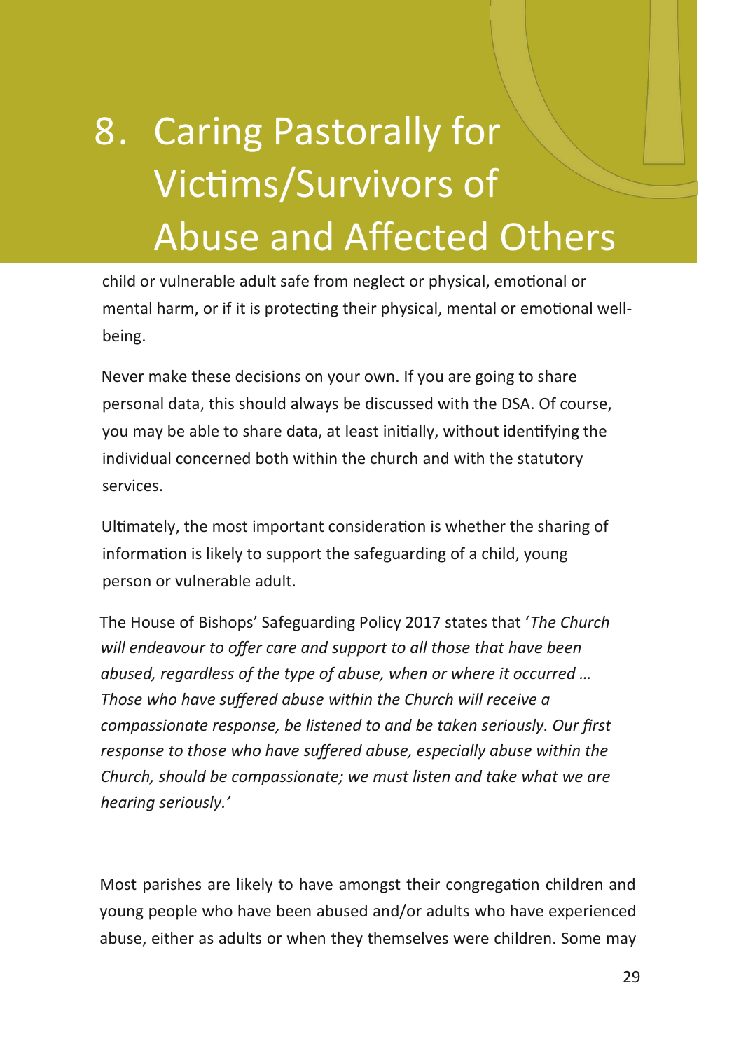# 8. Caring Pastorally for Victims/Survivors of Abuse and Affected Others

child or vulnerable adult safe from neglect or physical, emotional or mental harm, or if it is protecting their physical, mental or emotional well-being.

Never make these decisions on your own. If you are going to share personal data, this should always be discussed with the DSA. Of course, you may be able to share data, at least initially, without identifying the individual concerned both within the church and with the statutory services.

Ultimately, the most important consideration is whether the sharing of information is likely to support the safeguarding of a child, young person or vulnerable adult.

The House of Bishops' Safeguarding Policy 2017 states that '*The Church will endeavour to offer care and support to all those that have been abused, regardless of the type of abuse, when or where it occurred … Those who have suffered abuse within the Church will receive a compassionate response, be listened to and be taken seriously. Our first response to those who have suffered abuse, especially abuse within the Church, should be compassionate; we must listen and take what we are hearing seriously.*'

Most parishes are likely to have amongst their congregation children and young people who have been abused and/or adults who have experienced abuse, either as adults or when they themselves were children. Some may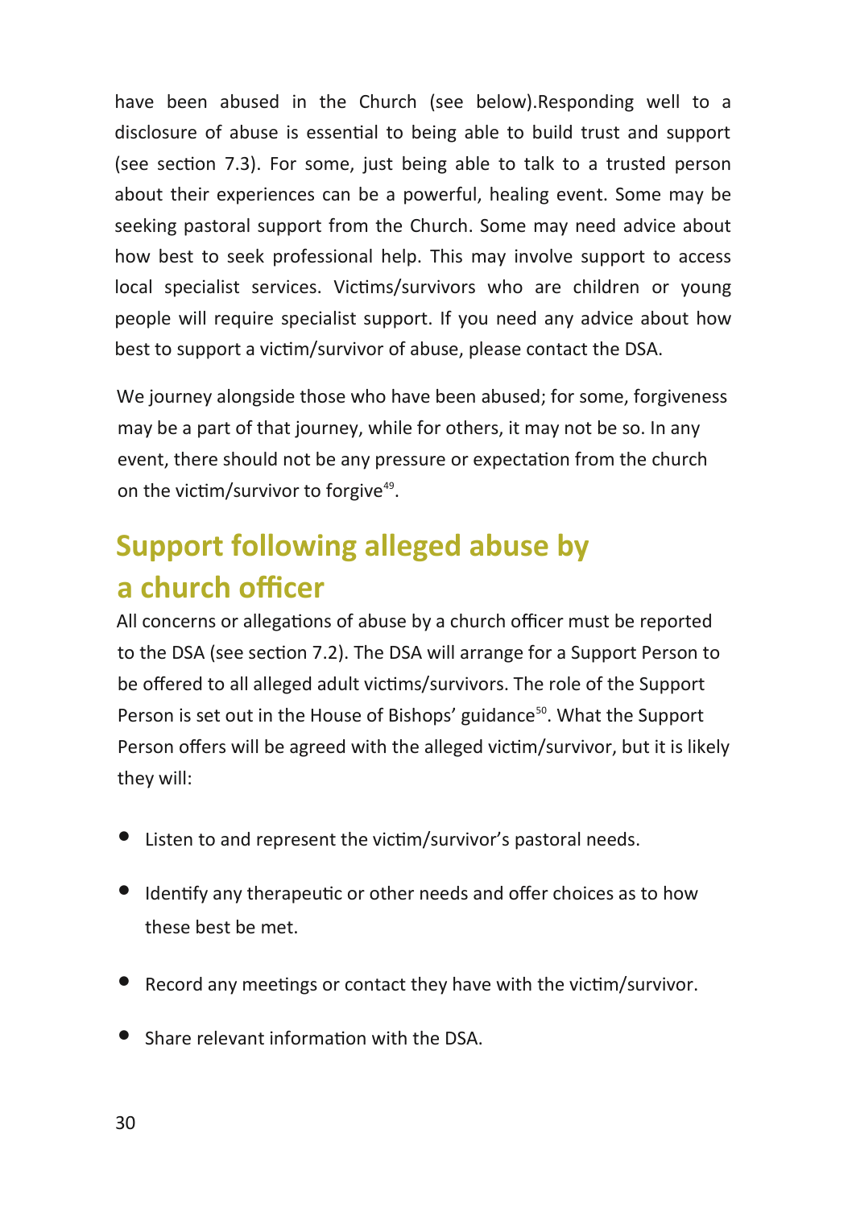have been abused in the Church (see below).Responding well to a disclosure of abuse is essential to being able to build trust and support (see section 7.3). For some, just being able to talk to a trusted person about their experiences can be a powerful, healing event. Some may be seeking pastoral support from the Church. Some may need advice about how best to seek professional help. This may involve support to access local specialist services. Victims/survivors who are children or young people will require specialist support. If you need any advice about how best to support a victim/survivor of abuse, please contact the DSA.

We journey alongside those who have been abused; for some, forgiveness may be a part of that journey, while for others, it may not be so. In any event, there should not be any pressure or expectation from the church on the victim/survivor to forgive[49].

## Support following alleged abuse by a church officer

All concerns or allegations of abuse by a church officer must be reported to the DSA (see section 7.2). The DSA will arrange for a Support Person to be offered to all alleged adult victims/survivors. The role of the Support Person is set out in the House of Bishops' guidance[50]. What the Support Person offers will be agreed with the alleged victim/survivor, but it is likely they will:

- Listen to and represent the victim/survivor's pastoral needs.
- Identify any therapeutic or other needs and offer choices as to how these best be met.
- Record any meetings or contact they have with the victim/survivor.
- Share relevant information with the DSA.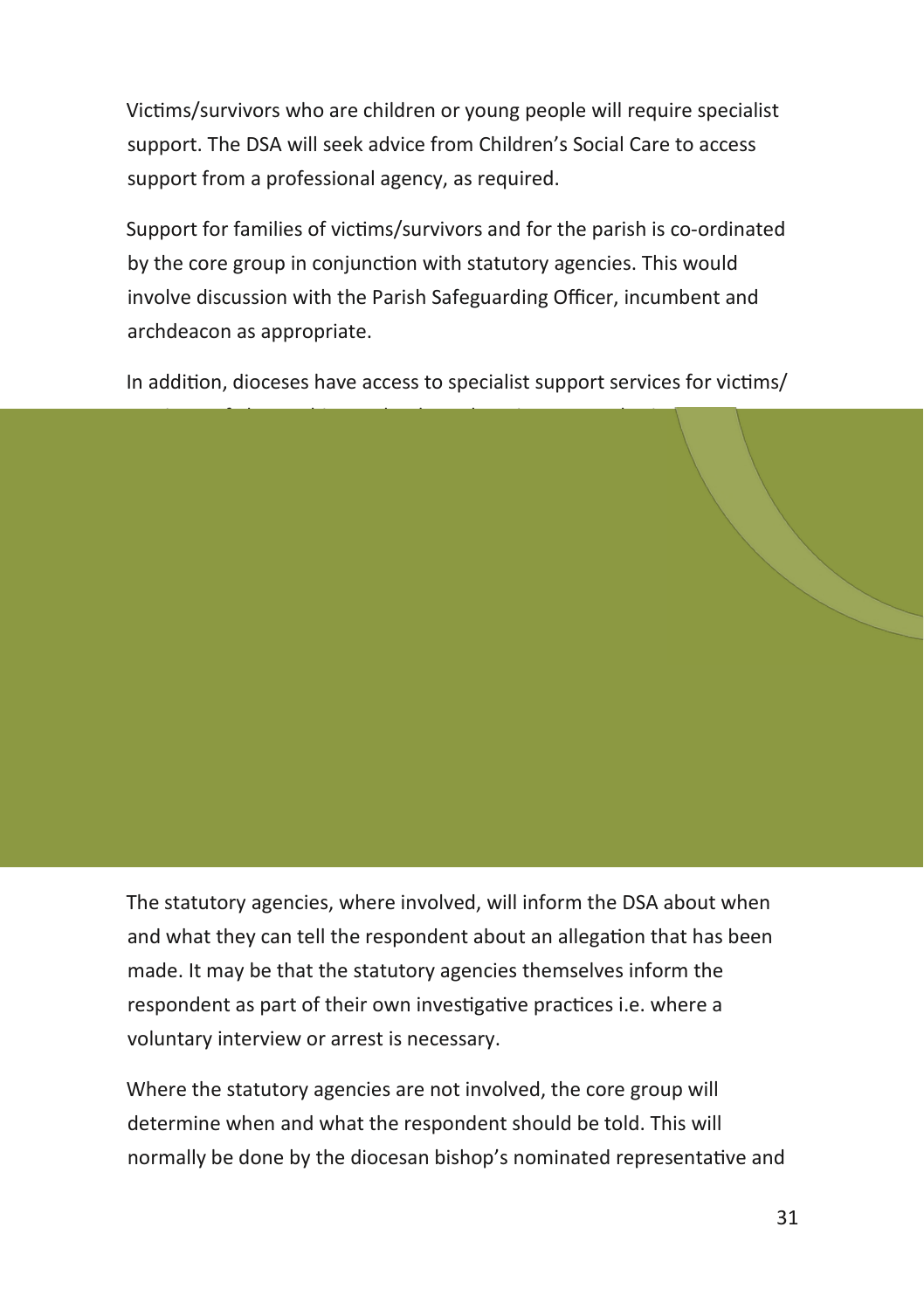Victims/survivors who are children or young people will require specialist support. The DSA will seek advice from Children's Social Care to access support from a professional agency, as required.

Support for families of victims/survivors and for the parish is co-ordinated by the core group in conjunction with statutory agencies. This would involve discussion with the Parish Safeguarding Officer, incumbent and archdeacon as appropriate.

In addition, dioceses have access to specialist support services for victims/

The statutory agencies, where involved, will inform the DSA about when and what they can tell the respondent about an allegation that has been made. It may be that the statutory agencies themselves inform the respondent as part of their own investigative practices i.e. where a voluntary interview or arrest is necessary.

Where the statutory agencies are not involved, the core group will determine when and what the respondent should be told. This will normally be done by the diocesan bishop's nominated representative and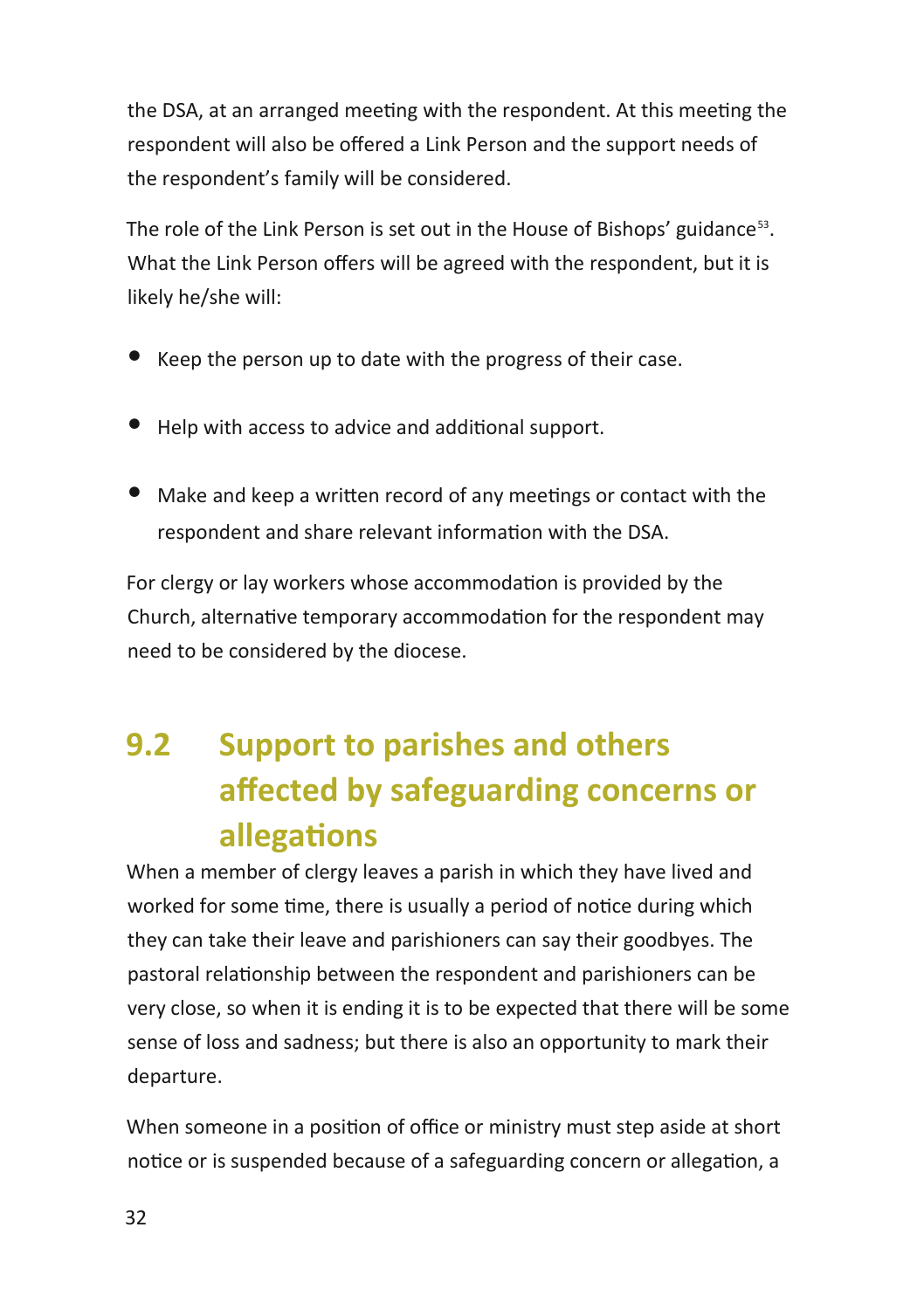the DSA, at an arranged meeting with the respondent. At this meeting the respondent will also be offered a Link Person and the support needs of the respondent's family will be considered.

The role of the Link Person is set out in the House of Bishops' guidance[53]. What the Link Person offers will be agreed with the respondent, but it is likely he/she will:

- Keep the person up to date with the progress of their case.
- Help with access to advice and additional support.
- Make and keep a written record of any meetings or contact with the respondent and share relevant information with the DSA.

For clergy or lay workers whose accommodation is provided by the Church, alternative temporary accommodation for the respondent may need to be considered by the diocese.

## 9.2 Support to parishes and others affected by safeguarding concerns or allegations

When a member of clergy leaves a parish in which they have lived and worked for some time, there is usually a period of notice during which they can take their leave and parishioners can say their goodbyes. The pastoral relationship between the respondent and parishioners can be very close, so when it is ending it is to be expected that there will be some sense of loss and sadness; but there is also an opportunity to mark their departure.

When someone in a position of office or ministry must step aside at short notice or is suspended because of a safeguarding concern or allegation, a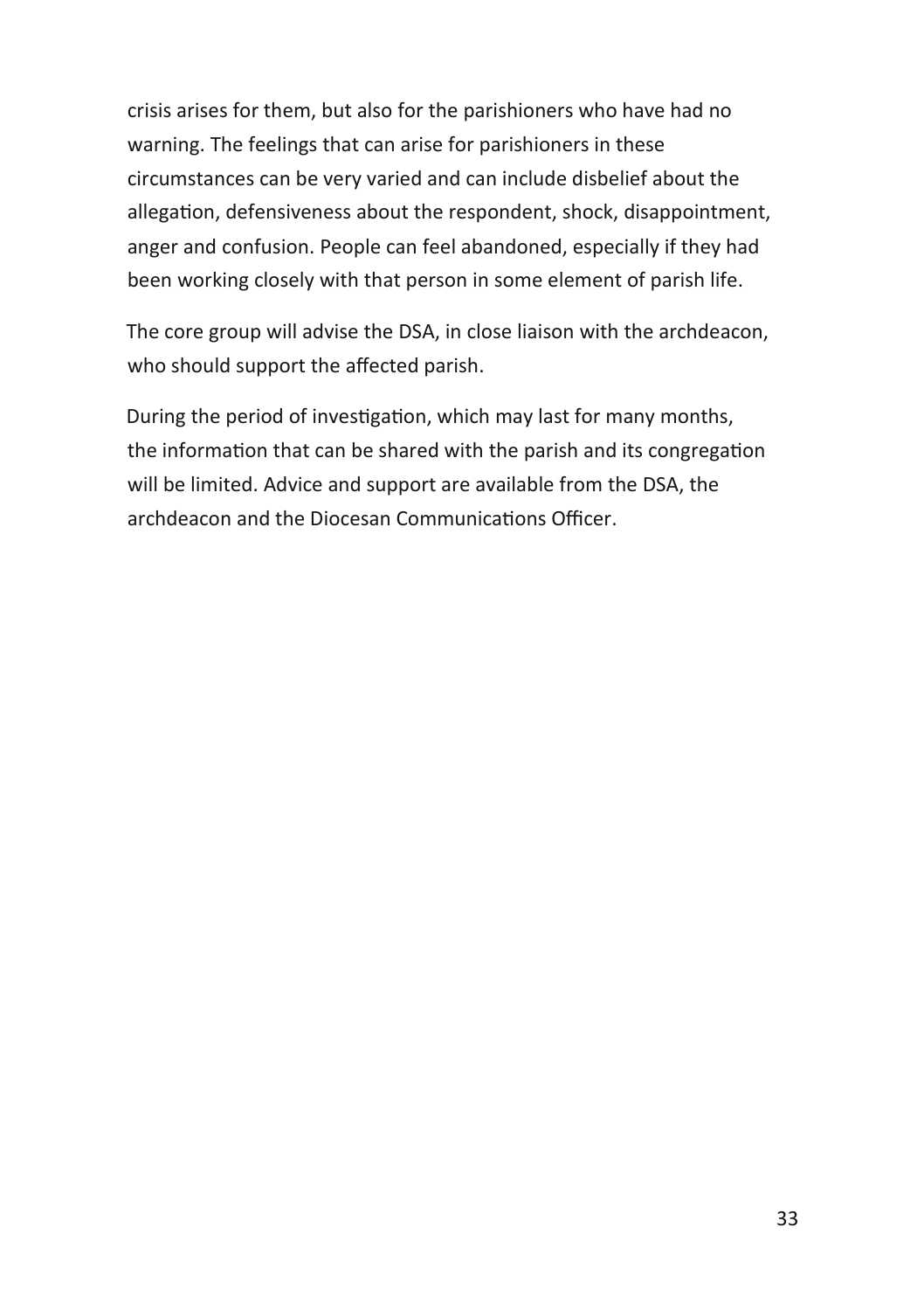crisis arises for them, but also for the parishioners who have had no warning. The feelings that can arise for parishioners in these circumstances can be very varied and can include disbelief about the allegation, defensiveness about the respondent, shock, disappointment, anger and confusion. People can feel abandoned, especially if they had been working closely with that person in some element of parish life.

The core group will advise the DSA, in close liaison with the archdeacon, who should support the affected parish.

During the period of investigation, which may last for many months, the information that can be shared with the parish and its congregation will be limited. Advice and support are available from the DSA, the archdeacon and the Diocesan Communications Officer.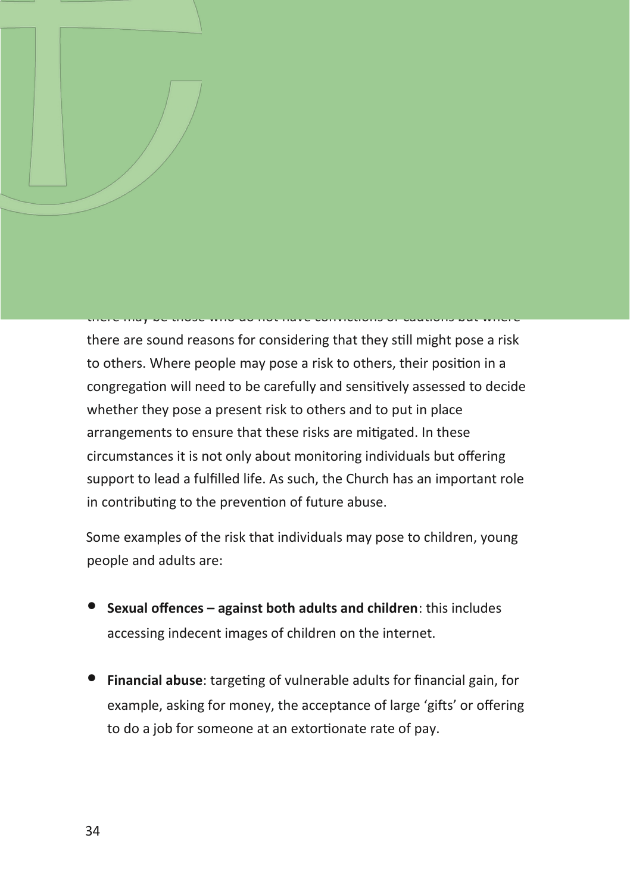there are sound reasons for considering that they still might pose a risk to others. Where people may pose a risk to others, their position in a congregation will need to be carefully and sensitively assessed to decide whether they pose a present risk to others and to put in place arrangements to ensure that these risks are mitigated. In these circumstances it is not only about monitoring individuals but offering support to lead a fulfilled life. As such, the Church has an important role in contributing to the prevention of future abuse.

Some examples of the risk that individuals may pose to children, young people and adults are:

- **Sexual offences – against both adults and children**: this includes accessing indecent images of children on the internet.

- **Financial abuse**: targeting of vulnerable adults for financial gain, for example, asking for money, the acceptance of large 'gifts' or offering to do a job for someone at an extortionate rate of pay.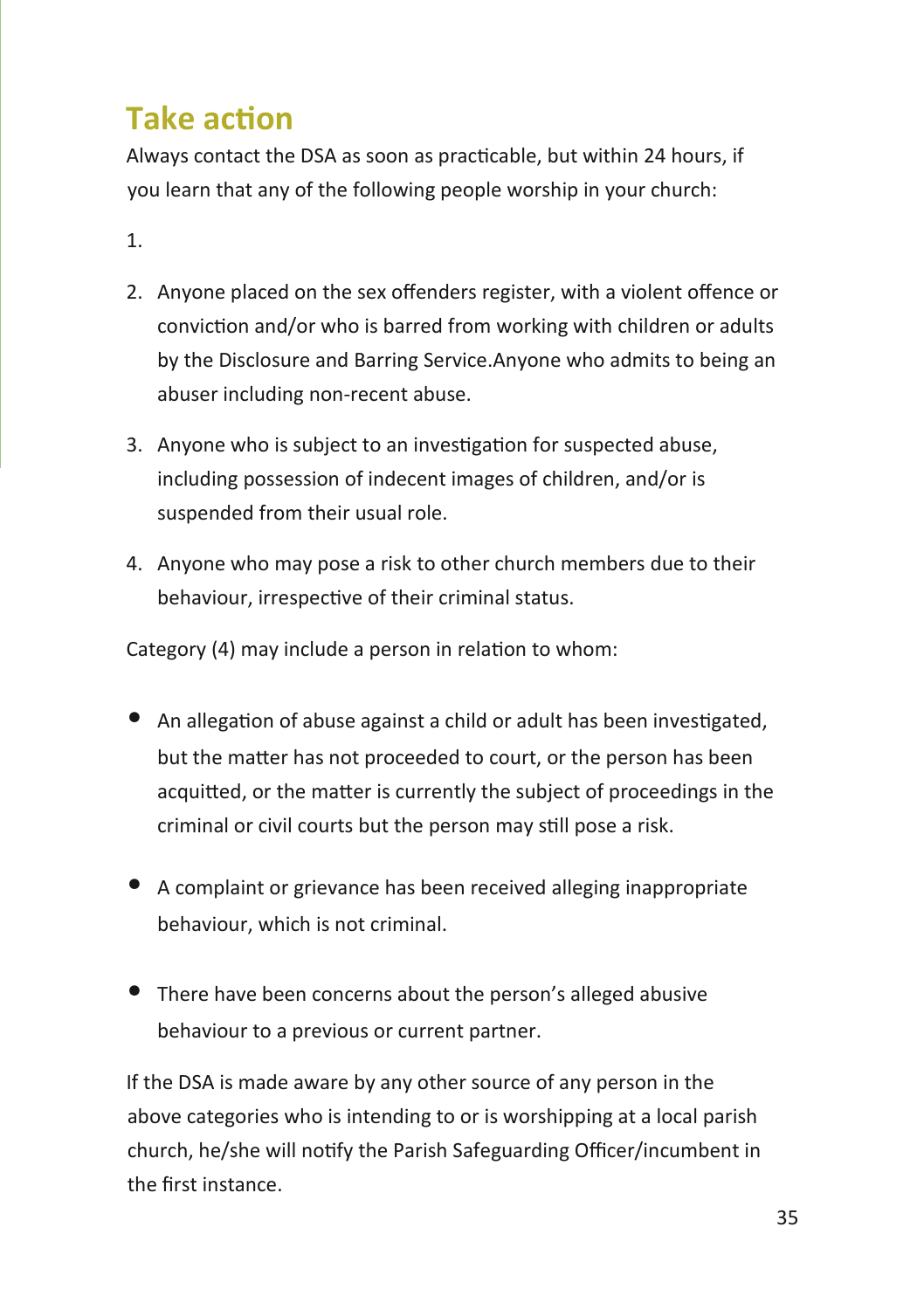## Take action

Always contact the DSA as soon as practicable, but within 24 hours, if you learn that any of the following people worship in your church:

1. 

2. Anyone placed on the sex offenders register, with a violent offence or conviction and/or who is barred from working with children or adults by the Disclosure and Barring Service.Anyone who admits to being an abuser including non-recent abuse.

3. Anyone who is subject to an investigation for suspected abuse, including possession of indecent images of children, and/or is suspended from their usual role.

4. Anyone who may pose a risk to other church members due to their behaviour, irrespective of their criminal status.

Category (4) may include a person in relation to whom:

- An allegation of abuse against a child or adult has been investigated, but the matter has not proceeded to court, or the person has been acquitted, or the matter is currently the subject of proceedings in the criminal or civil courts but the person may still pose a risk.

- A complaint or grievance has been received alleging inappropriate behaviour, which is not criminal.

- There have been concerns about the person's alleged abusive behaviour to a previous or current partner.

If the DSA is made aware by any other source of any person in the above categories who is intending to or is worshipping at a local parish church, he/she will notify the Parish Safeguarding Officer/incumbent in the first instance.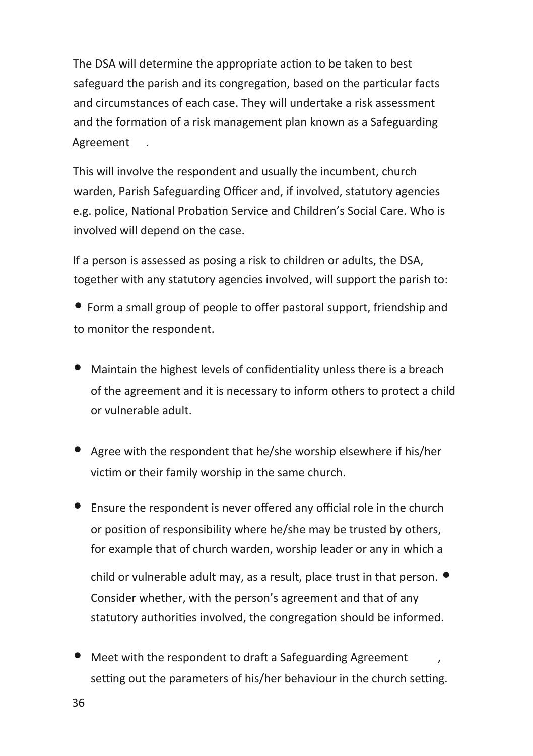The DSA will determine the appropriate action to be taken to best safeguard the parish and its congregation, based on the particular facts and circumstances of each case. They will undertake a risk assessment and the formation of a risk management plan known as a Safeguarding Agreement.

This will involve the respondent and usually the incumbent, church warden, Parish Safeguarding Officer and, if involved, statutory agencies e.g. police, National Probation Service and Children's Social Care. Who is involved will depend on the case.

If a person is assessed as posing a risk to children or adults, the DSA, together with any statutory agencies involved, will support the parish to:

- Form a small group of people to offer pastoral support, friendship and to monitor the respondent.
- Maintain the highest levels of confidentiality unless there is a breach of the agreement and it is necessary to inform others to protect a child or vulnerable adult.
- Agree with the respondent that he/she worship elsewhere if his/her victim or their family worship in the same church.
- Ensure the respondent is never offered any official role in the church or position of responsibility where he/she may be trusted by others, for example that of church warden, worship leader or any in which a child or vulnerable adult may, as a result, place trust in that person.
- Consider whether, with the person's agreement and that of any statutory authorities involved, the congregation should be informed.
- Meet with the respondent to draft a Safeguarding Agreement, setting out the parameters of his/her behaviour in the church setting.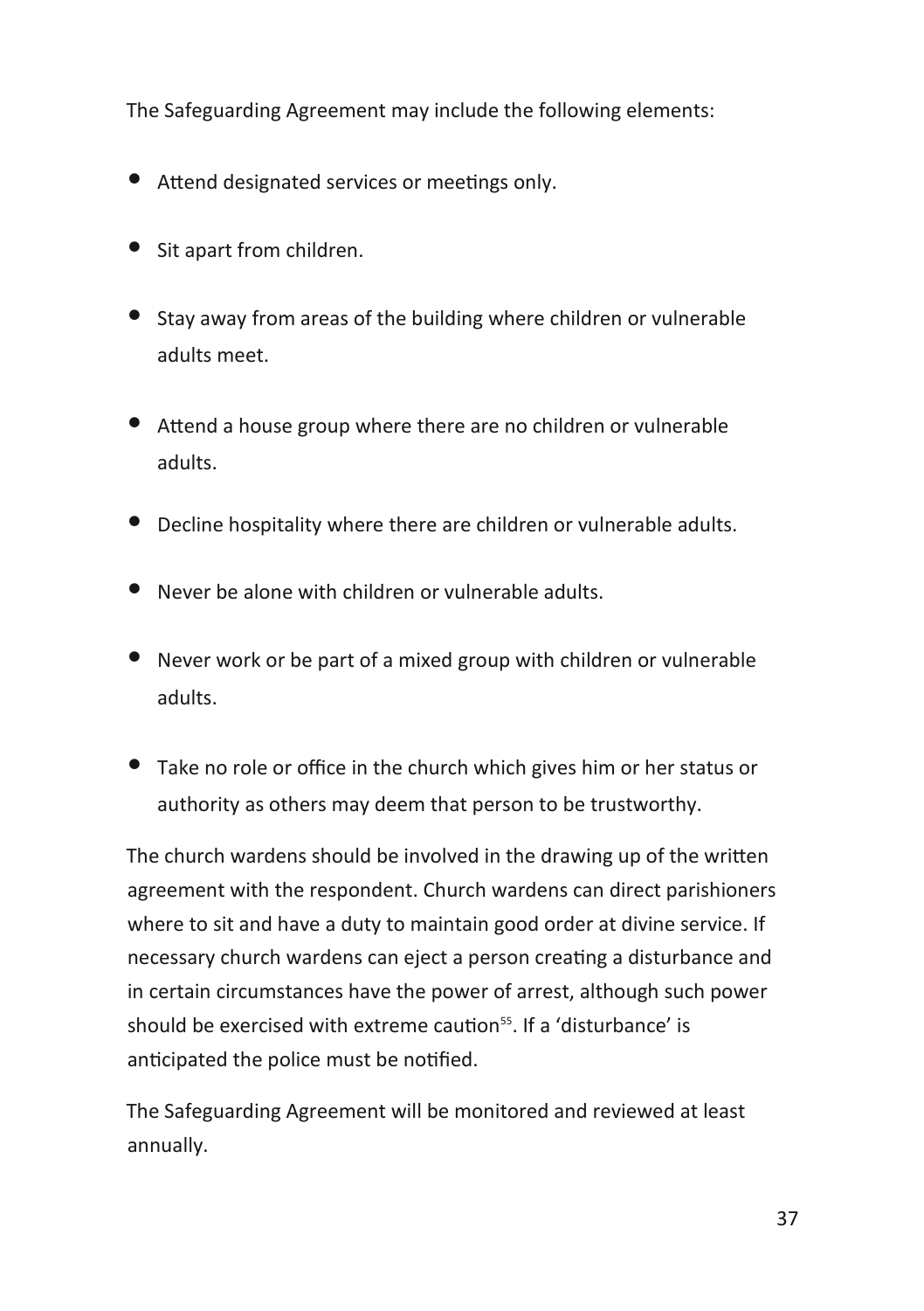The Safeguarding Agreement may include the following elements:

- Attend designated services or meetings only.
- Sit apart from children.
- Stay away from areas of the building where children or vulnerable adults meet.
- Attend a house group where there are no children or vulnerable adults.
- Decline hospitality where there are children or vulnerable adults.
- Never be alone with children or vulnerable adults.
- Never work or be part of a mixed group with children or vulnerable adults.
- Take no role or office in the church which gives him or her status or authority as others may deem that person to be trustworthy.

The church wardens should be involved in the drawing up of the written agreement with the respondent. Church wardens can direct parishioners where to sit and have a duty to maintain good order at divine service. If necessary church wardens can eject a person creating a disturbance and in certain circumstances have the power of arrest, although such power should be exercised with extreme caution[55]. If a 'disturbance' is anticipated the police must be notified.

The Safeguarding Agreement will be monitored and reviewed at least annually.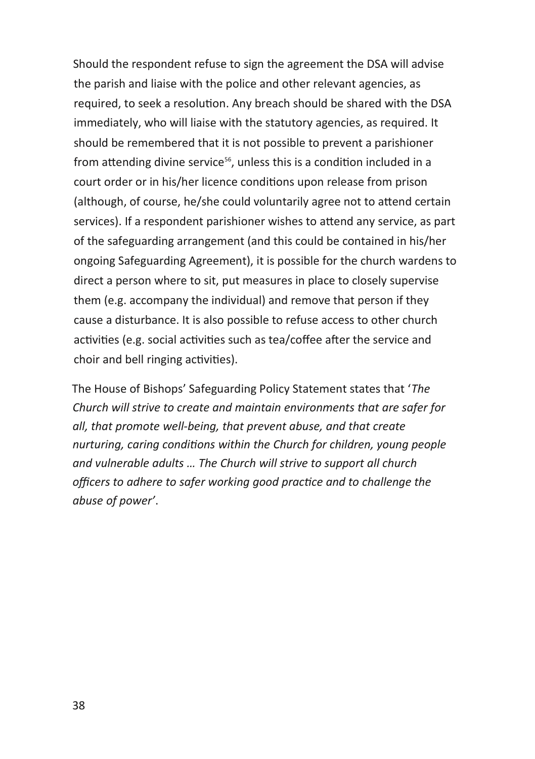Should the respondent refuse to sign the agreement the DSA will advise the parish and liaise with the police and other relevant agencies, as required, to seek a resolution. Any breach should be shared with the DSA immediately, who will liaise with the statutory agencies, as required. It should be remembered that it is not possible to prevent a parishioner from attending divine service[56], unless this is a condition included in a court order or in his/her licence conditions upon release from prison (although, of course, he/she could voluntarily agree not to attend certain services). If a respondent parishioner wishes to attend any service, as part of the safeguarding arrangement (and this could be contained in his/her ongoing Safeguarding Agreement), it is possible for the church wardens to direct a person where to sit, put measures in place to closely supervise them (e.g. accompany the individual) and remove that person if they cause a disturbance. It is also possible to refuse access to other church activities (e.g. social activities such as tea/coffee after the service and choir and bell ringing activities).

The House of Bishops' Safeguarding Policy Statement states that '*The Church will strive to create and maintain environments that are safer for all, that promote well-being, that prevent abuse, and that create nurturing, caring conditions within the Church for children, young people and vulnerable adults … The Church will strive to support all church officers to adhere to safer working good practice and to challenge the abuse of power*'.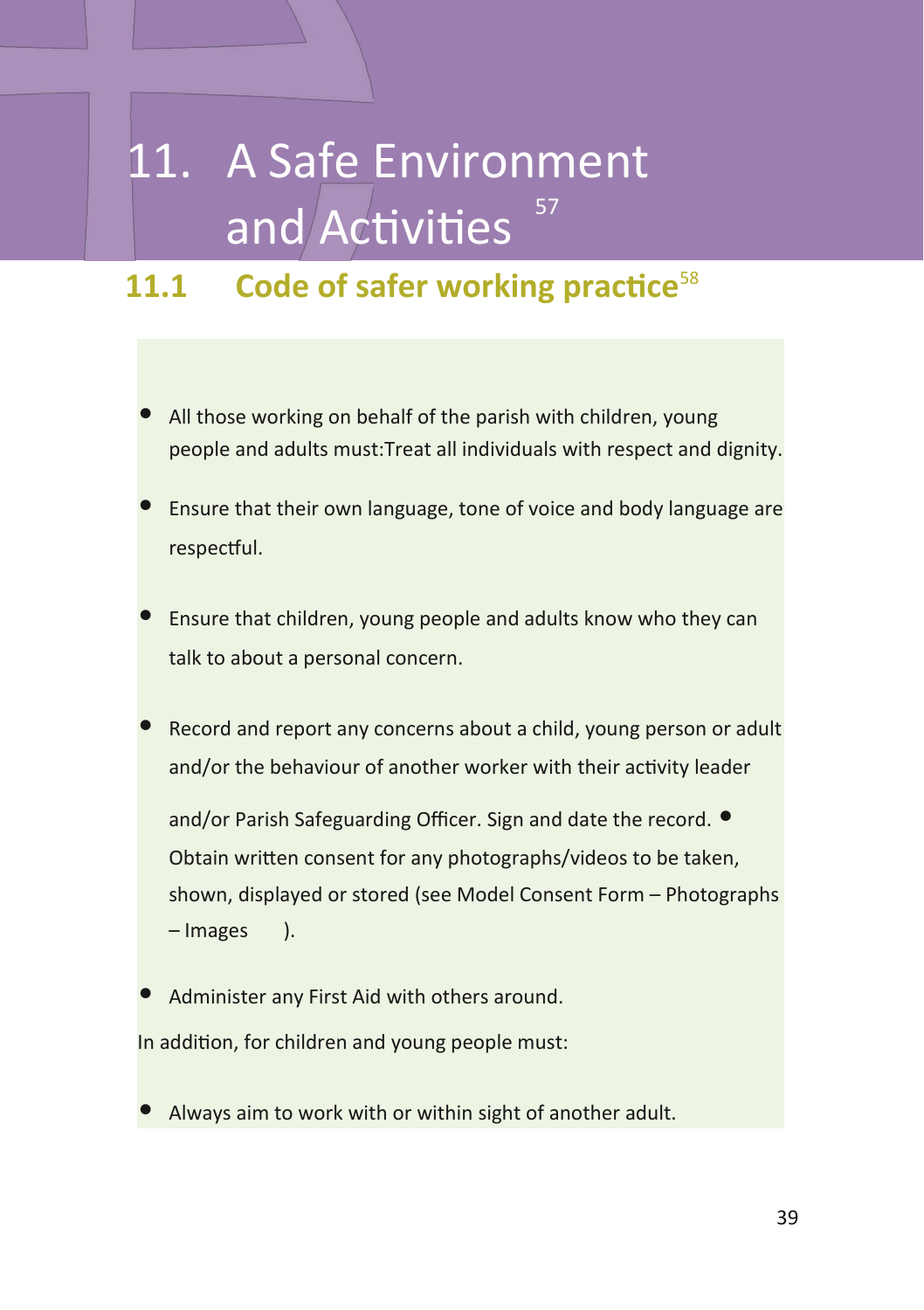# 11. A Safe Environment and Activities[57]

## 11.1 Code of safer working practice[58]

- All those working on behalf of the parish with children, young people and adults must:Treat all individuals with respect and dignity.
- Ensure that their own language, tone of voice and body language are respectful.
- Ensure that children, young people and adults know who they can talk to about a personal concern.
- Record and report any concerns about a child, young person or adult and/or the behaviour of another worker with their activity leader and/or Parish Safeguarding Officer. Sign and date the record.
- Obtain written consent for any photographs/videos to be taken, shown, displayed or stored (see Model Consent Form – Photographs – Images ).
- Administer any First Aid with others around.

In addition, for children and young people must:

- Always aim to work with or within sight of another adult.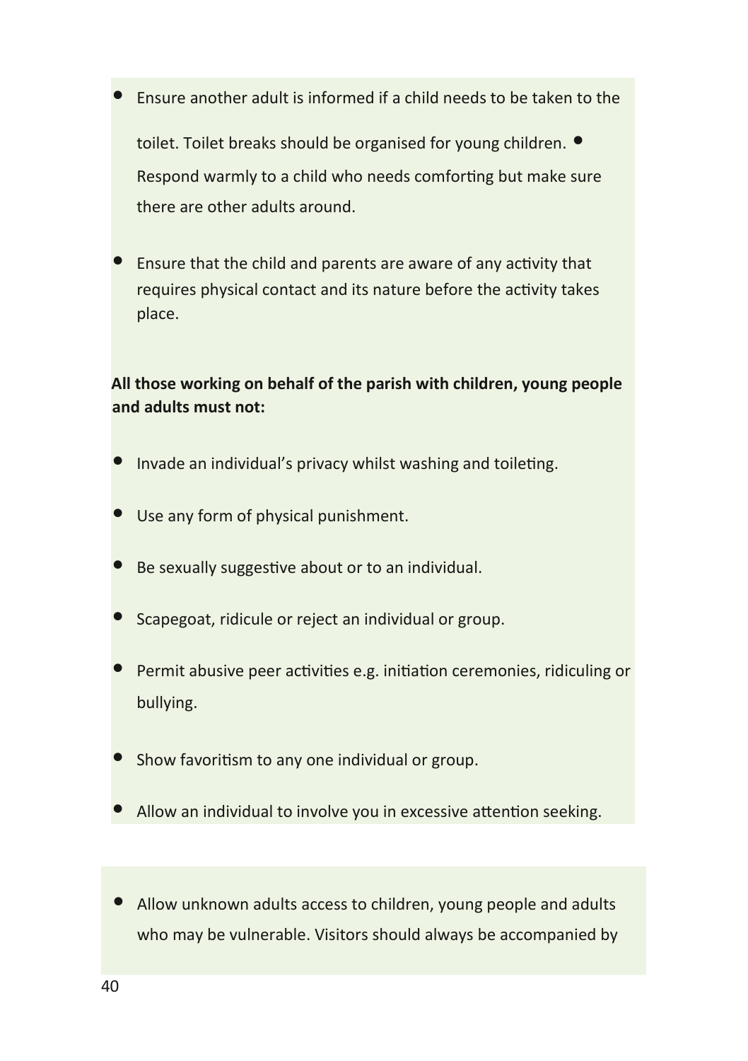- Ensure another adult is informed if a child needs to be taken to the toilet. Toilet breaks should be organised for young children.
- Respond warmly to a child who needs comforting but make sure there are other adults around.
- Ensure that the child and parents are aware of any activity that requires physical contact and its nature before the activity takes place.

**All those working on behalf of the parish with children, young people and adults must not:**

- Invade an individual's privacy whilst washing and toileting.
- Use any form of physical punishment.
- Be sexually suggestive about or to an individual.
- Scapegoat, ridicule or reject an individual or group.
- Permit abusive peer activities e.g. initiation ceremonies, ridiculing or bullying.
- Show favoritism to any one individual or group.
- Allow an individual to involve you in excessive attention seeking.

- Allow unknown adults access to children, young people and adults who may be vulnerable. Visitors should always be accompanied by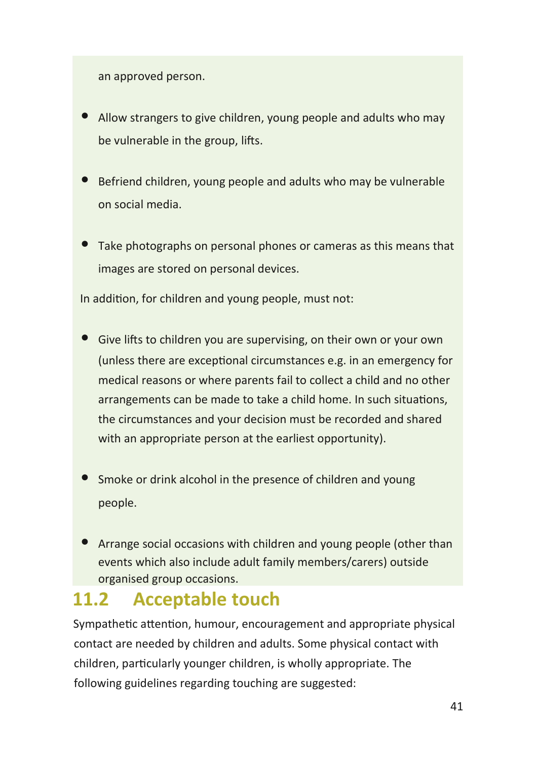an approved person.

- Allow strangers to give children, young people and adults who may be vulnerable in the group, lifts.
- Befriend children, young people and adults who may be vulnerable on social media.
- Take photographs on personal phones or cameras as this means that images are stored on personal devices.

In addition, for children and young people, must not:

- Give lifts to children you are supervising, on their own or your own (unless there are exceptional circumstances e.g. in an emergency for medical reasons or where parents fail to collect a child and no other arrangements can be made to take a child home. In such situations, the circumstances and your decision must be recorded and shared with an appropriate person at the earliest opportunity).
- Smoke or drink alcohol in the presence of children and young people.
- Arrange social occasions with children and young people (other than events which also include adult family members/carers) outside organised group occasions.

## 11.2 Acceptable touch

Sympathetic attention, humour, encouragement and appropriate physical contact are needed by children and adults. Some physical contact with children, particularly younger children, is wholly appropriate. The following guidelines regarding touching are suggested: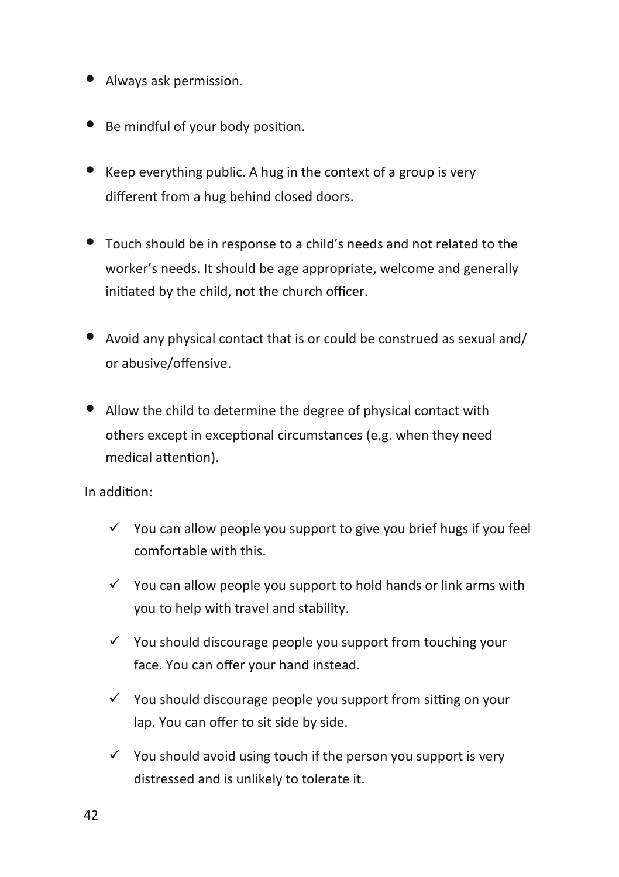- Always ask permission.
- Be mindful of your body position.
- Keep everything public. A hug in the context of a group is very different from a hug behind closed doors.
- Touch should be in response to a child's needs and not related to the worker's needs. It should be age appropriate, welcome and generally initiated by the child, not the church officer.
- Avoid any physical contact that is or could be construed as sexual and/ or abusive/offensive.
- Allow the child to determine the degree of physical contact with others except in exceptional circumstances (e.g. when they need medical attention).

In addition:

- ✓ You can allow people you support to give you brief hugs if you feel comfortable with this.
- ✓ You can allow people you support to hold hands or link arms with you to help with travel and stability.
- ✓ You should discourage people you support from touching your face. You can offer your hand instead.
- ✓ You should discourage people you support from sitting on your lap. You can offer to sit side by side.
- ✓ You should avoid using touch if the person you support is very distressed and is unlikely to tolerate it.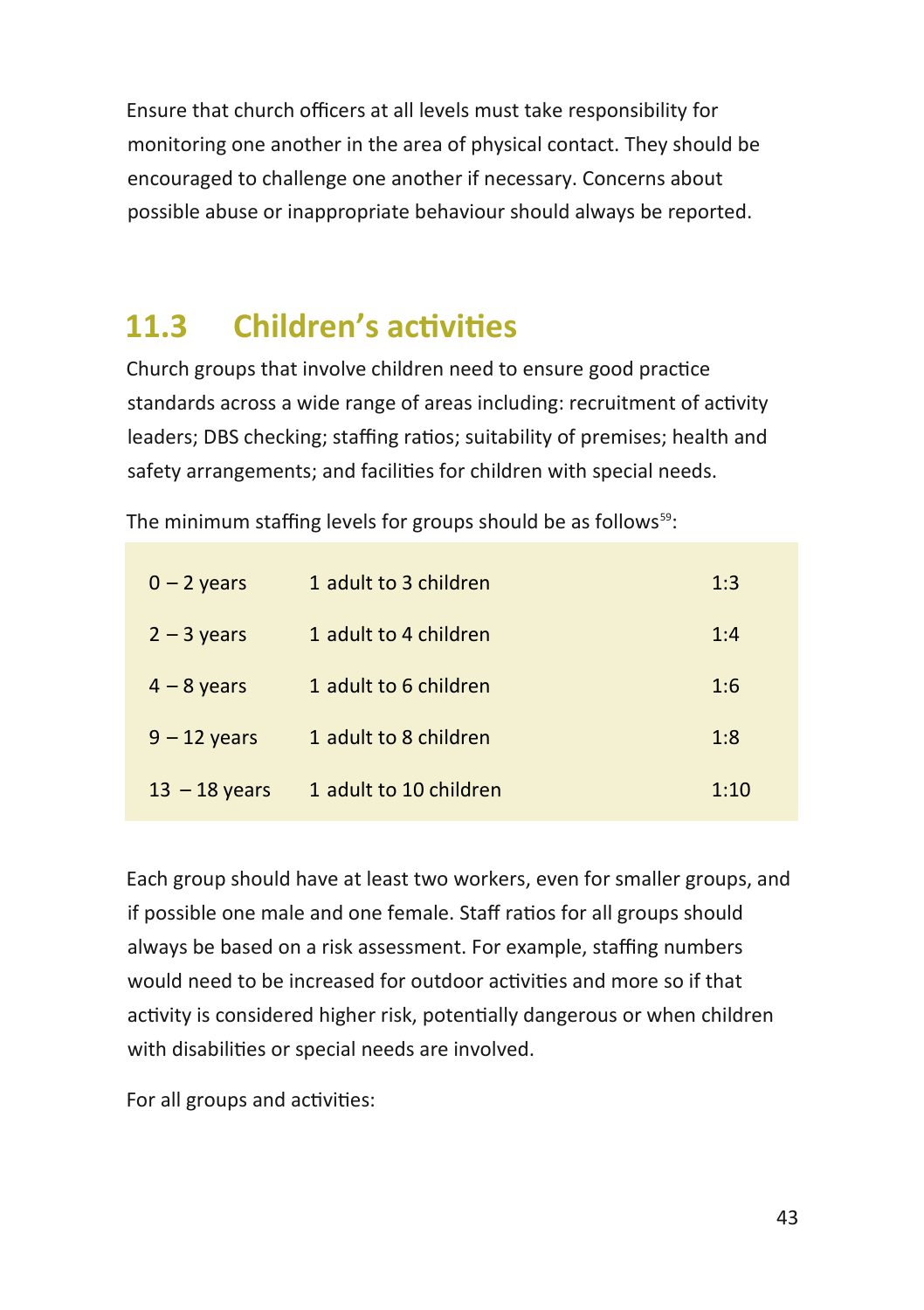Ensure that church officers at all levels must take responsibility for monitoring one another in the area of physical contact. They should be encouraged to challenge one another if necessary. Concerns about possible abuse or inappropriate behaviour should always be reported.

## 11.3 Children's activities

Church groups that involve children need to ensure good practice standards across a wide range of areas including: recruitment of activity leaders; DBS checking; staffing ratios; suitability of premises; health and safety arrangements; and facilities for children with special needs.

The minimum staffing levels for groups should be as follows[59]:

| | | |
|---|---|---|
| 0 – 2 years | 1 adult to 3 children | 1:3 |
| 2 – 3 years | 1 adult to 4 children | 1:4 |
| 4 – 8 years | 1 adult to 6 children | 1:6 |
| 9 – 12 years | 1 adult to 8 children | 1:8 |
| 13 – 18 years | 1 adult to 10 children | 1:10 |

Each group should have at least two workers, even for smaller groups, and if possible one male and one female. Staff ratios for all groups should always be based on a risk assessment. For example, staffing numbers would need to be increased for outdoor activities and more so if that activity is considered higher risk, potentially dangerous or when children with disabilities or special needs are involved.

For all groups and activities: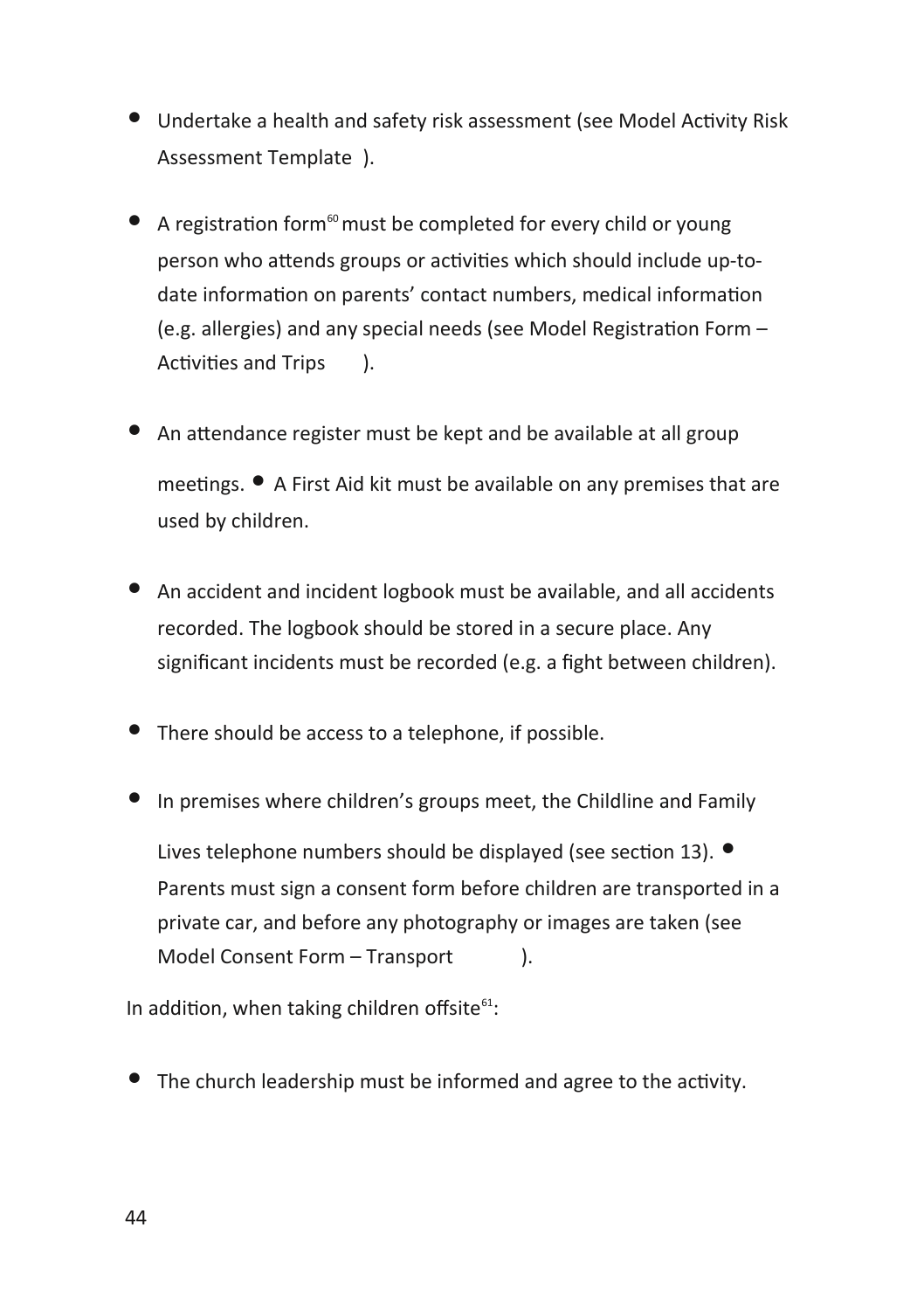- Undertake a health and safety risk assessment (see Model Activity Risk Assessment Template ).

- A registration form[60] must be completed for every child or young person who attends groups or activities which should include up-to-date information on parents' contact numbers, medical information (e.g. allergies) and any special needs (see Model Registration Form – Activities and Trips ).

- An attendance register must be kept and be available at all group meetings.

- A First Aid kit must be available on any premises that are used by children.

- An accident and incident logbook must be available, and all accidents recorded. The logbook should be stored in a secure place. Any significant incidents must be recorded (e.g. a fight between children).

- There should be access to a telephone, if possible.

- In premises where children's groups meet, the Childline and Family Lives telephone numbers should be displayed (see section 13).

- Parents must sign a consent form before children are transported in a private car, and before any photography or images are taken (see Model Consent Form – Transport ).

In addition, when taking children offsite[61]:

- The church leadership must be informed and agree to the activity.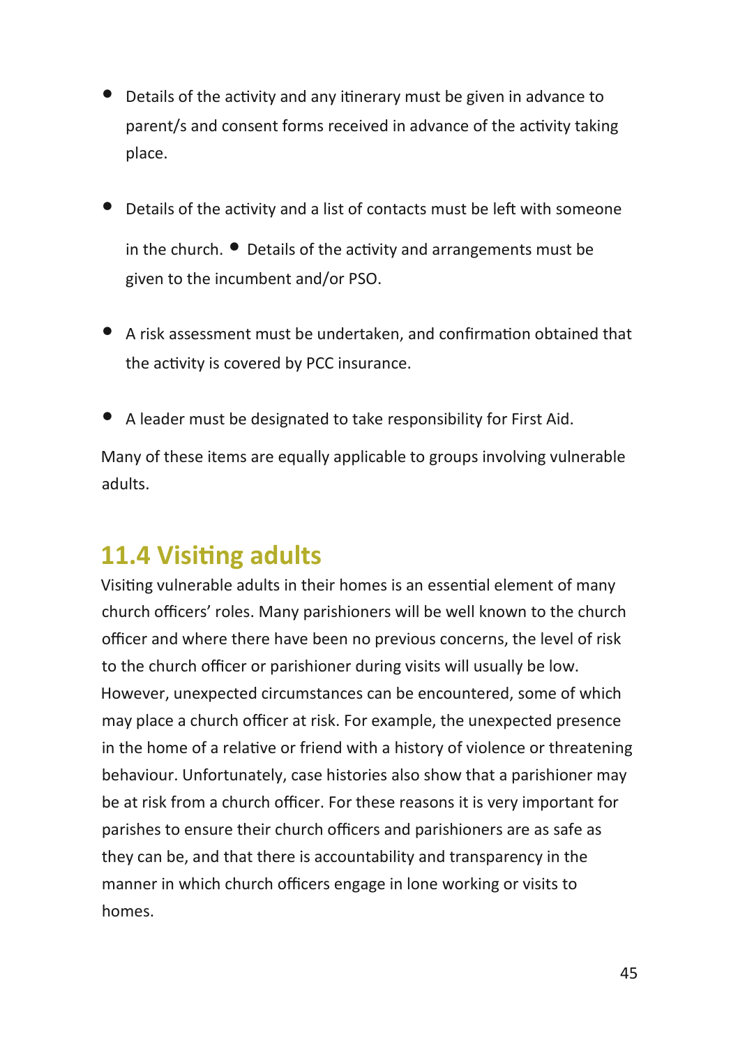- Details of the activity and any itinerary must be given in advance to parent/s and consent forms received in advance of the activity taking place.
- Details of the activity and a list of contacts must be left with someone in the church.
- Details of the activity and arrangements must be given to the incumbent and/or PSO.
- A risk assessment must be undertaken, and confirmation obtained that the activity is covered by PCC insurance.
- A leader must be designated to take responsibility for First Aid.

Many of these items are equally applicable to groups involving vulnerable adults.

## 11.4 Visiting adults

Visiting vulnerable adults in their homes is an essential element of many church officers' roles. Many parishioners will be well known to the church officer and where there have been no previous concerns, the level of risk to the church officer or parishioner during visits will usually be low. However, unexpected circumstances can be encountered, some of which may place a church officer at risk. For example, the unexpected presence in the home of a relative or friend with a history of violence or threatening behaviour. Unfortunately, case histories also show that a parishioner may be at risk from a church officer. For these reasons it is very important for parishes to ensure their church officers and parishioners are as safe as they can be, and that there is accountability and transparency in the manner in which church officers engage in lone working or visits to homes.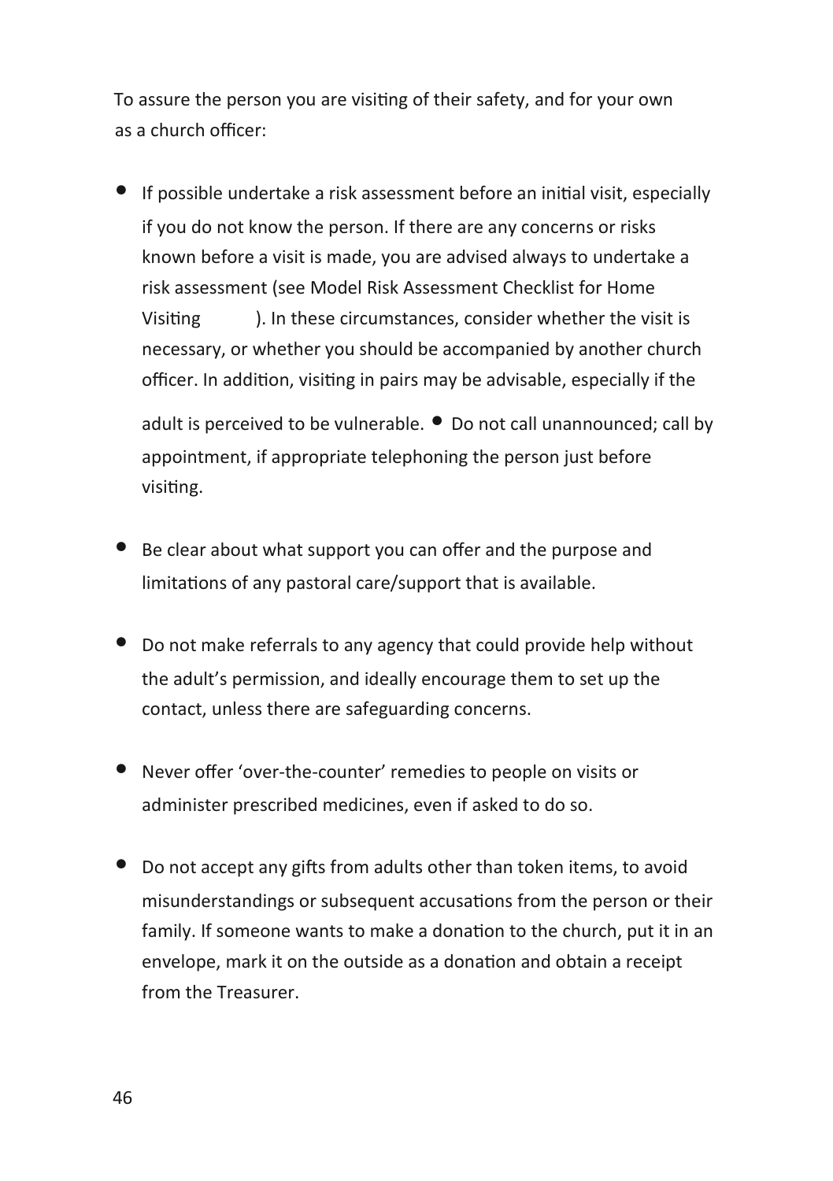To assure the person you are visiting of their safety, and for your own as a church officer:

- If possible undertake a risk assessment before an initial visit, especially if you do not know the person. If there are any concerns or risks known before a visit is made, you are advised always to undertake a risk assessment (see Model Risk Assessment Checklist for Home Visiting ). In these circumstances, consider whether the visit is necessary, or whether you should be accompanied by another church officer. In addition, visiting in pairs may be advisable, especially if the adult is perceived to be vulnerable.
- Do not call unannounced; call by appointment, if appropriate telephoning the person just before visiting.
- Be clear about what support you can offer and the purpose and limitations of any pastoral care/support that is available.
- Do not make referrals to any agency that could provide help without the adult's permission, and ideally encourage them to set up the contact, unless there are safeguarding concerns.
- Never offer 'over-the-counter' remedies to people on visits or administer prescribed medicines, even if asked to do so.
- Do not accept any gifts from adults other than token items, to avoid misunderstandings or subsequent accusations from the person or their family. If someone wants to make a donation to the church, put it in an envelope, mark it on the outside as a donation and obtain a receipt from the Treasurer.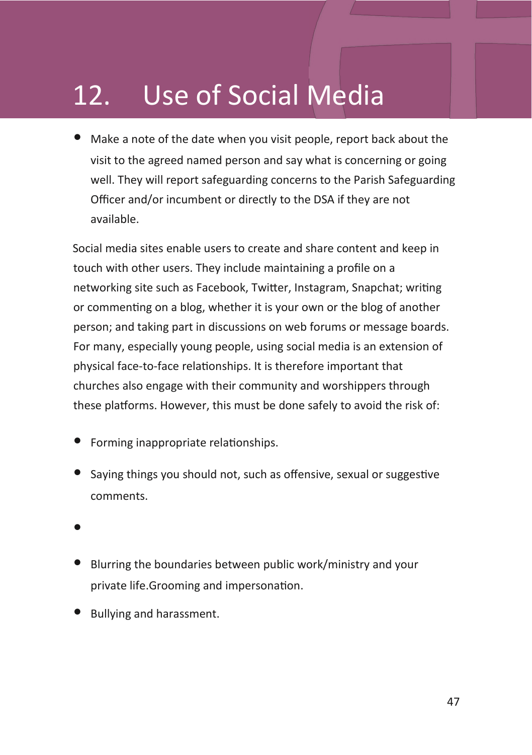# 12. Use of Social Media

- Make a note of the date when you visit people, report back about the visit to the agreed named person and say what is concerning or going well. They will report safeguarding concerns to the Parish Safeguarding Officer and/or incumbent or directly to the DSA if they are not available.

Social media sites enable users to create and share content and keep in touch with other users. They include maintaining a profile on a networking site such as Facebook, Twitter, Instagram, Snapchat; writing or commenting on a blog, whether it is your own or the blog of another person; and taking part in discussions on web forums or message boards. For many, especially young people, using social media is an extension of physical face-to-face relationships. It is therefore important that churches also engage with their community and worshippers through these platforms. However, this must be done safely to avoid the risk of:

- Forming inappropriate relationships.
- Saying things you should not, such as offensive, sexual or suggestive comments.
- 
- Blurring the boundaries between public work/ministry and your private life.Grooming and impersonation.
- Bullying and harassment.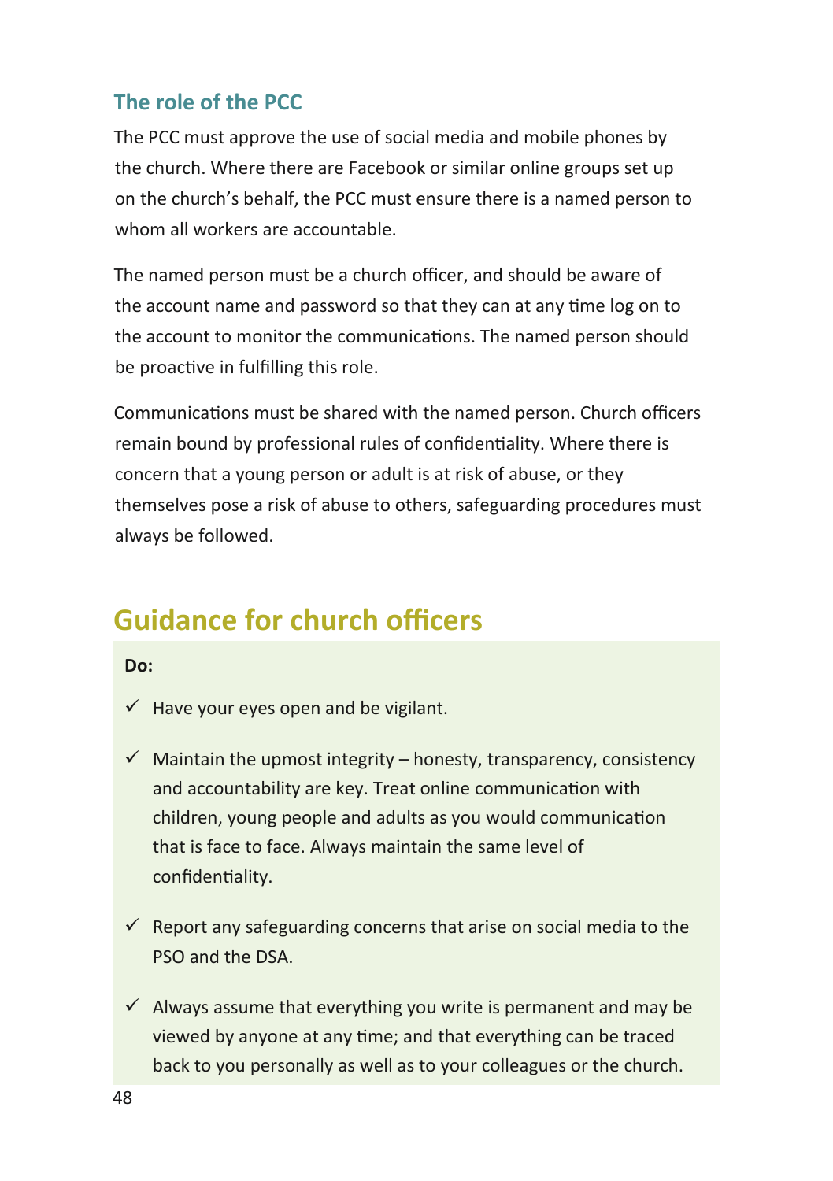### The role of the PCC

The PCC must approve the use of social media and mobile phones by the church. Where there are Facebook or similar online groups set up on the church's behalf, the PCC must ensure there is a named person to whom all workers are accountable.

The named person must be a church officer, and should be aware of the account name and password so that they can at any time log on to the account to monitor the communications. The named person should be proactive in fulfilling this role.

Communications must be shared with the named person. Church officers remain bound by professional rules of confidentiality. Where there is concern that a young person or adult is at risk of abuse, or they themselves pose a risk of abuse to others, safeguarding procedures must always be followed.

## Guidance for church officers

**Do:**

- ✓ Have your eyes open and be vigilant.
- ✓ Maintain the upmost integrity – honesty, transparency, consistency and accountability are key. Treat online communication with children, young people and adults as you would communication that is face to face. Always maintain the same level of confidentiality.
- ✓ Report any safeguarding concerns that arise on social media to the PSO and the DSA.
- ✓ Always assume that everything you write is permanent and may be viewed by anyone at any time; and that everything can be traced back to you personally as well as to your colleagues or the church.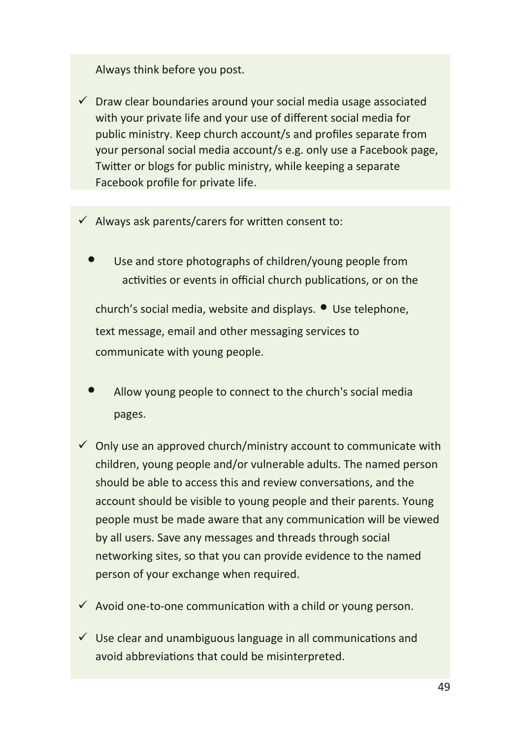Always think before you post.

- ✓ Draw clear boundaries around your social media usage associated with your private life and your use of different social media for public ministry. Keep church account/s and profiles separate from your personal social media account/s e.g. only use a Facebook page, Twitter or blogs for public ministry, while keeping a separate Facebook profile for private life.

- ✓ Always ask parents/carers for written consent to:
  - Use and store photographs of children/young people from activities or events in official church publications, or on the church's social media, website and displays.
  - Use telephone, text message, email and other messaging services to communicate with young people.
  - Allow young people to connect to the church's social media pages.

- ✓ Only use an approved church/ministry account to communicate with children, young people and/or vulnerable adults. The named person should be able to access this and review conversations, and the account should be visible to young people and their parents. Young people must be made aware that any communication will be viewed by all users. Save any messages and threads through social networking sites, so that you can provide evidence to the named person of your exchange when required.

- ✓ Avoid one-to-one communication with a child or young person.

- ✓ Use clear and unambiguous language in all communications and avoid abbreviations that could be misinterpreted.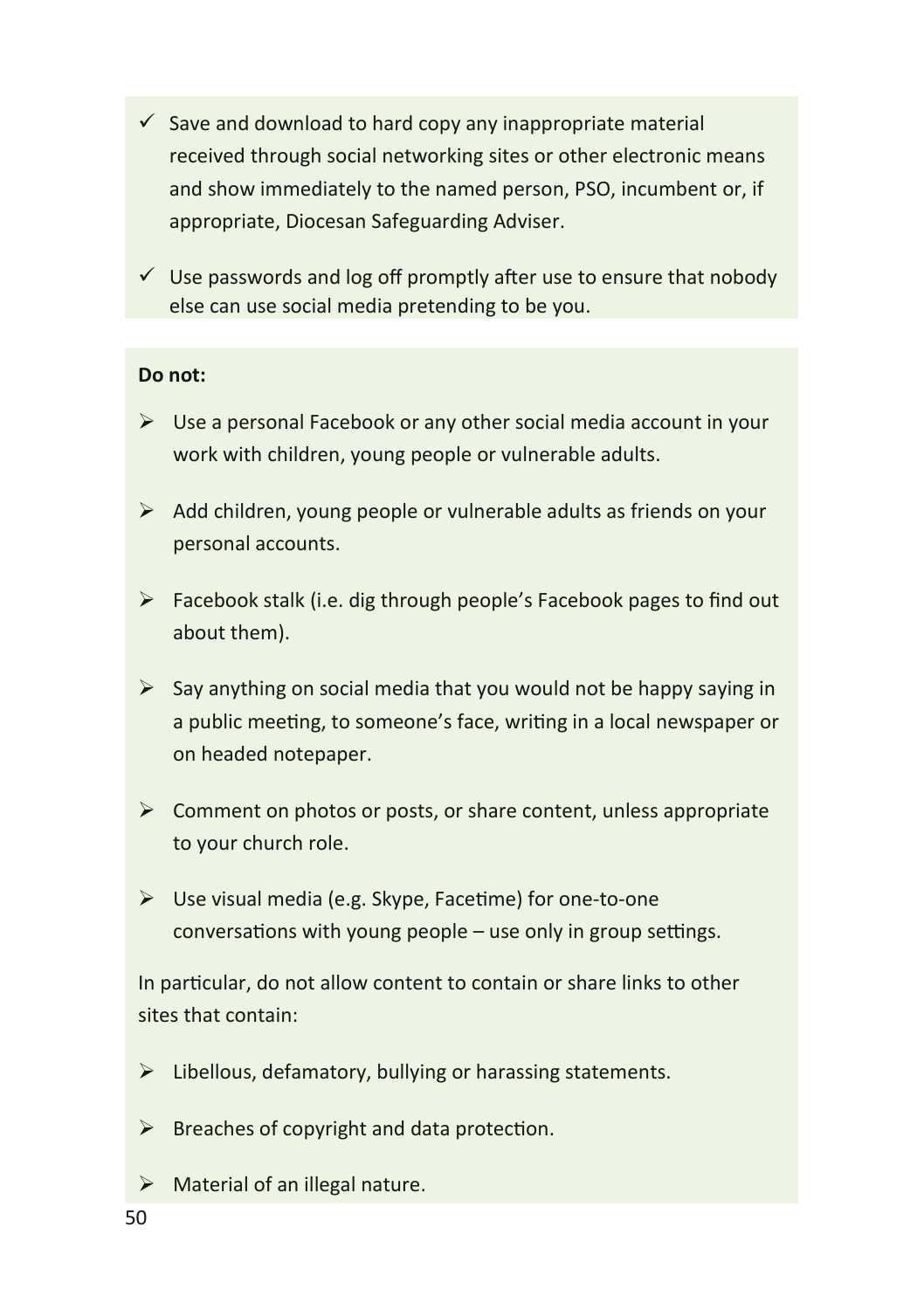- ✓ Save and download to hard copy any inappropriate material received through social networking sites or other electronic means and show immediately to the named person, PSO, incumbent or, if appropriate, Diocesan Safeguarding Adviser.
- ✓ Use passwords and log off promptly after use to ensure that nobody else can use social media pretending to be you.

**Do not:**

- Use a personal Facebook or any other social media account in your work with children, young people or vulnerable adults.
- Add children, young people or vulnerable adults as friends on your personal accounts.
- Facebook stalk (i.e. dig through people's Facebook pages to find out about them).
- Say anything on social media that you would not be happy saying in a public meeting, to someone's face, writing in a local newspaper or on headed notepaper.
- Comment on photos or posts, or share content, unless appropriate to your church role.
- Use visual media (e.g. Skype, Facetime) for one-to-one conversations with young people – use only in group settings.

In particular, do not allow content to contain or share links to other sites that contain:

- Libellous, defamatory, bullying or harassing statements.
- Breaches of copyright and data protection.
- Material of an illegal nature.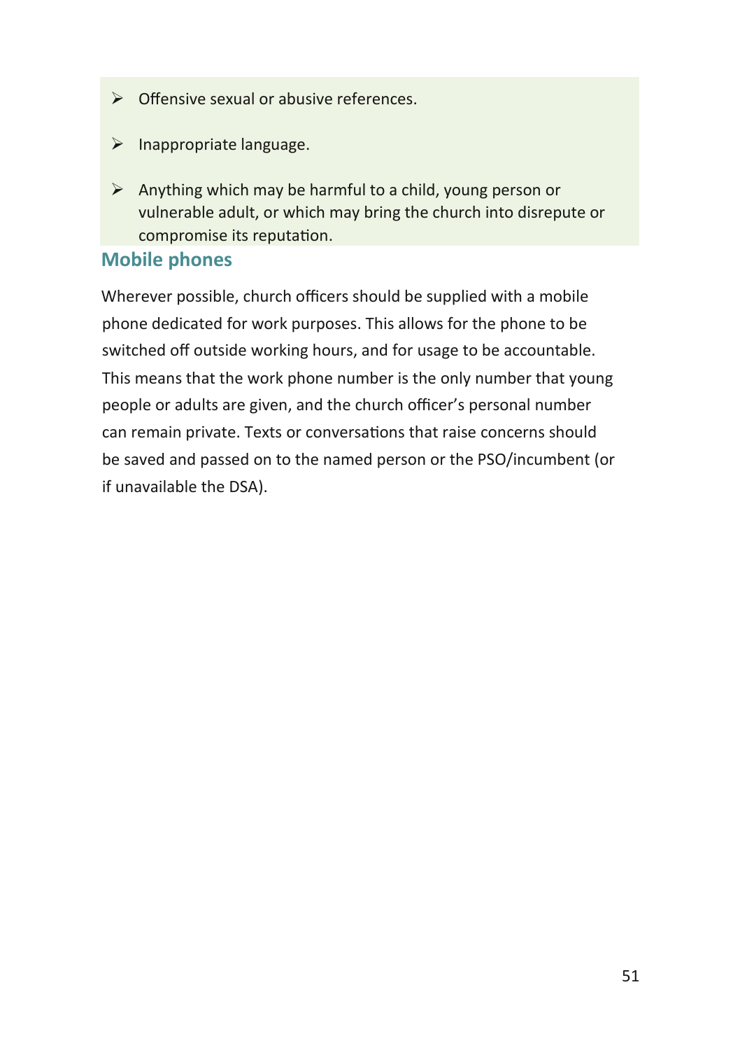- Offensive sexual or abusive references.
- Inappropriate language.
- Anything which may be harmful to a child, young person or vulnerable adult, or which may bring the church into disrepute or compromise its reputation.

## Mobile phones

Wherever possible, church officers should be supplied with a mobile phone dedicated for work purposes. This allows for the phone to be switched off outside working hours, and for usage to be accountable. This means that the work phone number is the only number that young people or adults are given, and the church officer's personal number can remain private. Texts or conversations that raise concerns should be saved and passed on to the named person or the PSO/incumbent (or if unavailable the DSA).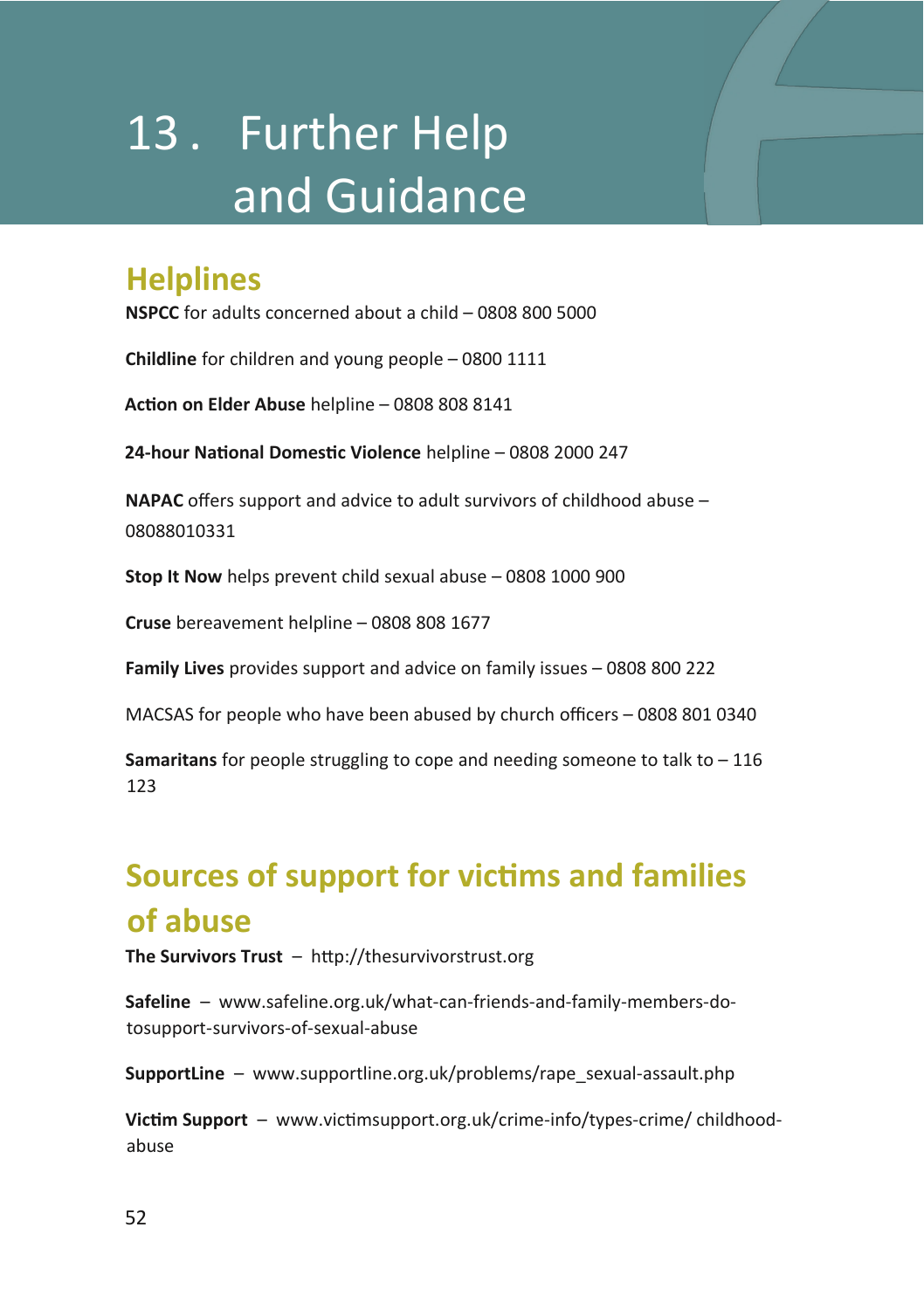# 13. Further Help and Guidance

## Helplines

**NSPCC** for adults concerned about a child – 0808 800 5000

**Childline** for children and young people – 0800 1111

**Action on Elder Abuse** helpline – 0808 808 8141

**24-hour National Domestic Violence** helpline – 0808 2000 247

**NAPAC** offers support and advice to adult survivors of childhood abuse – 08088010331

**Stop It Now** helps prevent child sexual abuse – 0808 1000 900

**Cruse** bereavement helpline – 0808 808 1677

**Family Lives** provides support and advice on family issues – 0808 800 222

MACSAS for people who have been abused by church officers – 0808 801 0340

**Samaritans** for people struggling to cope and needing someone to talk to – 116 123

## Sources of support for victims and families of abuse

**The Survivors Trust** – http://thesurvivorstrust.org

**Safeline** – www.safeline.org.uk/what-can-friends-and-family-members-do-tosupport-survivors-of-sexual-abuse

**SupportLine** – www.supportline.org.uk/problems/rape_sexual-assault.php

**Victim Support** – www.victimsupport.org.uk/crime-info/types-crime/ childhood-abuse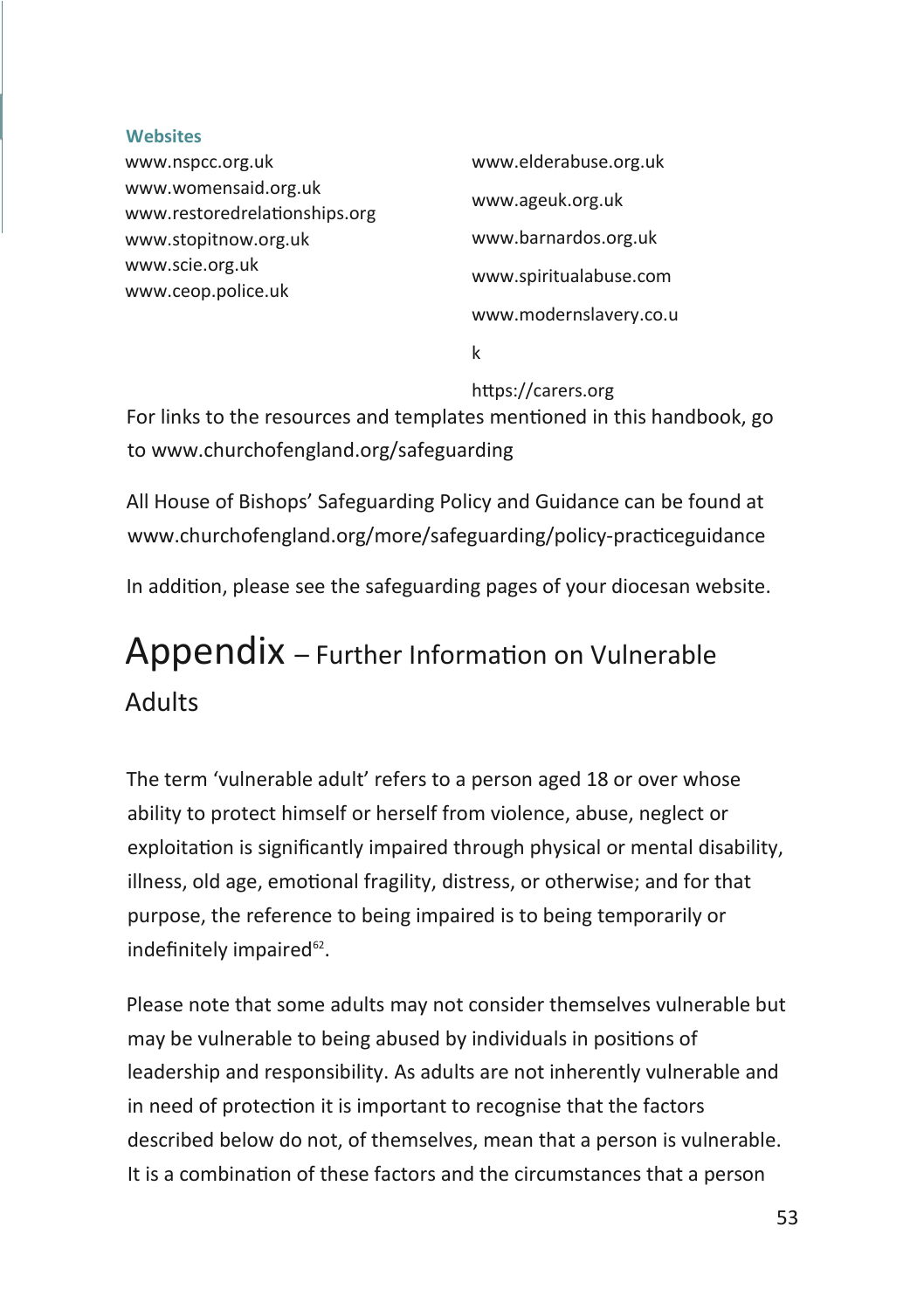**Websites**

www.nspcc.org.uk
www.womensaid.org.uk
www.restoredrelationships.org
www.stopitnow.org.uk
www.scie.org.uk
www.ceop.police.uk

www.elderabuse.org.uk
www.ageuk.org.uk
www.barnardos.org.uk
www.spiritualabuse.com
www.modernslavery.co.uk
https://carers.org

For links to the resources and templates mentioned in this handbook, go to www.churchofengland.org/safeguarding

All House of Bishops' Safeguarding Policy and Guidance can be found at www.churchofengland.org/more/safeguarding/policy-practiceguidance

In addition, please see the safeguarding pages of your diocesan website.

# Appendix – Further Information on Vulnerable Adults

The term 'vulnerable adult' refers to a person aged 18 or over whose ability to protect himself or herself from violence, abuse, neglect or exploitation is significantly impaired through physical or mental disability, illness, old age, emotional fragility, distress, or otherwise; and for that purpose, the reference to being impaired is to being temporarily or indefinitely impaired[62].

Please note that some adults may not consider themselves vulnerable but may be vulnerable to being abused by individuals in positions of leadership and responsibility. As adults are not inherently vulnerable and in need of protection it is important to recognise that the factors described below do not, of themselves, mean that a person is vulnerable. It is a combination of these factors and the circumstances that a person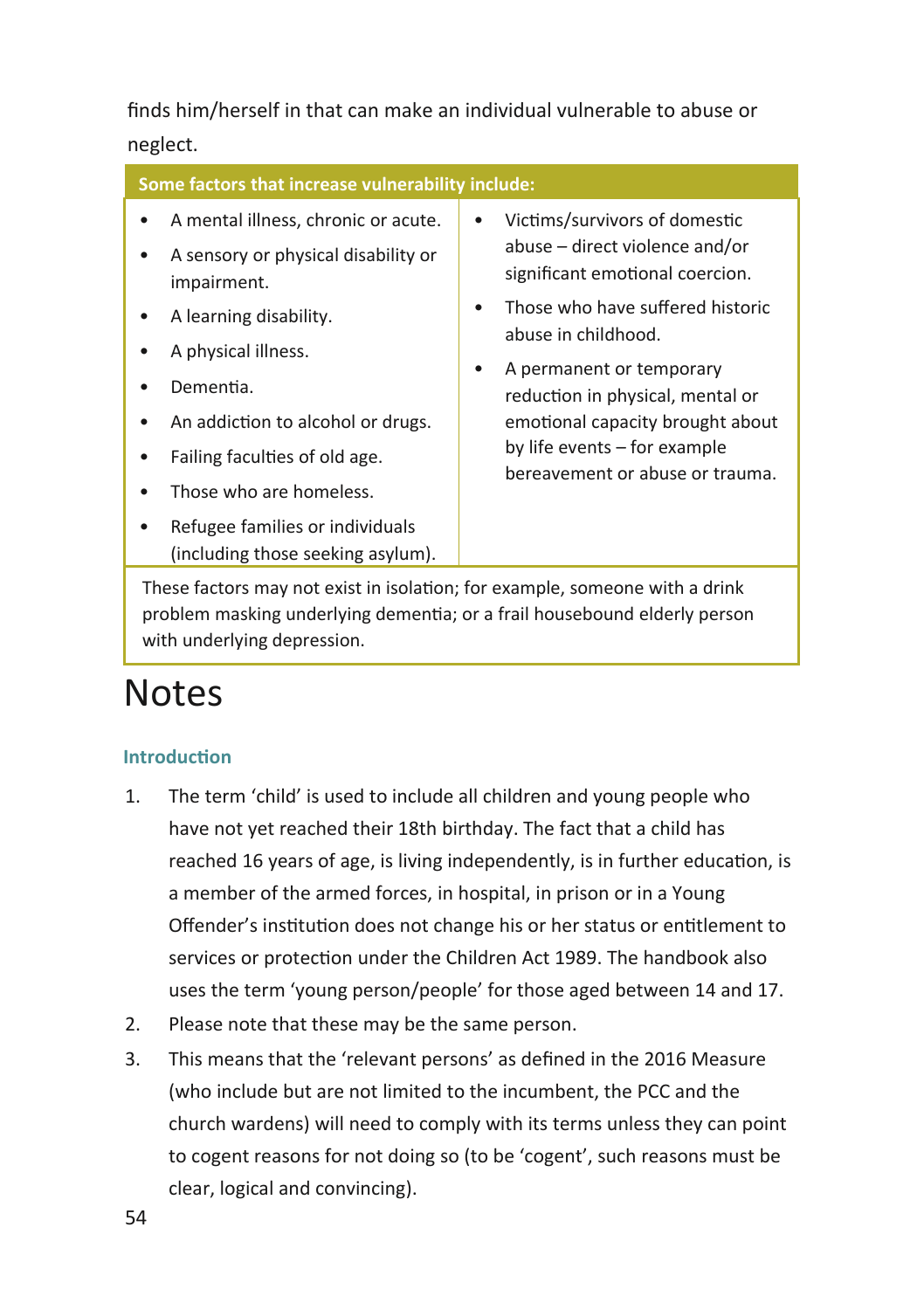finds him/herself in that can make an individual vulnerable to abuse or neglect.

**Some factors that increase vulnerability include:**

- A mental illness, chronic or acute.
- A sensory or physical disability or impairment.
- A learning disability.
- A physical illness.
- Dementia.
- An addiction to alcohol or drugs.
- Failing faculties of old age.
- Those who are homeless.
- Refugee families or individuals (including those seeking asylum).
- Victims/survivors of domestic abuse – direct violence and/or significant emotional coercion.
- Those who have suffered historic abuse in childhood.
- A permanent or temporary reduction in physical, mental or emotional capacity brought about by life events – for example bereavement or abuse or trauma.

These factors may not exist in isolation; for example, someone with a drink problem masking underlying dementia; or a frail housebound elderly person with underlying depression.

# Notes

### Introduction

1. The term 'child' is used to include all children and young people who have not yet reached their 18th birthday. The fact that a child has reached 16 years of age, is living independently, is in further education, is a member of the armed forces, in hospital, in prison or in a Young Offender's institution does not change his or her status or entitlement to services or protection under the Children Act 1989. The handbook also uses the term 'young person/people' for those aged between 14 and 17.
2. Please note that these may be the same person.
3. This means that the 'relevant persons' as defined in the 2016 Measure (who include but are not limited to the incumbent, the PCC and the church wardens) will need to comply with its terms unless they can point to cogent reasons for not doing so (to be 'cogent', such reasons must be clear, logical and convincing).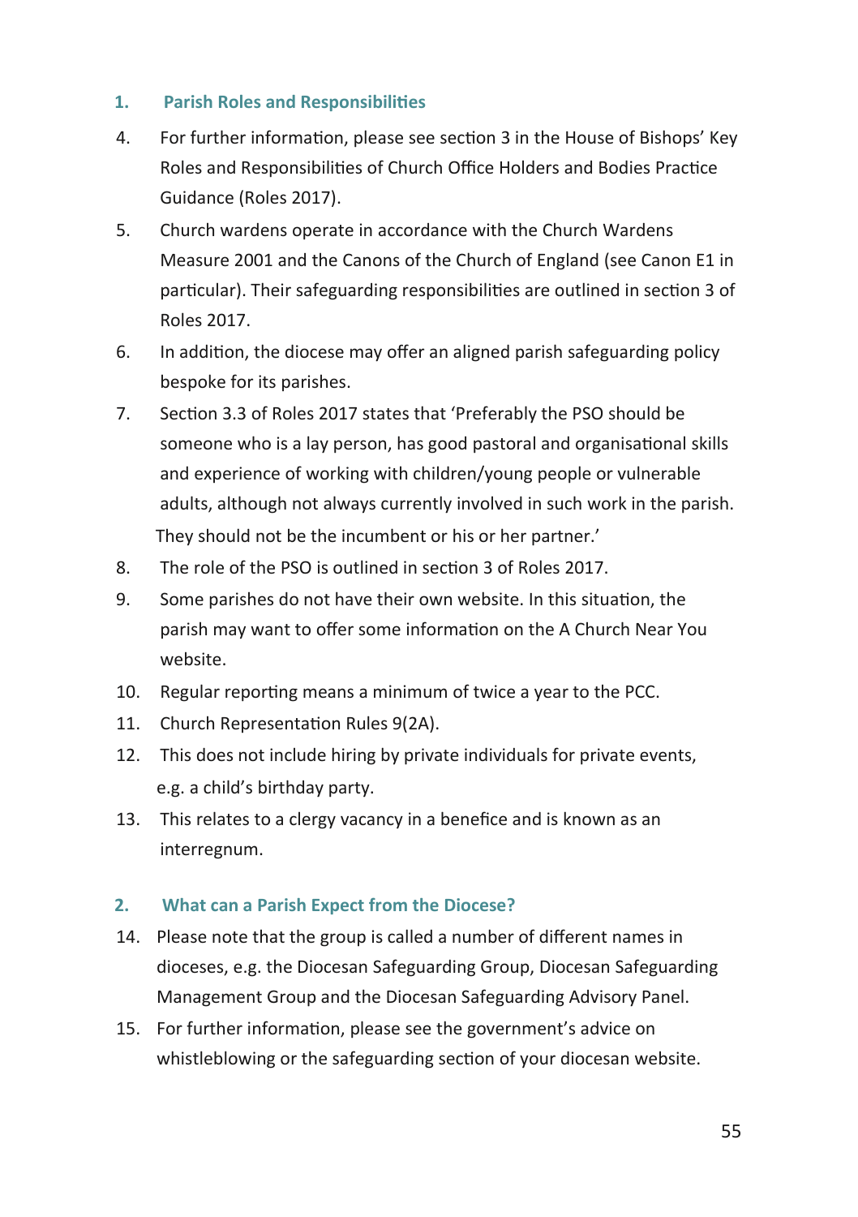## 1. Parish Roles and Responsibilities

4. For further information, please see section 3 in the House of Bishops' Key Roles and Responsibilities of Church Office Holders and Bodies Practice Guidance (Roles 2017).

5. Church wardens operate in accordance with the Church Wardens Measure 2001 and the Canons of the Church of England (see Canon E1 in particular). Their safeguarding responsibilities are outlined in section 3 of Roles 2017.

6. In addition, the diocese may offer an aligned parish safeguarding policy bespoke for its parishes.

7. Section 3.3 of Roles 2017 states that 'Preferably the PSO should be someone who is a lay person, has good pastoral and organisational skills and experience of working with children/young people or vulnerable adults, although not always currently involved in such work in the parish. They should not be the incumbent or his or her partner.'

8. The role of the PSO is outlined in section 3 of Roles 2017.

9. Some parishes do not have their own website. In this situation, the parish may want to offer some information on the A Church Near You website.

10. Regular reporting means a minimum of twice a year to the PCC.

11. Church Representation Rules 9(2A).

12. This does not include hiring by private individuals for private events, e.g. a child's birthday party.

13. This relates to a clergy vacancy in a benefice and is known as an interregnum.

## 2. What can a Parish Expect from the Diocese?

14. Please note that the group is called a number of different names in dioceses, e.g. the Diocesan Safeguarding Group, Diocesan Safeguarding Management Group and the Diocesan Safeguarding Advisory Panel.

15. For further information, please see the government's advice on whistleblowing or the safeguarding section of your diocesan website.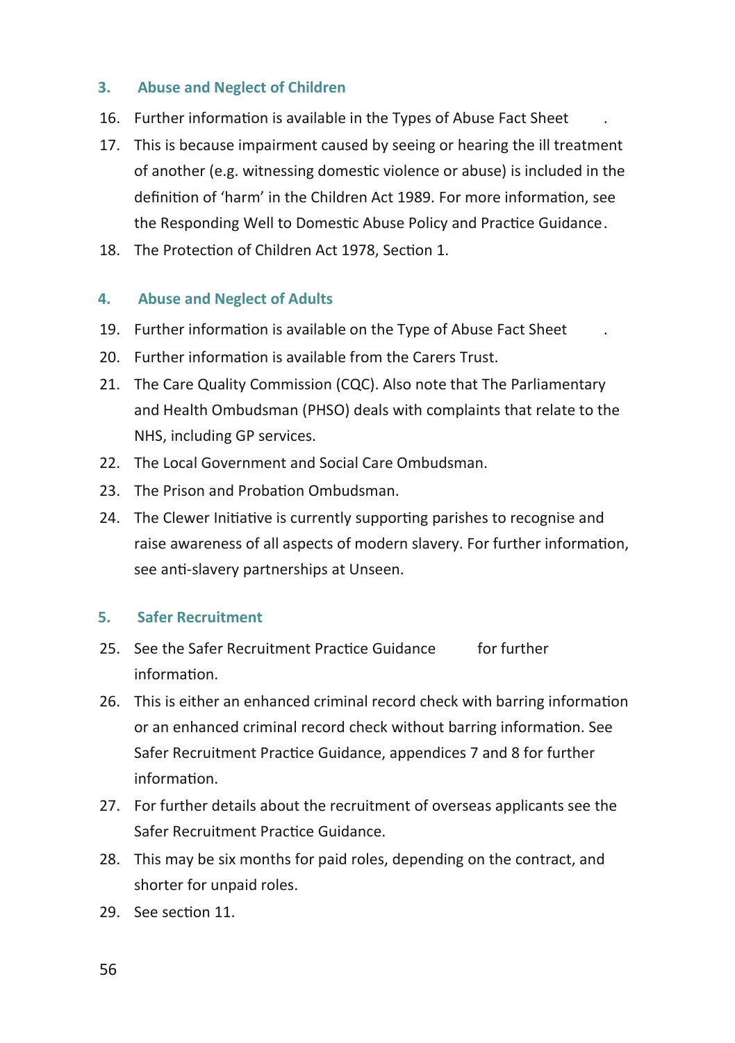### 3. Abuse and Neglect of Children

16. Further information is available in the Types of Abuse Fact Sheet .
17. This is because impairment caused by seeing or hearing the ill treatment of another (e.g. witnessing domestic violence or abuse) is included in the definition of 'harm' in the Children Act 1989. For more information, see the Responding Well to Domestic Abuse Policy and Practice Guidance.
18. The Protection of Children Act 1978, Section 1.

### 4. Abuse and Neglect of Adults

19. Further information is available on the Type of Abuse Fact Sheet .
20. Further information is available from the Carers Trust.
21. The Care Quality Commission (CQC). Also note that The Parliamentary and Health Ombudsman (PHSO) deals with complaints that relate to the NHS, including GP services.
22. The Local Government and Social Care Ombudsman.
23. The Prison and Probation Ombudsman.
24. The Clewer Initiative is currently supporting parishes to recognise and raise awareness of all aspects of modern slavery. For further information, see anti-slavery partnerships at Unseen.

### 5. Safer Recruitment

25. See the Safer Recruitment Practice Guidance for further information.
26. This is either an enhanced criminal record check with barring information or an enhanced criminal record check without barring information. See Safer Recruitment Practice Guidance, appendices 7 and 8 for further information.
27. For further details about the recruitment of overseas applicants see the Safer Recruitment Practice Guidance.
28. This may be six months for paid roles, depending on the contract, and shorter for unpaid roles.
29. See section 11.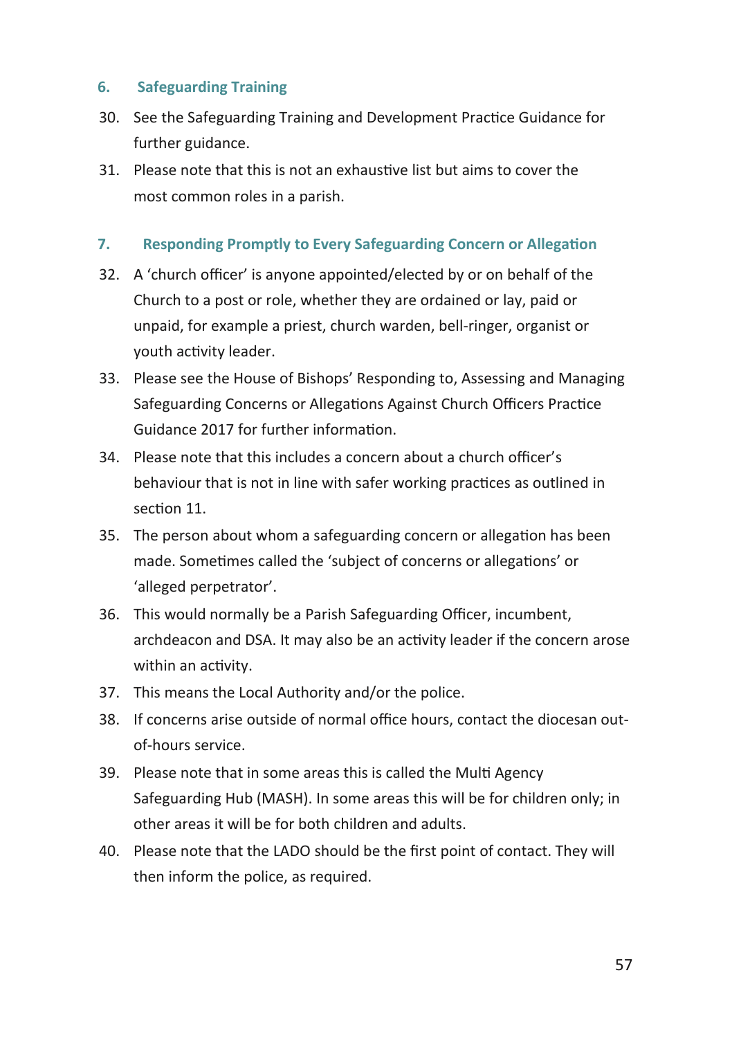## 6. Safeguarding Training

30. See the Safeguarding Training and Development Practice Guidance for further guidance.
31. Please note that this is not an exhaustive list but aims to cover the most common roles in a parish.

## 7. Responding Promptly to Every Safeguarding Concern or Allegation

32. A 'church officer' is anyone appointed/elected by or on behalf of the Church to a post or role, whether they are ordained or lay, paid or unpaid, for example a priest, church warden, bell-ringer, organist or youth activity leader.
33. Please see the House of Bishops' Responding to, Assessing and Managing Safeguarding Concerns or Allegations Against Church Officers Practice Guidance 2017 for further information.
34. Please note that this includes a concern about a church officer's behaviour that is not in line with safer working practices as outlined in section 11.
35. The person about whom a safeguarding concern or allegation has been made. Sometimes called the 'subject of concerns or allegations' or 'alleged perpetrator'.
36. This would normally be a Parish Safeguarding Officer, incumbent, archdeacon and DSA. It may also be an activity leader if the concern arose within an activity.
37. This means the Local Authority and/or the police.
38. If concerns arise outside of normal office hours, contact the diocesan out-of-hours service.
39. Please note that in some areas this is called the Multi Agency Safeguarding Hub (MASH). In some areas this will be for children only; in other areas it will be for both children and adults.
40. Please note that the LADO should be the first point of contact. They will then inform the police, as required.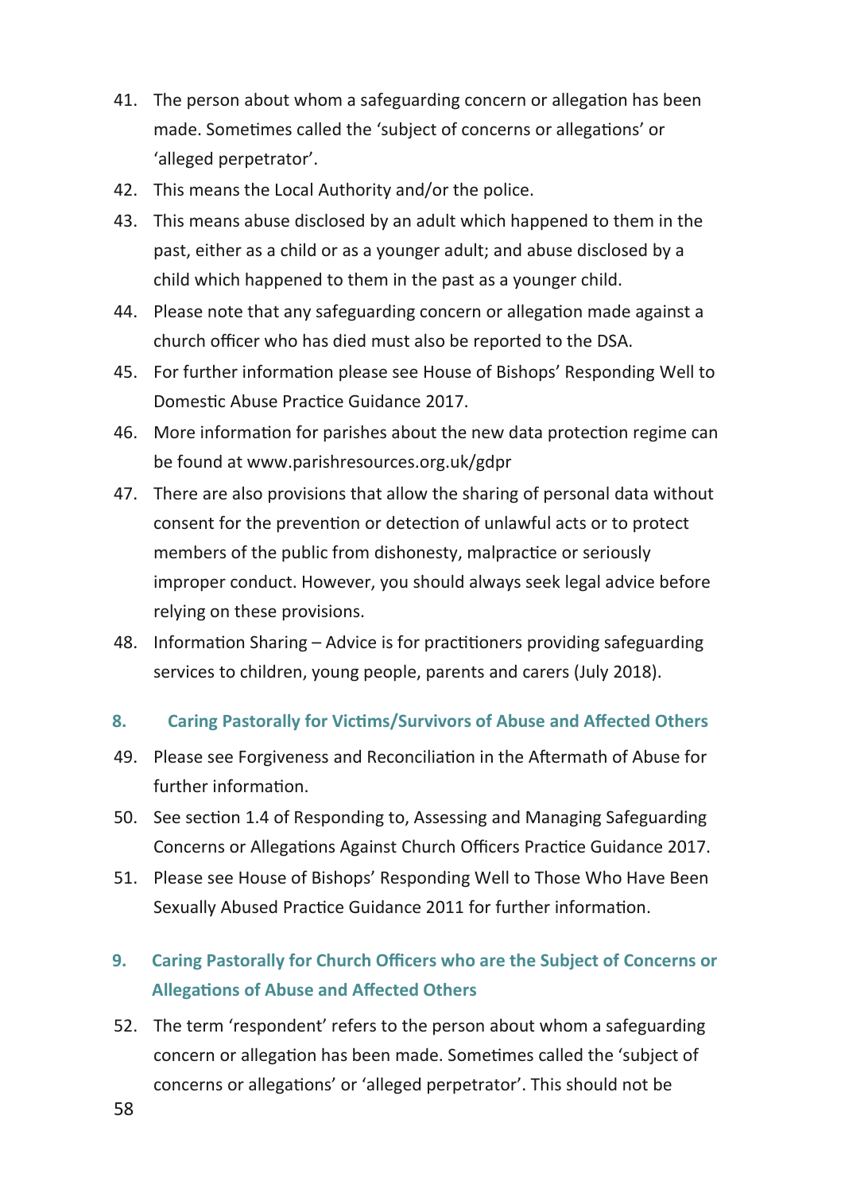41. The person about whom a safeguarding concern or allegation has been made. Sometimes called the 'subject of concerns or allegations' or 'alleged perpetrator'.
42. This means the Local Authority and/or the police.
43. This means abuse disclosed by an adult which happened to them in the past, either as a child or as a younger adult; and abuse disclosed by a child which happened to them in the past as a younger child.
44. Please note that any safeguarding concern or allegation made against a church officer who has died must also be reported to the DSA.
45. For further information please see House of Bishops' Responding Well to Domestic Abuse Practice Guidance 2017.
46. More information for parishes about the new data protection regime can be found at www.parishresources.org.uk/gdpr
47. There are also provisions that allow the sharing of personal data without consent for the prevention or detection of unlawful acts or to protect members of the public from dishonesty, malpractice or seriously improper conduct. However, you should always seek legal advice before relying on these provisions.
48. Information Sharing – Advice is for practitioners providing safeguarding services to children, young people, parents and carers (July 2018).

## 8. Caring Pastorally for Victims/Survivors of Abuse and Affected Others

49. Please see Forgiveness and Reconciliation in the Aftermath of Abuse for further information.
50. See section 1.4 of Responding to, Assessing and Managing Safeguarding Concerns or Allegations Against Church Officers Practice Guidance 2017.
51. Please see House of Bishops' Responding Well to Those Who Have Been Sexually Abused Practice Guidance 2011 for further information.

## 9. Caring Pastorally for Church Officers who are the Subject of Concerns or Allegations of Abuse and Affected Others

52. The term 'respondent' refers to the person about whom a safeguarding concern or allegation has been made. Sometimes called the 'subject of concerns or allegations' or 'alleged perpetrator'. This should not be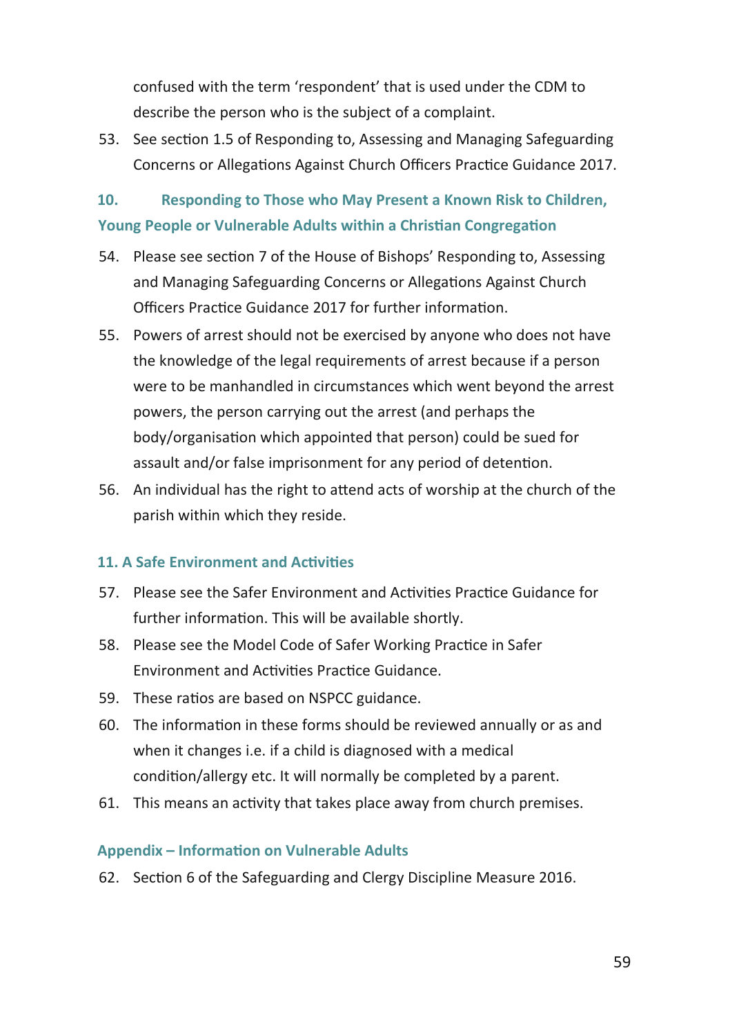confused with the term 'respondent' that is used under the CDM to describe the person who is the subject of a complaint.

53. See section 1.5 of Responding to, Assessing and Managing Safeguarding Concerns or Allegations Against Church Officers Practice Guidance 2017.

## 10. Responding to Those who May Present a Known Risk to Children, Young People or Vulnerable Adults within a Christian Congregation

54. Please see section 7 of the House of Bishops' Responding to, Assessing and Managing Safeguarding Concerns or Allegations Against Church Officers Practice Guidance 2017 for further information.
55. Powers of arrest should not be exercised by anyone who does not have the knowledge of the legal requirements of arrest because if a person were to be manhandled in circumstances which went beyond the arrest powers, the person carrying out the arrest (and perhaps the body/organisation which appointed that person) could be sued for assault and/or false imprisonment for any period of detention.
56. An individual has the right to attend acts of worship at the church of the parish within which they reside.

## 11. A Safe Environment and Activities

57. Please see the Safer Environment and Activities Practice Guidance for further information. This will be available shortly.
58. Please see the Model Code of Safer Working Practice in Safer Environment and Activities Practice Guidance.
59. These ratios are based on NSPCC guidance.
60. The information in these forms should be reviewed annually or as and when it changes i.e. if a child is diagnosed with a medical condition/allergy etc. It will normally be completed by a parent.
61. This means an activity that takes place away from church premises.

## Appendix – Information on Vulnerable Adults

62. Section 6 of the Safeguarding and Clergy Discipline Measure 2016.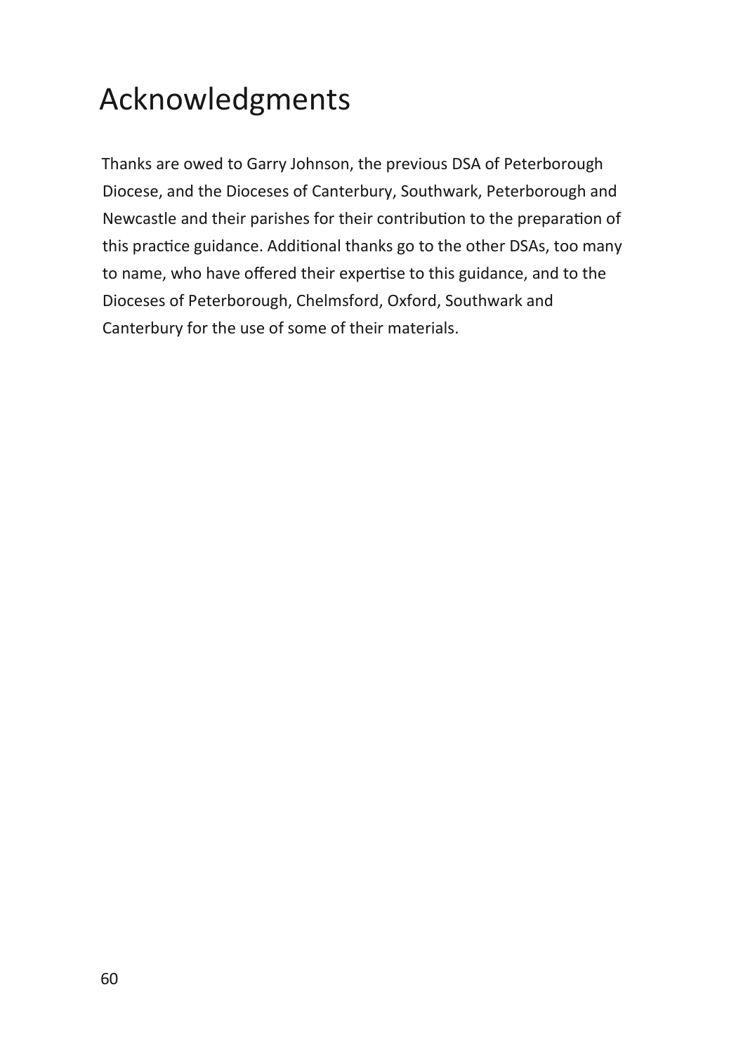# Acknowledgments

Thanks are owed to Garry Johnson, the previous DSA of Peterborough Diocese, and the Dioceses of Canterbury, Southwark, Peterborough and Newcastle and their parishes for their contribution to the preparation of this practice guidance. Additional thanks go to the other DSAs, too many to name, who have offered their expertise to this guidance, and to the Dioceses of Peterborough, Chelmsford, Oxford, Southwark and Canterbury for the use of some of their materials.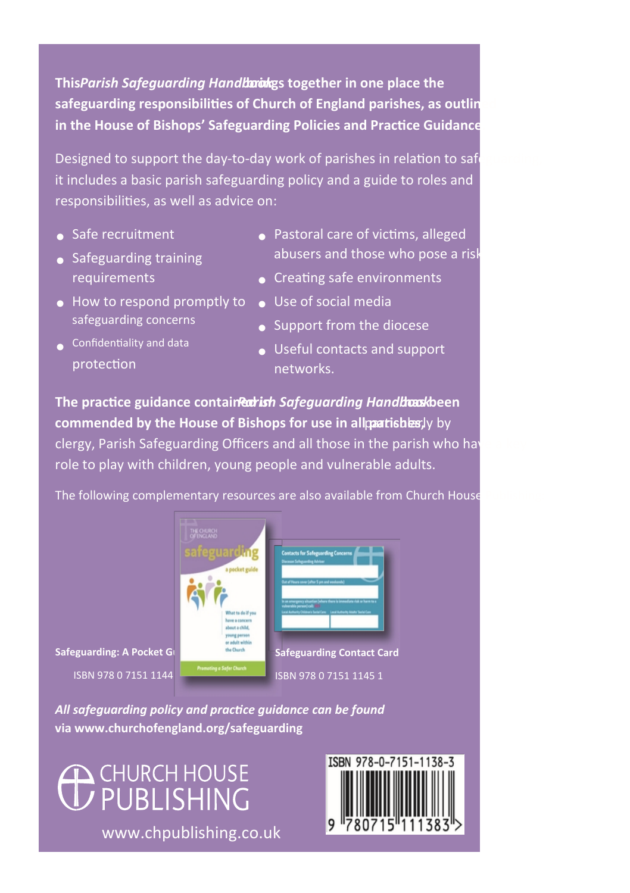**This *Parish Safeguarding Handbook* brings together in one place the safeguarding responsibilities of Church of England parishes, as outlin in the House of Bishops' Safeguarding Policies and Practice Guidance**

Designed to support the day-to-day work of parishes in relation to saf it includes a basic parish safeguarding policy and a guide to roles and responsibilities, as well as advice on:

- Safe recruitment
- Safeguarding training requirements
- How to respond promptly to safeguarding concerns
- Confidentiality and data protection
- Pastoral care of victims, alleged abusers and those who pose a risk
- Creating safe environments
- Use of social media
- Support from the diocese
- Useful contacts and support networks.

**The practice guidance contained in *Parish Safeguarding Handbook* has been commended by the House of Bishops for use in all parishes,** particularly by clergy, Parish Safeguarding Officers and all those in the parish who hav role to play with children, young people and vulnerable adults.

The following complementary resources are also available from Church House

**Safeguarding: A Pocket Gu**

ISBN 978 0 7151 1144

**Safeguarding Contact Card**

ISBN 978 0 7151 1145 1

***All safeguarding policy and practice guidance can be found* via www.churchofengland.org/safeguarding**

CHURCH HOUSE PUBLISHING

www.chpublishing.co.uk

ISBN 978-0-7151-1138-3

9 780715 111383